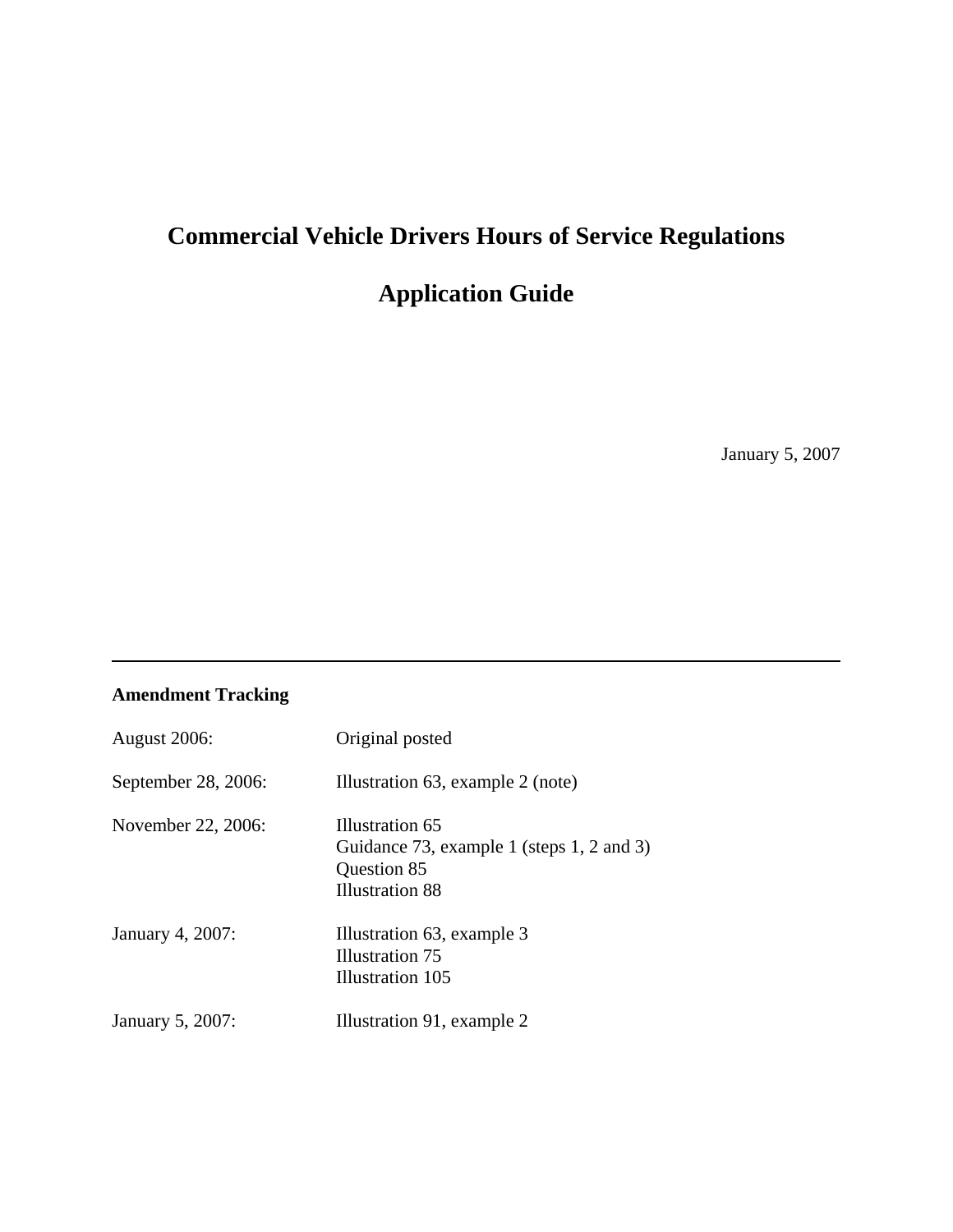# Commercial Vehicle Drivers Hours of Service Regulations

# Application Guide

January 5, 2007

---

**Amendment Tracking**

| | |
|---|---|
| August 2006: | Original posted |
| September 28, 2006: | Illustration 63, example 2 (note) |
| November 22, 2006: | Illustration 65<br>Guidance 73, example 1 (steps 1, 2 and 3)<br>Question 85<br>Illustration 88 |
| January 4, 2007: | Illustration 63, example 3<br>Illustration 75<br>Illustration 105 |
| January 5, 2007: | Illustration 91, example 2 |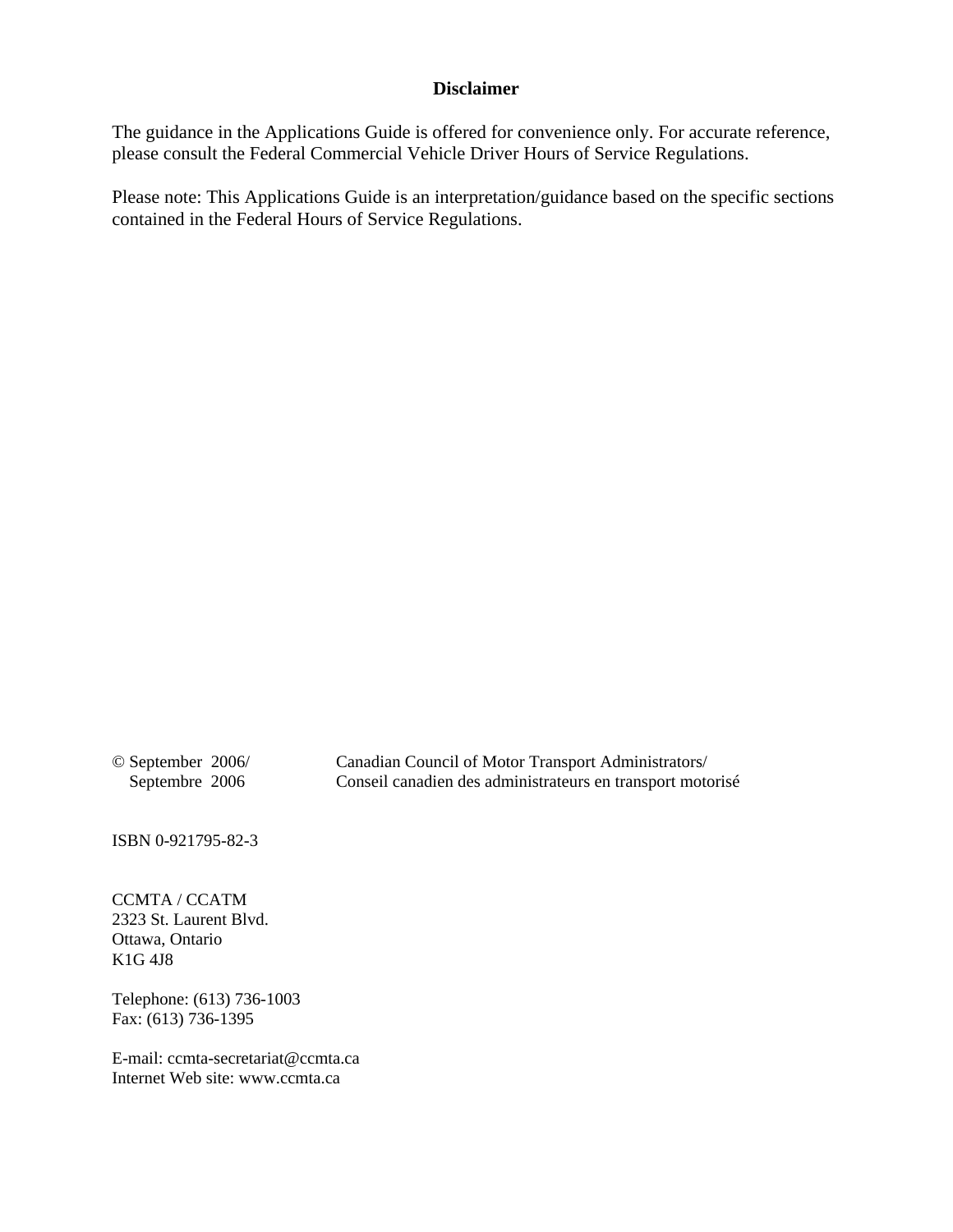**Disclaimer**

The guidance in the Applications Guide is offered for convenience only. For accurate reference, please consult the Federal Commercial Vehicle Driver Hours of Service Regulations.

Please note: This Applications Guide is an interpretation/guidance based on the specific sections contained in the Federal Hours of Service Regulations.

© September 2006/ Septembre 2006 — Canadian Council of Motor Transport Administrators/ Conseil canadien des administrateurs en transport motorisé

ISBN 0-921795-82-3

CCMTA / CCATM
2323 St. Laurent Blvd.
Ottawa, Ontario
K1G 4J8

Telephone: (613) 736-1003
Fax: (613) 736-1395

E-mail: ccmta-secretariat@ccmta.ca
Internet Web site: www.ccmta.ca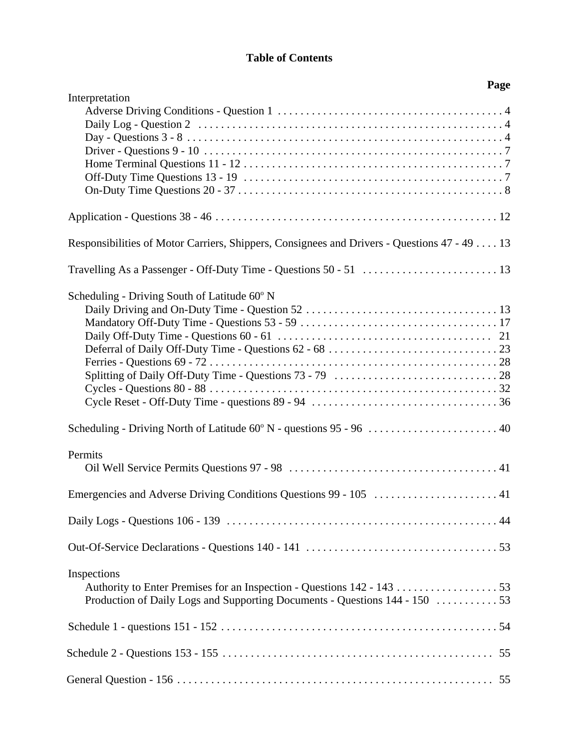# Table of Contents

| | Page |
|---|---|
| Interpretation | |
| Adverse Driving Conditions - Question 1 | 4 |
| Daily Log - Question 2 | 4 |
| Day - Questions 3 - 8 | 4 |
| Driver - Questions 9 - 10 | 7 |
| Home Terminal Questions 11 - 12 | 7 |
| Off-Duty Time Questions 13 - 19 | 7 |
| On-Duty Time Questions 20 - 37 | 8 |
| Application - Questions 38 - 46 | 12 |
| Responsibilities of Motor Carriers, Shippers, Consignees and Drivers - Questions 47 - 49 | 13 |
| Travelling As a Passenger - Off-Duty Time - Questions 50 - 51 | 13 |
| Scheduling - Driving South of Latitude 60º N | |
| Daily Driving and On-Duty Time - Question 52 | 13 |
| Mandatory Off-Duty Time - Questions 53 - 59 | 17 |
| Daily Off-Duty Time - Questions 60 - 61 | 21 |
| Deferral of Daily Off-Duty Time - Questions 62 - 68 | 23 |
| Ferries - Questions 69 - 72 | 28 |
| Splitting of Daily Off-Duty Time - Questions 73 - 79 | 28 |
| Cycles - Questions 80 - 88 | 32 |
| Cycle Reset - Off-Duty Time - questions 89 - 94 | 36 |
| Scheduling - Driving North of Latitude 60º N - questions 95 - 96 | 40 |
| Permits | |
| Oil Well Service Permits Questions 97 - 98 | 41 |
| Emergencies and Adverse Driving Conditions Questions 99 - 105 | 41 |
| Daily Logs - Questions 106 - 139 | 44 |
| Out-Of-Service Declarations - Questions 140 - 141 | 53 |
| Inspections | |
| Authority to Enter Premises for an Inspection - Questions 142 - 143 | 53 |
| Production of Daily Logs and Supporting Documents - Questions 144 - 150 | 53 |
| Schedule 1 - questions 151 - 152 | 54 |
| Schedule 2 - Questions 153 - 155 | 55 |
| General Question - 156 | 55 |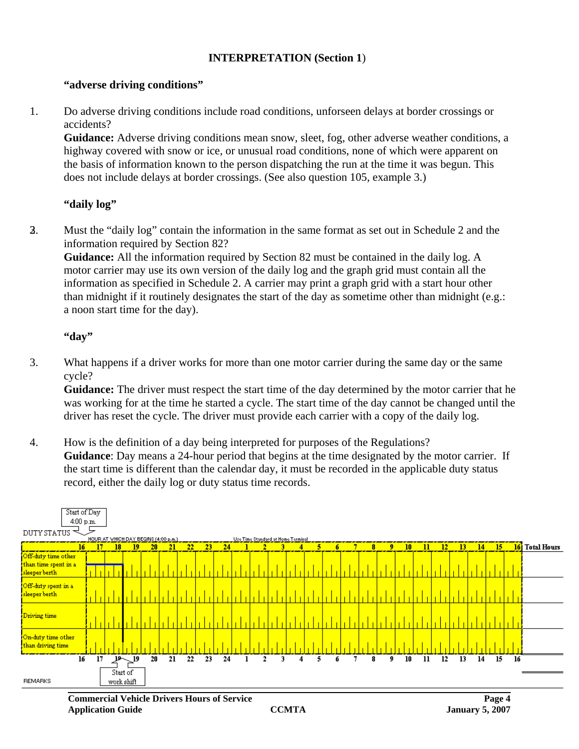## INTERPRETATION (Section 1)

### "adverse driving conditions"

1. Do adverse driving conditions include road conditions, unforseen delays at border crossings or accidents?
   **Guidance:** Adverse driving conditions mean snow, sleet, fog, other adverse weather conditions, a highway covered with snow or ice, or unusual road conditions, none of which were apparent on the basis of information known to the person dispatching the run at the time it was begun. This does not include delays at border crossings. (See also question 105, example 3.)

### "daily log"

2. Must the "daily log" contain the information in the same format as set out in Schedule 2 and the information required by Section 82?
   **Guidance:** All the information required by Section 82 must be contained in the daily log. A motor carrier may use its own version of the daily log and the graph grid must contain all the information as specified in Schedule 2. A carrier may print a graph grid with a start hour other than midnight if it routinely designates the start of the day as sometime other than midnight (e.g.: a noon start time for the day).

### "day"

3. What happens if a driver works for more than one motor carrier during the same day or the same cycle?
   **Guidance:** The driver must respect the start time of the day determined by the motor carrier that he was working for at the time he started a cycle. The start time of the day cannot be changed until the driver has reset the cycle. The driver must provide each carrier with a copy of the daily log.

4. How is the definition of a day being interpreted for purposes of the Regulations?
   **Guidance**: Day means a 24-hour period that begins at the time designated by the motor carrier. If the start time is different than the calendar day, it must be recorded in the applicable duty status record, either the daily log or duty status time records.

Start of Day 4:00 p.m.

DUTY STATUS — HOUR AT WHICH DAY BEGINS (4:00 p.m.) — Use Time Standard at Home Terminal

| DUTY STATUS | 16 | 17 | 18 | 19 | 20 | 21 | 22 | 23 | 24 | 1 | 2 | 3 | 4 | 5 | 6 | 7 | 8 | 9 | 10 | 11 | 12 | 13 | 14 | 15 | 16 | Total Hours |
|---|---|---|---|---|---|---|---|---|---|---|---|---|---|---|---|---|---|---|---|---|---|---|---|---|---|---|
| Off-duty time other than time spent in a sleeper berth | | | | | | | | | | | | | | | | | | | | | | | | | | |
| Off-duty spent in a sleeper berth | | | | | | | | | | | | | | | | | | | | | | | | | | |
| Driving time | | | | | | | | | | | | | | | | | | | | | | | | | | |
| On-duty time other than driving time | | | | | | | | | | | | | | | | | | | | | | | | | | |

Start of work shift

REMARKS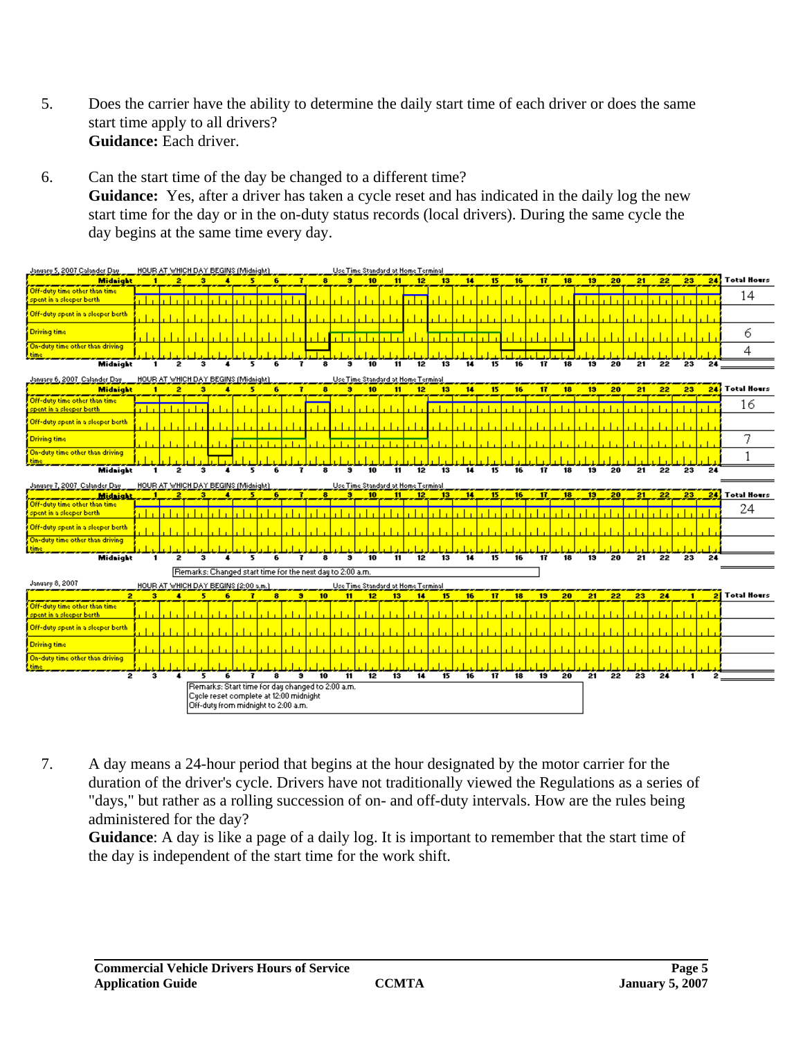5. Does the carrier have the ability to determine the daily start time of each driver or does the same start time apply to all drivers?
**Guidance:** Each driver.

6. Can the start time of the day be changed to a different time?
**Guidance:** Yes, after a driver has taken a cycle reset and has indicated in the daily log the new start time for the day or in the on-duty status records (local drivers). During the same cycle the day begins at the same time every day.

January 5, 2007 Calendar Day — HOUR AT WHICH DAY BEGINS (Midnight) — Use Time Standard at Home Terminal

| Status | Total Hours |
|---|---|
| Off-duty time other than time spent in a sleeper berth | 14 |
| Off-duty spent in a sleeper berth | |
| Driving time | 6 |
| On-duty time other than driving time | 4 |

January 6, 2007 Calendar Day — HOUR AT WHICH DAY BEGINS (Midnight) — Use Time Standard at Home Terminal

| Status | Total Hours |
|---|---|
| Off-duty time other than time spent in a sleeper berth | 16 |
| Off-duty spent in a sleeper berth | |
| Driving time | 7 |
| On-duty time other than driving time | 1 |

January 7, 2007 Calendar Day — HOUR AT WHICH DAY BEGINS (Midnight) — Use Time Standard at Home Terminal

| Status | Total Hours |
|---|---|
| Off-duty time other than time spent in a sleeper berth | 24 |
| Off-duty spent in a sleeper berth | |
| On-duty time other than driving time | |

Remarks: Changed start time for the next day to 2:00 a.m.

January 8, 2007 — HOUR AT WHICH DAY BEGINS (2:00 a.m.) — Use Time Standard at Home Terminal

| Status | Total Hours |
|---|---|
| Off-duty time other than time spent in a sleeper berth | |
| Off-duty spent in a sleeper berth | |
| Driving time | |
| On-duty time other than driving time | |

Remarks: Start time for day changed to 2:00 a.m.
Cycle reset complete at 12:00 midnight
Off-duty from midnight to 2:00 a.m.

7. A day means a 24-hour period that begins at the hour designated by the motor carrier for the duration of the driver's cycle. Drivers have not traditionally viewed the Regulations as a series of "days," but rather as a rolling succession of on- and off-duty intervals. How are the rules being administered for the day?
**Guidance**: A day is like a page of a daily log. It is important to remember that the start time of the day is independent of the start time for the work shift.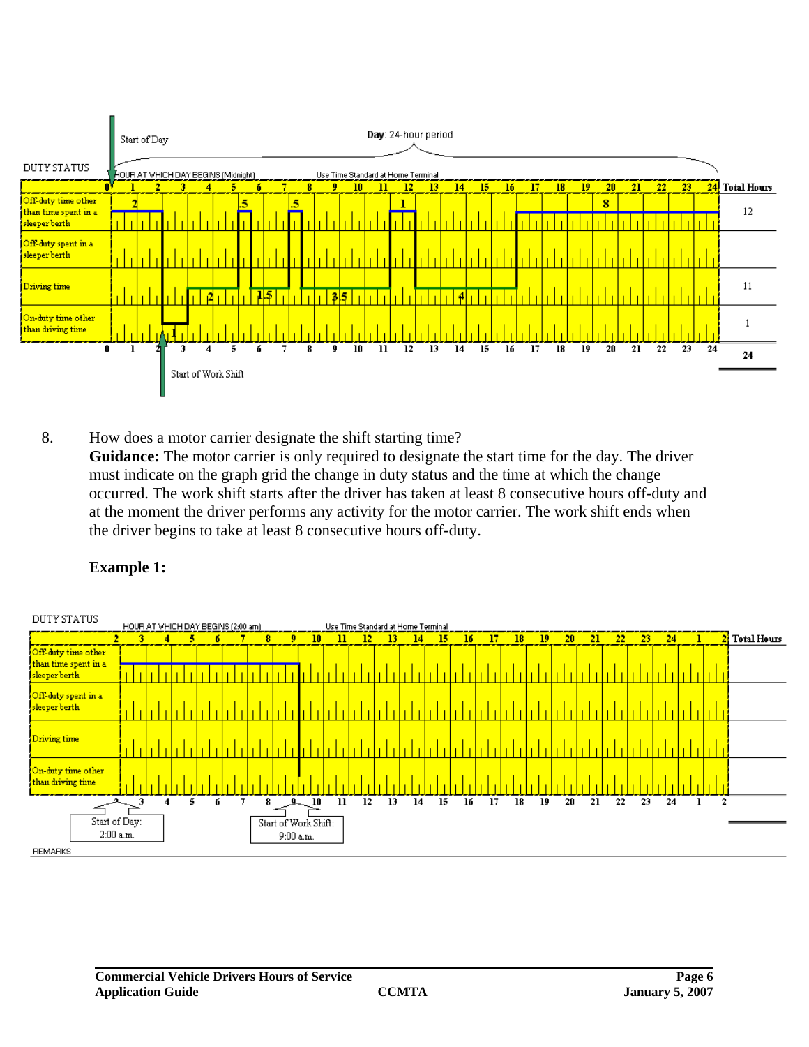DUTY STATUS

Start of Day

**Day**: 24-hour period

HOUR AT WHICH DAY BEGINS (Midnight)

Use Time Standard at Home Terminal

| | 0 1 2 3 4 5 6 7 8 9 10 11 12 13 14 15 16 17 18 19 20 21 22 23 24 | Total Hours |
|---|---|---|
| Off-duty time other than time spent in a sleeper berth | 2 .5 .5 1 8 | 12 |
| Off-duty spent in a sleeper berth | | |
| Driving time | 2 1.5 3.5 4 | 11 |
| On-duty time other than driving time | 1 | 1 |
| | | 24 |

Start of Work Shift

8. How does a motor carrier designate the shift starting time?
**Guidance:** The motor carrier is only required to designate the start time for the day. The driver must indicate on the graph grid the change in duty status and the time at which the change occurred. The work shift starts after the driver has taken at least 8 consecutive hours off-duty and at the moment the driver performs any activity for the motor carrier. The work shift ends when the driver begins to take at least 8 consecutive hours off-duty.

**Example 1:**

DUTY STATUS

HOUR AT WHICH DAY BEGINS (2:00 am)

Use Time Standard at Home Terminal

| | 2 3 4 5 6 7 8 9 10 11 12 13 14 15 16 17 18 19 20 21 22 23 24 1 2 | Total Hours |
|---|---|---|
| Off-duty time other than time spent in a sleeper berth | | |
| Off-duty spent in a sleeper berth | | |
| Driving time | | |
| On-duty time other than driving time | | |

Start of Day: 2:00 a.m.

Start of Work Shift: 9:00 a.m.

REMARKS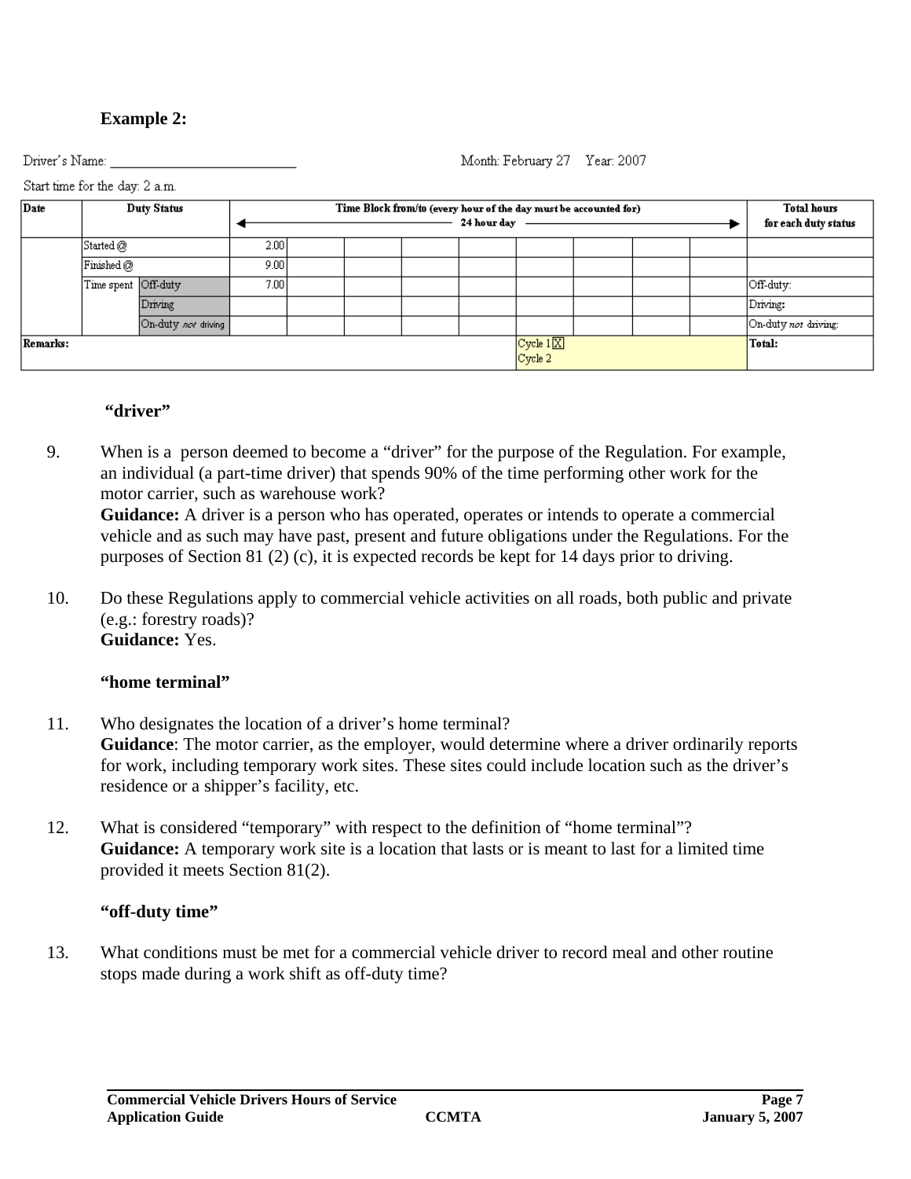**Example 2:**

Driver's Name: \_\_\_\_\_\_\_\_\_\_\_\_\_\_\_\_\_\_\_\_\_\_\_\_\_ Month: February 27 Year: 2007

Start time for the day: 2 a.m.

| Date | Duty Status | | Time Block from/to (every hour of the day must be accounted for) ← 24 hour day → | | | | | | | | | Total hours for each duty status |
|---|---|---|---|---|---|---|---|---|---|---|---|---|
| | Started @ | | 2.00 | | | | | | | | | |
| | Finished @ | | 9.00 | | | | | | | | | |
| | Time spent | Off-duty | 7.00 | | | | | | | | | Off-duty: |
| | | Driving | | | | | | | | | | Driving: |
| | | On-duty *not* driving | | | | | | | | | | On-duty *not* driving: |
| Remarks: | | | | | | | | Cycle 1 ☒ Cycle 2 | | | | Total: |

**"driver"**

9. When is a person deemed to become a "driver" for the purpose of the Regulation. For example, an individual (a part-time driver) that spends 90% of the time performing other work for the motor carrier, such as warehouse work?
**Guidance:** A driver is a person who has operated, operates or intends to operate a commercial vehicle and as such may have past, present and future obligations under the Regulations. For the purposes of Section 81 (2) (c), it is expected records be kept for 14 days prior to driving.

10. Do these Regulations apply to commercial vehicle activities on all roads, both public and private (e.g.: forestry roads)?
**Guidance:** Yes.

**"home terminal"**

11. Who designates the location of a driver's home terminal?
**Guidance**: The motor carrier, as the employer, would determine where a driver ordinarily reports for work, including temporary work sites. These sites could include location such as the driver's residence or a shipper's facility, etc.

12. What is considered "temporary" with respect to the definition of "home terminal"?
**Guidance:** A temporary work site is a location that lasts or is meant to last for a limited time provided it meets Section 81(2).

**"off-duty time"**

13. What conditions must be met for a commercial vehicle driver to record meal and other routine stops made during a work shift as off-duty time?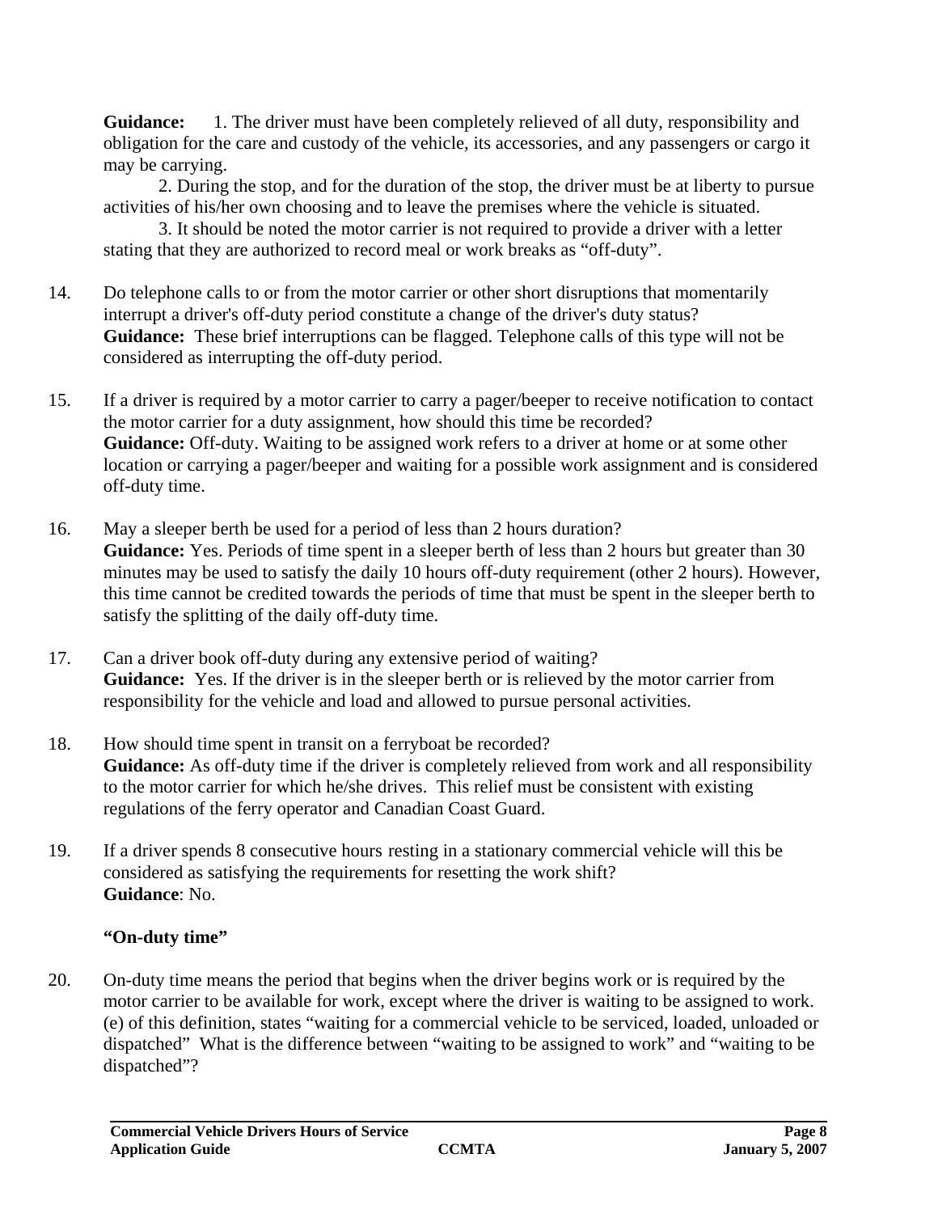**Guidance:** 1. The driver must have been completely relieved of all duty, responsibility and obligation for the care and custody of the vehicle, its accessories, and any passengers or cargo it may be carrying.

2. During the stop, and for the duration of the stop, the driver must be at liberty to pursue activities of his/her own choosing and to leave the premises where the vehicle is situated.

3. It should be noted the motor carrier is not required to provide a driver with a letter stating that they are authorized to record meal or work breaks as "off-duty".

14. Do telephone calls to or from the motor carrier or other short disruptions that momentarily interrupt a driver's off-duty period constitute a change of the driver's duty status?
**Guidance:** These brief interruptions can be flagged. Telephone calls of this type will not be considered as interrupting the off-duty period.

15. If a driver is required by a motor carrier to carry a pager/beeper to receive notification to contact the motor carrier for a duty assignment, how should this time be recorded?
**Guidance:** Off-duty. Waiting to be assigned work refers to a driver at home or at some other location or carrying a pager/beeper and waiting for a possible work assignment and is considered off-duty time.

16. May a sleeper berth be used for a period of less than 2 hours duration?
**Guidance:** Yes. Periods of time spent in a sleeper berth of less than 2 hours but greater than 30 minutes may be used to satisfy the daily 10 hours off-duty requirement (other 2 hours). However, this time cannot be credited towards the periods of time that must be spent in the sleeper berth to satisfy the splitting of the daily off-duty time.

17. Can a driver book off-duty during any extensive period of waiting?
**Guidance:** Yes. If the driver is in the sleeper berth or is relieved by the motor carrier from responsibility for the vehicle and load and allowed to pursue personal activities.

18. How should time spent in transit on a ferryboat be recorded?
**Guidance:** As off-duty time if the driver is completely relieved from work and all responsibility to the motor carrier for which he/she drives. This relief must be consistent with existing regulations of the ferry operator and Canadian Coast Guard.

19. If a driver spends 8 consecutive hours resting in a stationary commercial vehicle will this be considered as satisfying the requirements for resetting the work shift?
**Guidance**: No.

### "On-duty time"

20. On-duty time means the period that begins when the driver begins work or is required by the motor carrier to be available for work, except where the driver is waiting to be assigned to work. (e) of this definition, states "waiting for a commercial vehicle to be serviced, loaded, unloaded or dispatched" What is the difference between "waiting to be assigned to work" and "waiting to be dispatched"?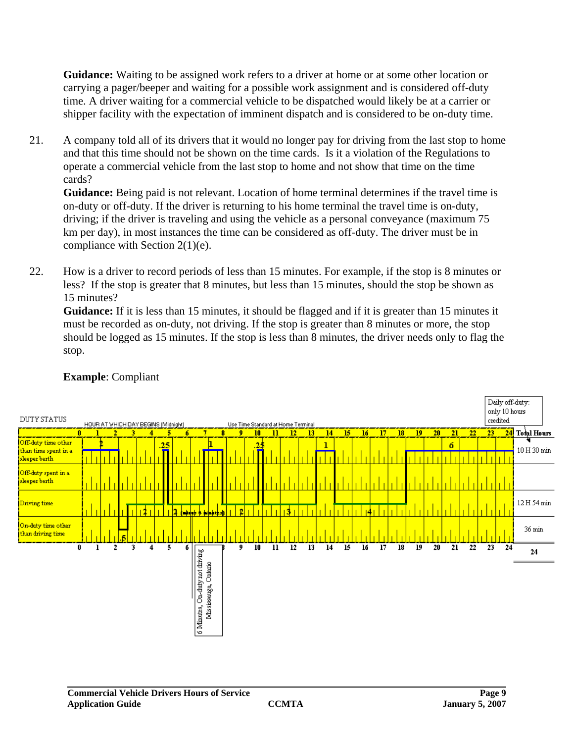**Guidance:** Waiting to be assigned work refers to a driver at home or at some other location or carrying a pager/beeper and waiting for a possible work assignment and is considered off-duty time. A driver waiting for a commercial vehicle to be dispatched would likely be at a carrier or shipper facility with the expectation of imminent dispatch and is considered to be on-duty time.

21. A company told all of its drivers that it would no longer pay for driving from the last stop to home and that this time should not be shown on the time cards. Is it a violation of the Regulations to operate a commercial vehicle from the last stop to home and not show that time on the time cards?

    **Guidance:** Being paid is not relevant. Location of home terminal determines if the travel time is on-duty or off-duty. If the driver is returning to his home terminal the travel time is on-duty, driving; if the driver is traveling and using the vehicle as a personal conveyance (maximum 75 km per day), in most instances the time can be considered as off-duty. The driver must be in compliance with Section 2(1)(e).

22. How is a driver to record periods of less than 15 minutes. For example, if the stop is 8 minutes or less? If the stop is greater that 8 minutes, but less than 15 minutes, should the stop be shown as 15 minutes?

    **Guidance:** If it is less than 15 minutes, it should be flagged and if it is greater than 15 minutes it must be recorded as on-duty, not driving. If the stop is greater than 8 minutes or more, the stop should be logged as 15 minutes. If the stop is less than 8 minutes, the driver needs only to flag the stop.

**Example**: Compliant

DUTY STATUS — HOUR AT WHICH DAY BEGINS (Midnight) — Use Time Standard at Home Terminal

Daily off-duty: only 10 hours credited

| Duty Status | Total Hours |
|---|---|
| Off-duty time other than time spent in a sleeper berth | 10 H 30 min |
| Off-duty spent in a sleeper berth | |
| Driving time | 12 H 54 min |
| On-duty time other than driving time | 36 min |
| | 24 |

Driving time segment annotation: 2 (minus 6 minutes)

6 Minutes, On-duty not driving, Mississauga, Ontario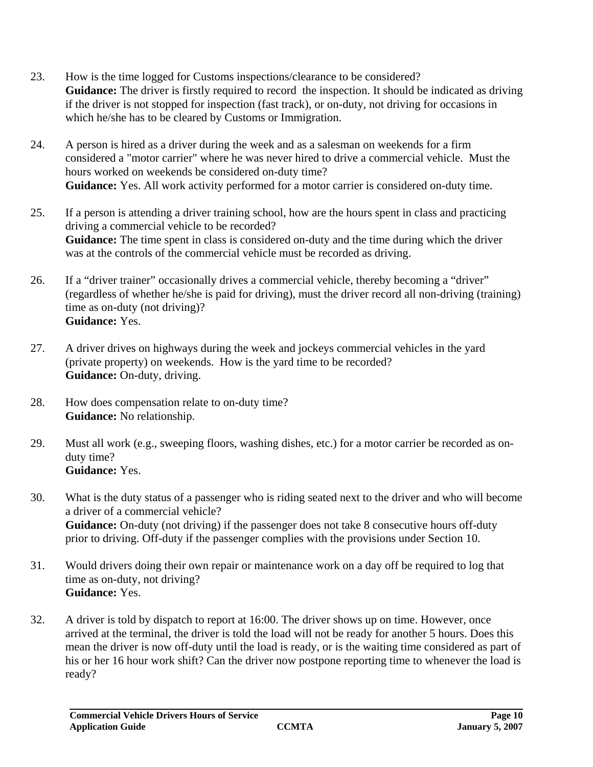23. How is the time logged for Customs inspections/clearance to be considered?
    **Guidance:** The driver is firstly required to record the inspection. It should be indicated as driving if the driver is not stopped for inspection (fast track), or on-duty, not driving for occasions in which he/she has to be cleared by Customs or Immigration.

24. A person is hired as a driver during the week and as a salesman on weekends for a firm considered a "motor carrier" where he was never hired to drive a commercial vehicle. Must the hours worked on weekends be considered on-duty time?
    **Guidance:** Yes. All work activity performed for a motor carrier is considered on-duty time.

25. If a person is attending a driver training school, how are the hours spent in class and practicing driving a commercial vehicle to be recorded?
    **Guidance:** The time spent in class is considered on-duty and the time during which the driver was at the controls of the commercial vehicle must be recorded as driving.

26. If a "driver trainer" occasionally drives a commercial vehicle, thereby becoming a "driver" (regardless of whether he/she is paid for driving), must the driver record all non-driving (training) time as on-duty (not driving)?
    **Guidance:** Yes.

27. A driver drives on highways during the week and jockeys commercial vehicles in the yard (private property) on weekends. How is the yard time to be recorded?
    **Guidance:** On-duty, driving.

28. How does compensation relate to on-duty time?
    **Guidance:** No relationship.

29. Must all work (e.g., sweeping floors, washing dishes, etc.) for a motor carrier be recorded as on-duty time?
    **Guidance:** Yes.

30. What is the duty status of a passenger who is riding seated next to the driver and who will become a driver of a commercial vehicle?
    **Guidance:** On-duty (not driving) if the passenger does not take 8 consecutive hours off-duty prior to driving. Off-duty if the passenger complies with the provisions under Section 10.

31. Would drivers doing their own repair or maintenance work on a day off be required to log that time as on-duty, not driving?
    **Guidance:** Yes.

32. A driver is told by dispatch to report at 16:00. The driver shows up on time. However, once arrived at the terminal, the driver is told the load will not be ready for another 5 hours. Does this mean the driver is now off-duty until the load is ready, or is the waiting time considered as part of his or her 16 hour work shift? Can the driver now postpone reporting time to whenever the load is ready?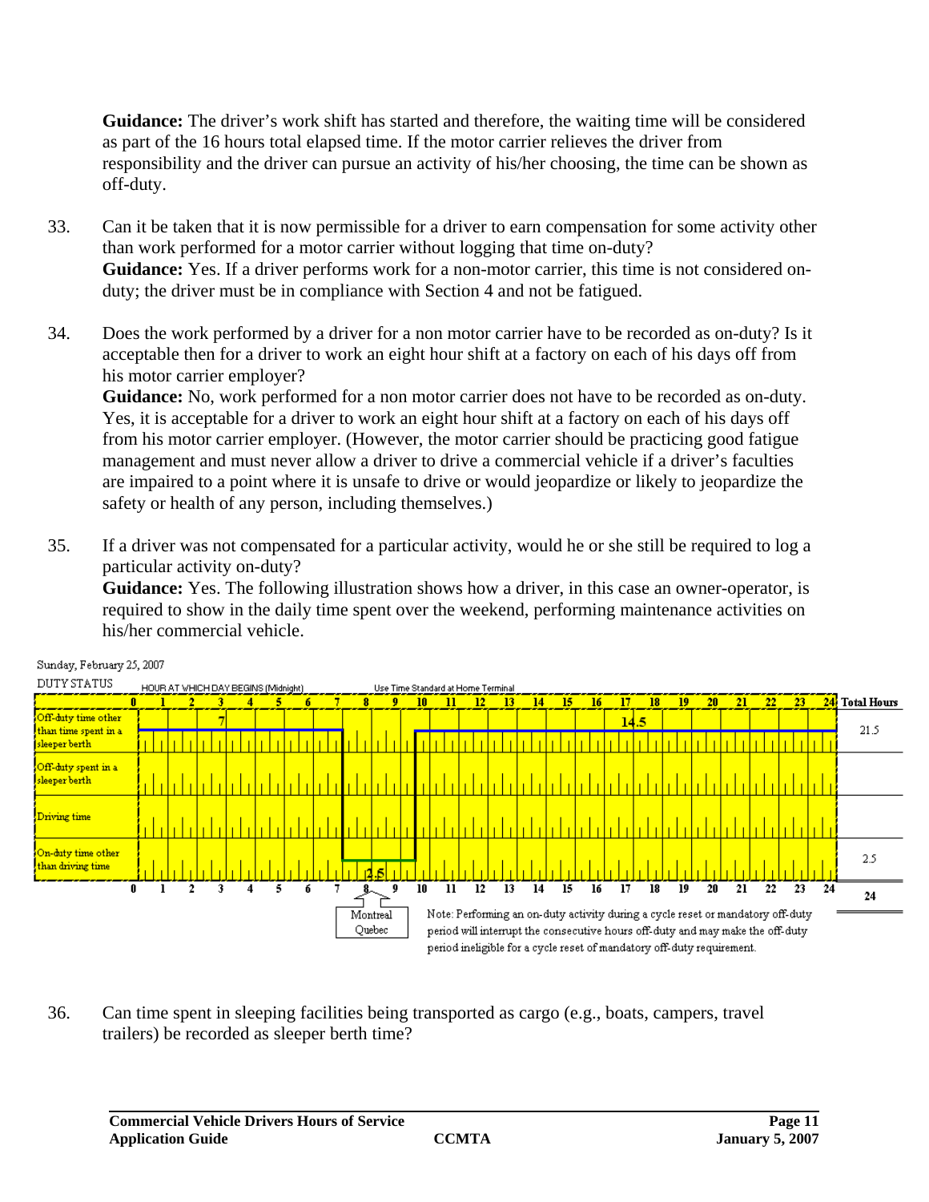**Guidance:** The driver's work shift has started and therefore, the waiting time will be considered as part of the 16 hours total elapsed time. If the motor carrier relieves the driver from responsibility and the driver can pursue an activity of his/her choosing, the time can be shown as off-duty.

33. Can it be taken that it is now permissible for a driver to earn compensation for some activity other than work performed for a motor carrier without logging that time on-duty?
**Guidance:** Yes. If a driver performs work for a non-motor carrier, this time is not considered on-duty; the driver must be in compliance with Section 4 and not be fatigued.

34. Does the work performed by a driver for a non motor carrier have to be recorded as on-duty? Is it acceptable then for a driver to work an eight hour shift at a factory on each of his days off from his motor carrier employer?
**Guidance:** No, work performed for a non motor carrier does not have to be recorded as on-duty. Yes, it is acceptable for a driver to work an eight hour shift at a factory on each of his days off from his motor carrier employer. (However, the motor carrier should be practicing good fatigue management and must never allow a driver to drive a commercial vehicle if a driver's faculties are impaired to a point where it is unsafe to drive or would jeopardize or likely to jeopardize the safety or health of any person, including themselves.)

35. If a driver was not compensated for a particular activity, would he or she still be required to log a particular activity on-duty?
**Guidance:** Yes. The following illustration shows how a driver, in this case an owner-operator, is required to show in the daily time spent over the weekend, performing maintenance activities on his/her commercial vehicle.

Sunday, February 25, 2007

DUTY STATUS — HOUR AT WHICH DAY BEGINS (Midnight) — Use Time Standard at Home Terminal

| Duty Status | Periods | Total Hours |
|---|---|---|
| Off-duty time other than time spent in a sleeper berth | 0–7 (7); 9.5–24 (14.5) | 21.5 |
| Off-duty spent in a sleeper berth | | |
| Driving time | | |
| On-duty time other than driving time | 7–9.5 (2.5) — Montreal Quebec | 2.5 |
| | | 24 |

Note: Performing an on-duty activity during a cycle reset or mandatory off-duty period will interrupt the consecutive hours off-duty and may make the off-duty period ineligible for a cycle reset of mandatory off-duty requirement.

36. Can time spent in sleeping facilities being transported as cargo (e.g., boats, campers, travel trailers) be recorded as sleeper berth time?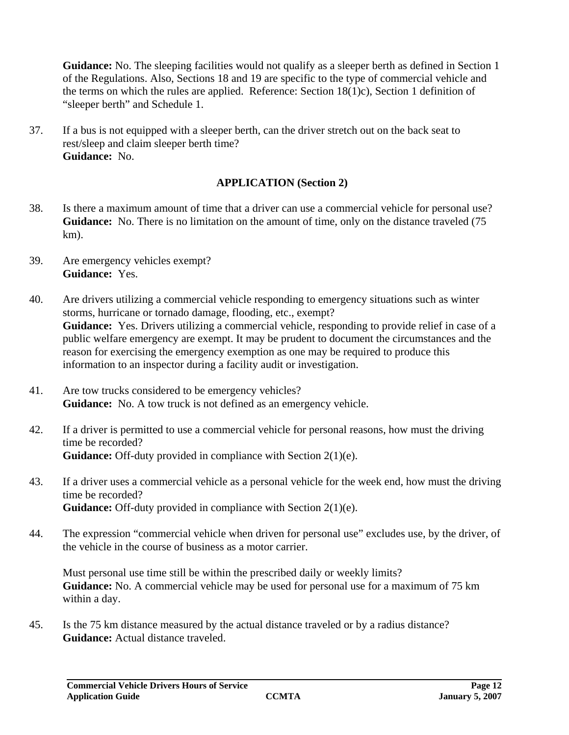**Guidance:** No. The sleeping facilities would not qualify as a sleeper berth as defined in Section 1 of the Regulations. Also, Sections 18 and 19 are specific to the type of commercial vehicle and the terms on which the rules are applied. Reference: Section 18(1)c), Section 1 definition of "sleeper berth" and Schedule 1.

37. If a bus is not equipped with a sleeper berth, can the driver stretch out on the back seat to rest/sleep and claim sleeper berth time?
**Guidance:** No.

## APPLICATION (Section 2)

38. Is there a maximum amount of time that a driver can use a commercial vehicle for personal use?
**Guidance:** No. There is no limitation on the amount of time, only on the distance traveled (75 km).

39. Are emergency vehicles exempt?
**Guidance:** Yes.

40. Are drivers utilizing a commercial vehicle responding to emergency situations such as winter storms, hurricane or tornado damage, flooding, etc., exempt?
**Guidance:** Yes. Drivers utilizing a commercial vehicle, responding to provide relief in case of a public welfare emergency are exempt. It may be prudent to document the circumstances and the reason for exercising the emergency exemption as one may be required to produce this information to an inspector during a facility audit or investigation.

41. Are tow trucks considered to be emergency vehicles?
**Guidance:** No. A tow truck is not defined as an emergency vehicle.

42. If a driver is permitted to use a commercial vehicle for personal reasons, how must the driving time be recorded?
**Guidance:** Off-duty provided in compliance with Section 2(1)(e).

43. If a driver uses a commercial vehicle as a personal vehicle for the week end, how must the driving time be recorded?
**Guidance:** Off-duty provided in compliance with Section 2(1)(e).

44. The expression "commercial vehicle when driven for personal use" excludes use, by the driver, of the vehicle in the course of business as a motor carrier.

    Must personal use time still be within the prescribed daily or weekly limits?
    **Guidance:** No. A commercial vehicle may be used for personal use for a maximum of 75 km within a day.

45. Is the 75 km distance measured by the actual distance traveled or by a radius distance?
**Guidance:** Actual distance traveled.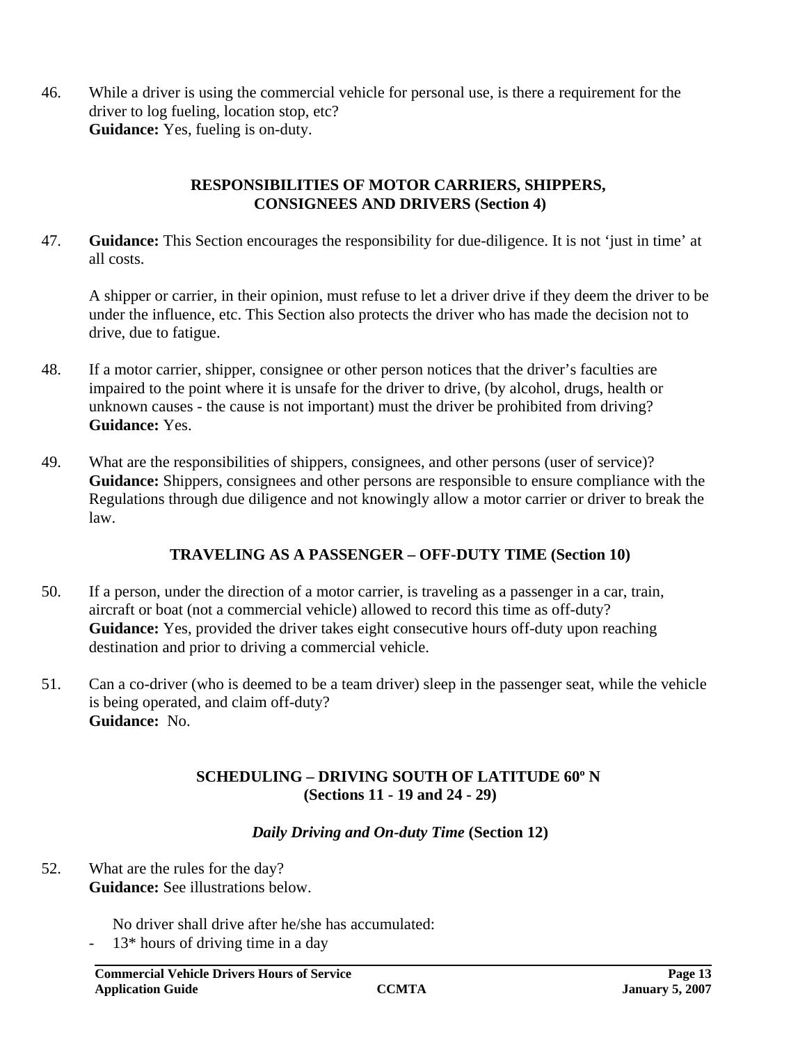46. While a driver is using the commercial vehicle for personal use, is there a requirement for the driver to log fueling, location stop, etc?
**Guidance:** Yes, fueling is on-duty.

### RESPONSIBILITIES OF MOTOR CARRIERS, SHIPPERS, CONSIGNEES AND DRIVERS (Section 4)

47. **Guidance:** This Section encourages the responsibility for due-diligence. It is not 'just in time' at all costs.

    A shipper or carrier, in their opinion, must refuse to let a driver drive if they deem the driver to be under the influence, etc. This Section also protects the driver who has made the decision not to drive, due to fatigue.

48. If a motor carrier, shipper, consignee or other person notices that the driver's faculties are impaired to the point where it is unsafe for the driver to drive, (by alcohol, drugs, health or unknown causes - the cause is not important) must the driver be prohibited from driving?
**Guidance:** Yes.

49. What are the responsibilities of shippers, consignees, and other persons (user of service)?
**Guidance:** Shippers, consignees and other persons are responsible to ensure compliance with the Regulations through due diligence and not knowingly allow a motor carrier or driver to break the law.

### TRAVELING AS A PASSENGER – OFF-DUTY TIME (Section 10)

50. If a person, under the direction of a motor carrier, is traveling as a passenger in a car, train, aircraft or boat (not a commercial vehicle) allowed to record this time as off-duty?
**Guidance:** Yes, provided the driver takes eight consecutive hours off-duty upon reaching destination and prior to driving a commercial vehicle.

51. Can a co-driver (who is deemed to be a team driver) sleep in the passenger seat, while the vehicle is being operated, and claim off-duty?
**Guidance:** No.

### SCHEDULING – DRIVING SOUTH OF LATITUDE 60º N (Sections 11 - 19 and 24 - 29)

#### *Daily Driving and On-duty Time* (Section 12)

52. What are the rules for the day?
**Guidance:** See illustrations below.

    No driver shall drive after he/she has accumulated:

- 13* hours of driving time in a day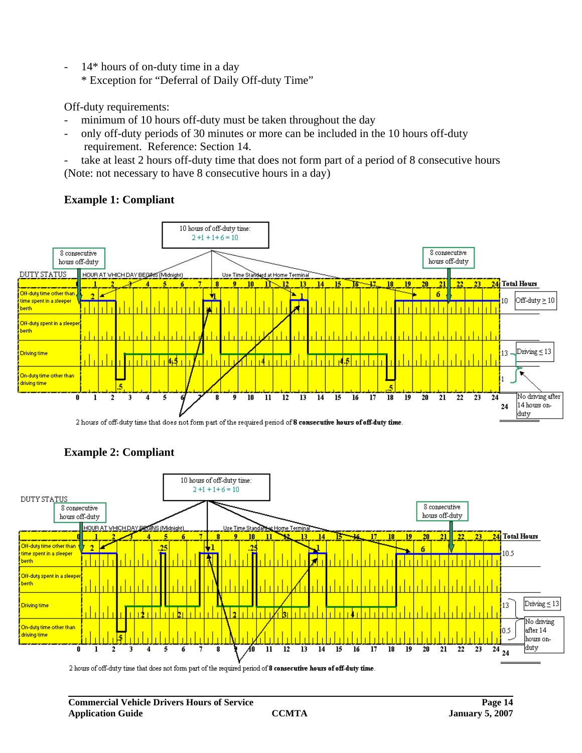- 14* hours of on-duty time in a day
  * Exception for "Deferral of Daily Off-duty Time"

Off-duty requirements:

- minimum of 10 hours off-duty must be taken throughout the day
- only off-duty periods of 30 minutes or more can be included in the 10 hours off-duty requirement. Reference: Section 14.
- take at least 2 hours off-duty time that does not form part of a period of 8 consecutive hours

(Note: not necessary to have 8 consecutive hours in a day)

## Example 1: Compliant

10 hours of off-duty time: 2 +1 +1+6 = 10

8 consecutive hours off-duty

DUTY STATUS — HOUR AT WHICH DAY BEGINS (Midnight) — Use Time Standard at Home Terminal

| Duty status | Periods | Total Hours |
|---|---|---|
| Off-duty time other than time spent in a sleeper berth | 2, 1, 1, 6 | 10 (Off-duty ≥ 10) |
| Off-duty spent in a sleeper berth | | |
| Driving time | 4.5, 4, 4.5 | 13 (Driving ≤ 13) |
| On-duty time other than driving time | .5, .5 | 1 |
| | | 24 |

No driving after 14 hours on-duty

2 hours of off-duty time that does not form part of the required period of **8 consecutive hours of off-duty time**.

## Example 2: Compliant

10 hours of off-duty time: 2 +1 +1+6 = 10

8 consecutive hours off-duty

DUTY STATUS — HOUR AT WHICH DAY BEGINS (Midnight) — Use Time Standard at Home Terminal

| Duty status | Periods | Total Hours |
|---|---|---|
| Off-duty time other than time spent in a sleeper berth | 2, .25, 1, .25, 1, 6 | 10.5 |
| Off-duty spent in a sleeper berth | | |
| Driving time | 2, 2, 2, 3, 4 | 13 (Driving ≤ 13) |
| On-duty time other than driving time | .5 | 0.5 |
| | | 24 |

No driving after 14 hours on-duty

2 hours of off-duty time that does not form part of the required period of **8 consecutive hours of off-duty time**.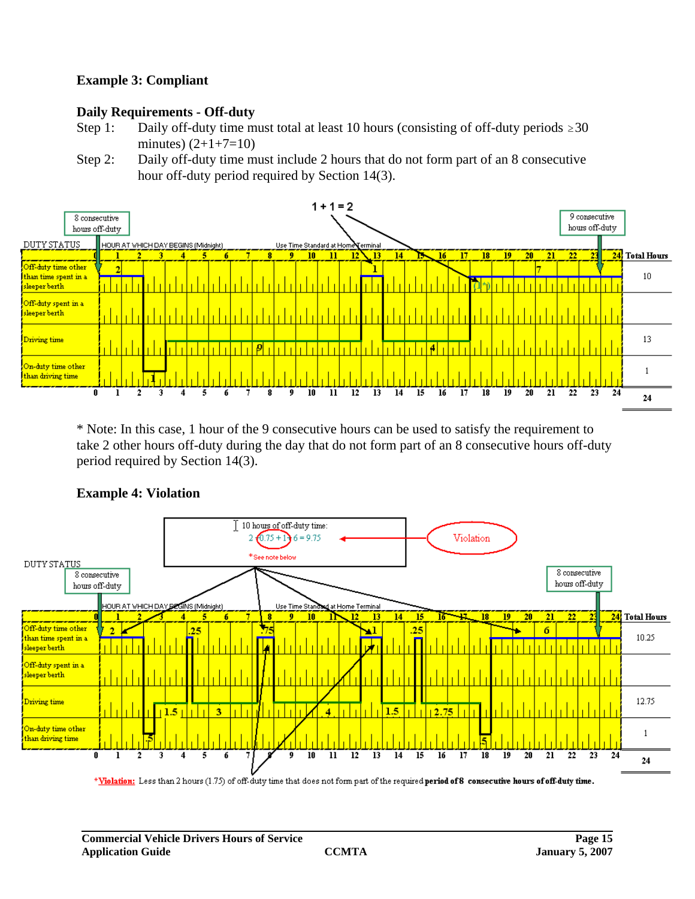### Example 3: Compliant

**Daily Requirements - Off-duty**

Step 1: Daily off-duty time must total at least 10 hours (consisting of off-duty periods ≥30 minutes) (2+1+7=10)

Step 2: Daily off-duty time must include 2 hours that do not form part of an 8 consecutive hour off-duty period required by Section 14(3).

1 + 1 = 2

8 consecutive hours off-duty

9 consecutive hours off-duty

DUTY STATUS — HOUR AT WHICH DAY BEGINS (Midnight) — Use Time Standard at Home Terminal

| Duty Status | Periods | Total Hours |
|---|---|---|
| Off-duty time other than time spent in a sleeper berth | 2, 1, 7 (1*) | 10 |
| Off-duty spent in a sleeper berth | | |
| Driving time | 9, 4 | 13 |
| On-duty time other than driving time | 1 | 1 |
| | | 24 |

\* Note: In this case, 1 hour of the 9 consecutive hours can be used to satisfy the requirement to take 2 other hours off-duty during the day that do not form part of an 8 consecutive hours off-duty period required by Section 14(3).

### Example 4: Violation

10 hours of off-duty time:
2 + 0.75 + 1 + 6 = 9.75
*See note below

Violation

8 consecutive hours off-duty

8 consecutive hours off-duty

DUTY STATUS — HOUR AT WHICH DAY BEGINS (Midnight) — Use Time Standard at Home Terminal

| Duty Status | Periods | Total Hours |
|---|---|---|
| Off-duty time other than time spent in a sleeper berth | 2, .25, .75, 1, .25, 6 | 10.25 |
| Off-duty spent in a sleeper berth | | |
| Driving time | 1.5, 3, 4, 1.5, 2.75 | 12.75 |
| On-duty time other than driving time | .5, .5 | 1 |
| | | 24 |

*Violation: Less than 2 hours (1.75) of off-duty time that does not form part of the required **period of 8 consecutive hours of off-duty time.**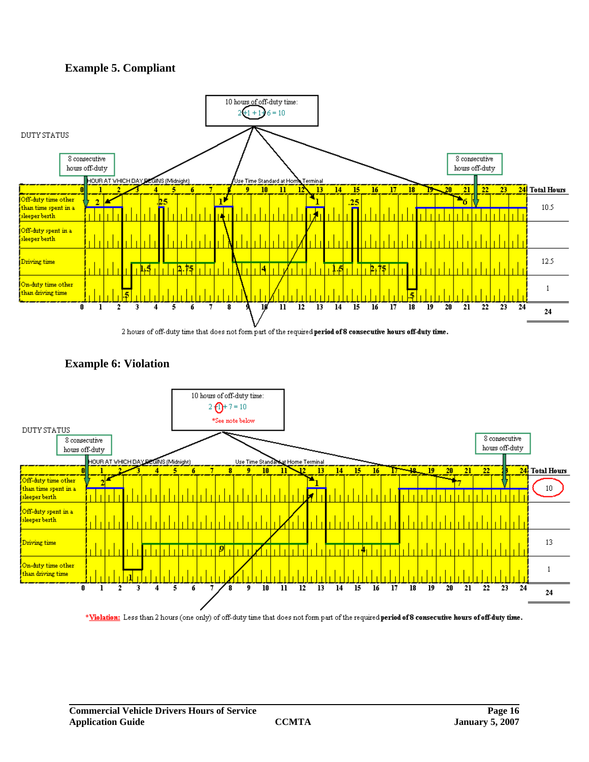## Example 5. Compliant

10 hours of off-duty time:
2+1 + 1+6 = 10

DUTY STATUS

8 consecutive hours off-duty

8 consecutive hours off-duty

HOUR AT WHICH DAY BEGINS (Midnight)

Use Time Standard at Home Terminal

| Duty status | Total Hours |
|---|---|
| Off-duty time other than time spent in a sleeper berth | 10.5 |
| Off-duty spent in a sleeper berth | |
| Driving time | 12.5 |
| On-duty time other than driving time | 1 |
| | 24 |

2 hours of off-duty time that does not form part of the required **period of 8 consecutive hours off-duty time.**

## Example 6: Violation

10 hours of off-duty time:
2 +1 + 7 = 10

*See note below

DUTY STATUS

8 consecutive hours off-duty

8 consecutive hours off-duty

HOUR AT WHICH DAY BEGINS (Midnight)

Use Time Standard at Home Terminal

| Duty status | Total Hours |
|---|---|
| Off-duty time other than time spent in a sleeper berth | 10 |
| Off-duty spent in a sleeper berth | |
| Driving time | 13 |
| On-duty time other than driving time | 1 |
| | 24 |

*__Violation:__ Less than 2 hours (one only) of off-duty time that does not form part of the required **period of 8 consecutive hours of off-duty time.**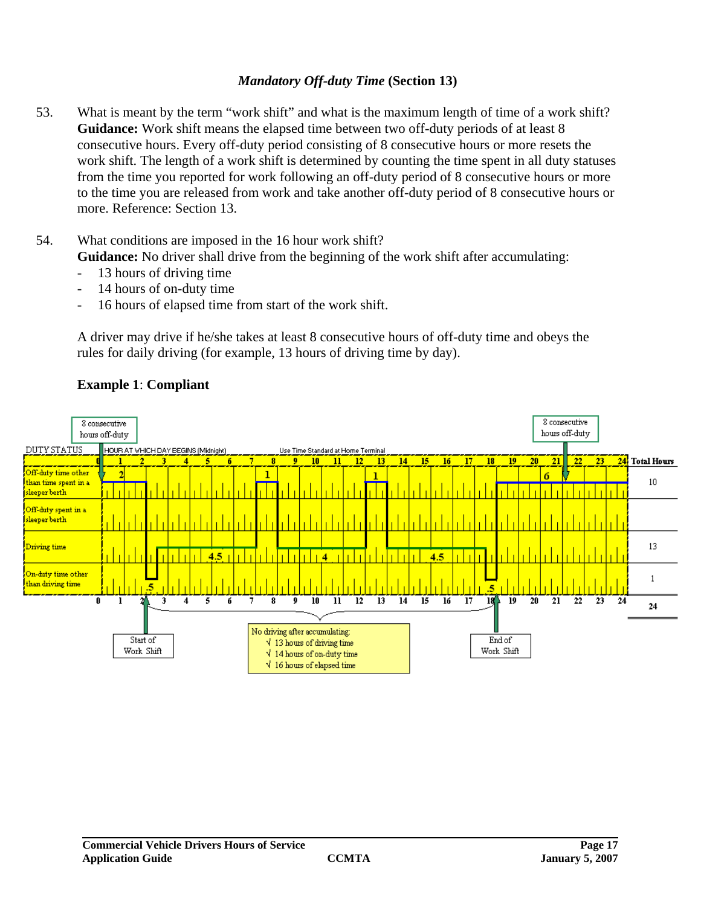## *Mandatory Off-duty Time* (Section 13)

53. What is meant by the term "work shift" and what is the maximum length of time of a work shift?
    **Guidance:** Work shift means the elapsed time between two off-duty periods of at least 8 consecutive hours. Every off-duty period consisting of 8 consecutive hours or more resets the work shift. The length of a work shift is determined by counting the time spent in all duty statuses from the time you reported for work following an off-duty period of 8 consecutive hours or more to the time you are released from work and take another off-duty period of 8 consecutive hours or more. Reference: Section 13.

54. What conditions are imposed in the 16 hour work shift?
    **Guidance:** No driver shall drive from the beginning of the work shift after accumulating:
    - 13 hours of driving time
    - 14 hours of on-duty time
    - 16 hours of elapsed time from start of the work shift.

    A driver may drive if he/she takes at least 8 consecutive hours of off-duty time and obeys the rules for daily driving (for example, 13 hours of driving time by day).

**Example 1**: **Compliant**

8 consecutive hours off-duty | 8 consecutive hours off-duty

DUTY STATUS — HOUR AT WHICH DAY BEGINS (Midnight) — Use Time Standard at Home Terminal

| DUTY STATUS | Total Hours |
|---|---|
| Off-duty time other than time spent in a sleeper berth | 10 |
| Off-duty spent in a sleeper berth | |
| Driving time | 13 |
| On-duty time other than driving time | 1 |
| | 24 |

Start of Work Shift | End of Work Shift

No driving after accumulating:
- √ 13 hours of driving time
- √ 14 hours of on-duty time
- √ 16 hours of elapsed time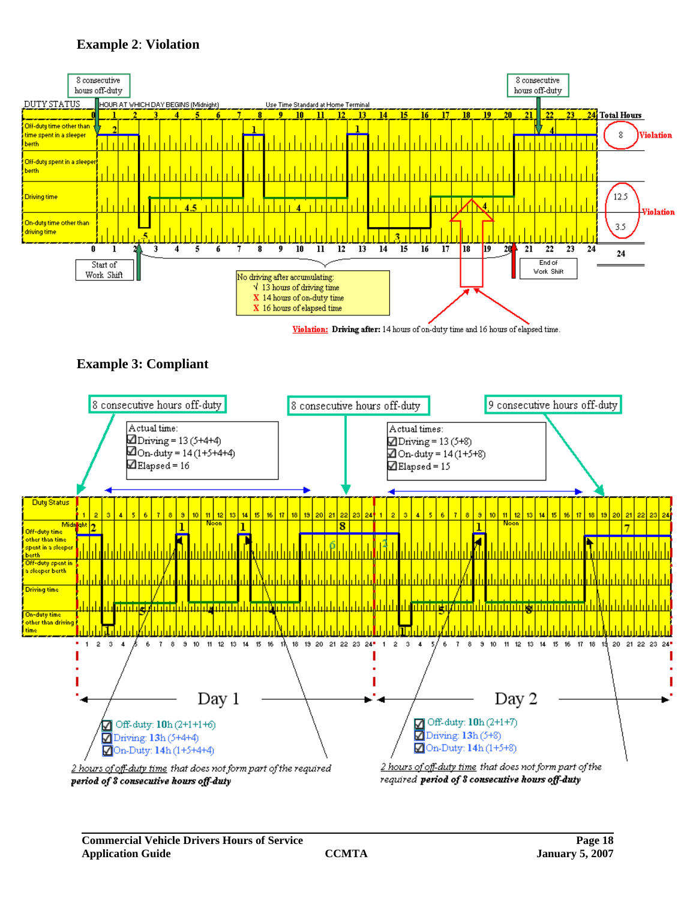## Example 2: Violation

8 consecutive hours off-duty

8 consecutive hours off-duty

DUTY STATUS | HOUR AT WHICH DAY BEGINS (Midnight) | Use Time Standard at Home Terminal

| Duty Status | Total Hours | |
|---|---|---|
| Off-duty time other than time spent in a sleeper berth | 8 | Violation |
| Off-duty spent in a sleeper berth | | |
| Driving time | 12.5 | Violation |
| On-duty time other than driving time | 3.5 | |
| | 24 | |

Start of Work Shift

End of Work Shift

No driving after accumulating:
- √ 13 hours of driving time
- X 14 hours of on-duty time
- X 16 hours of elapsed time

**Violation:** **Driving after:** 14 hours of on-duty time and 16 hours of elapsed time.

## Example 3: Compliant

8 consecutive hours off-duty

8 consecutive hours off-duty

9 consecutive hours off-duty

Actual time:
- ☑ Driving = 13 (5+4+4)
- ☑ On-duty = 14 (1+5+4+4)
- ☑ Elapsed = 16

Actual times:
- ☑ Driving = 13 (5+8)
- ☑ On-duty = 14 (1+5+8)
- ☑ Elapsed = 15

**Day 1**

- ☑ Off-duty: **10**h (2+1+1+6)
- ☑ Driving: **13**h (5+4+4)
- ☑ On-Duty: **14**h (1+5+4+4)

*2 hours of off-duty time that does not form part of the required **period of 8 consecutive hours off-duty***

**Day 2**

- ☑ Off-duty: **10**h (2+1+7)
- ☑ Driving: **13**h (5+8)
- ☑ On-Duty: **14**h (1+5+8)

*2 hours of off-duty time that does not form part of the required **period of 8 consecutive hours off-duty***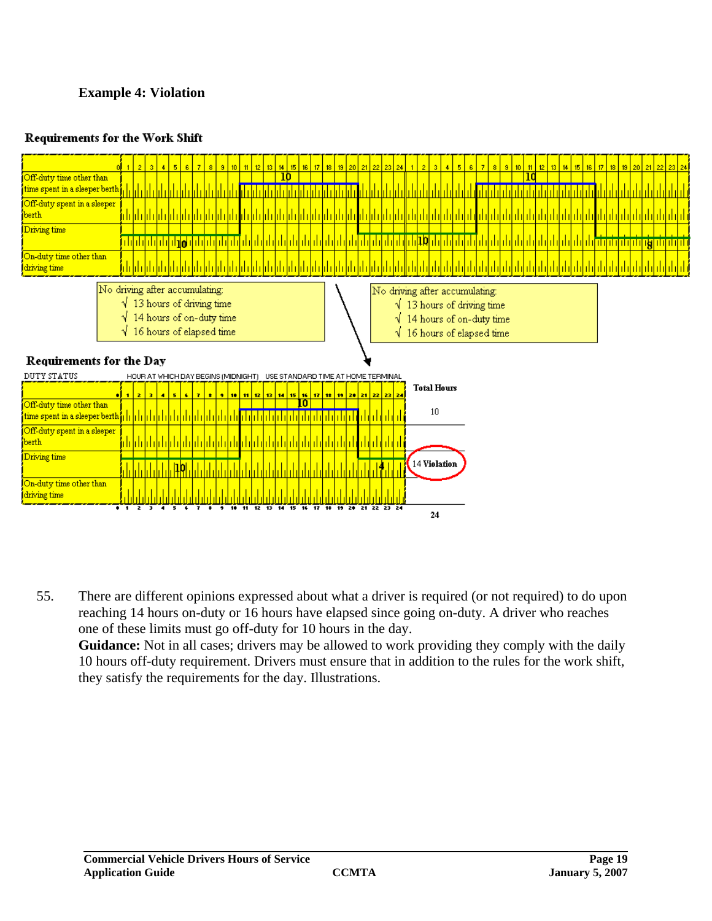**Example 4: Violation**

**Requirements for the Work Shift**

| Duty Status | Hours |
| --- | --- |
| Off-duty time other than time spent in a sleeper berth | 10, 10 |
| Off-duty spent in a sleeper berth | |
| Driving time | 10, 10, 8 |
| On-duty time other than driving time | |

No driving after accumulating:
- √ 13 hours of driving time
- √ 14 hours of on-duty time
- √ 16 hours of elapsed time

No driving after accumulating:
- √ 13 hours of driving time
- √ 14 hours of on-duty time
- √ 16 hours of elapsed time

**Requirements for the Day**

DUTY STATUS — HOUR AT WHICH DAY BEGINS (MIDNIGHT) USE STANDARD TIME AT HOME TERMINAL

| Duty Status | Hours | Total Hours |
| --- | --- | --- |
| Off-duty time other than time spent in a sleeper berth | 10 | 10 |
| Off-duty spent in a sleeper berth | | |
| Driving time | 10, 4 | 14 Violation |
| On-duty time other than driving time | | |
| | | 24 |

55. There are different opinions expressed about what a driver is required (or not required) to do upon reaching 14 hours on-duty or 16 hours have elapsed since going on-duty. A driver who reaches one of these limits must go off-duty for 10 hours in the day.
**Guidance:** Not in all cases; drivers may be allowed to work providing they comply with the daily 10 hours off-duty requirement. Drivers must ensure that in addition to the rules for the work shift, they satisfy the requirements for the day. Illustrations.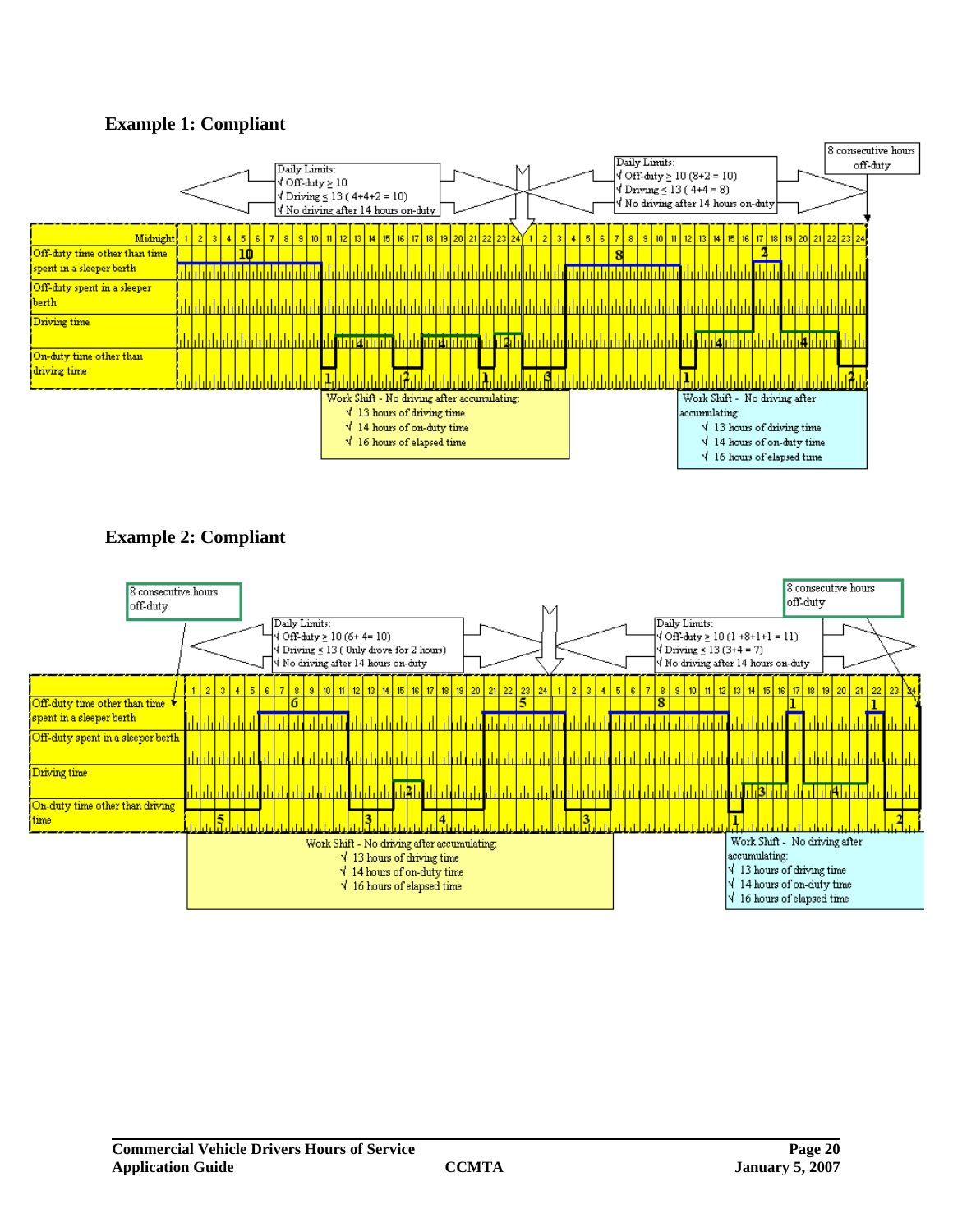### Example 1: Compliant

Daily Limits:
√ Off-duty ≥ 10
√ Driving ≤ 13 ( 4+4+2 = 10)
√ No driving after 14 hours on-duty

Daily Limits:
√ Off-duty ≥ 10 (8+2 = 10)
√ Driving ≤ 13 ( 4+4 = 8)
√ No driving after 14 hours on-duty

8 consecutive hours off-duty

| Midnight | 1 | 2 | 3 | 4 | 5 | 6 | 7 | 8 | 9 | 10 | 11 | 12 | 13 | 14 | 15 | 16 | 17 | 18 | 19 | 20 | 21 | 22 | 23 | 24 | 1 | 2 | 3 | 4 | 5 | 6 | 7 | 8 | 9 | 10 | 11 | 12 | 13 | 14 | 15 | 16 | 17 | 18 | 19 | 20 | 21 | 22 | 23 | 24 |
|---|---|---|---|---|---|---|---|---|---|---|---|---|---|---|---|---|---|---|---|---|---|---|---|---|---|---|---|---|---|---|---|---|---|---|---|---|---|---|---|---|---|---|---|---|---|---|---|---|
| Off-duty time other than time spent in a sleeper berth | | | | | | 10 | | | | | | | | | | | | | | | | | | | | | | | | | | 8 | | | | | | | | | | 2 | | | | | | | |
| Off-duty spent in a sleeper berth | | | | | | | | | | | | | | | | | | | | | | | | | | | | | | | | | | | | | | | | | | | | | | | | | |
| Driving time | | | | | | | | | | | | 4 | | | | | 4 | | | | 2 | | | | | | | | | | | | | | | | 4 | | | | | | 4 | | | | | | |
| On-duty time other than driving time | | | | | | | | | | 1 | | | | | 2 | | | | 1 | | | | 3 | | | | | | | | | | | 1 | | | | | | | | | | | | 2 | | | |

Work Shift - No driving after accumulating:
√ 13 hours of driving time
√ 14 hours of on-duty time
√ 16 hours of elapsed time

Work Shift - No driving after accumulating:
√ 13 hours of driving time
√ 14 hours of on-duty time
√ 16 hours of elapsed time

### Example 2: Compliant

8 consecutive hours off-duty

Daily Limits:
√ Off-duty ≥ 10 (6+ 4= 10)
√ Driving ≤ 13 ( Only drove for 2 hours)
√ No driving after 14 hours on-duty

Daily Limits:
√ Off-duty ≥ 10 (1 +8+1+1 = 11)
√ Driving ≤ 13 (3+4 = 7)
√ No driving after 14 hours on-duty

8 consecutive hours off-duty

| | 1 | 2 | 3 | 4 | 5 | 6 | 7 | 8 | 9 | 10 | 11 | 12 | 13 | 14 | 15 | 16 | 17 | 18 | 19 | 20 | 21 | 22 | 23 | 24 | 1 | 2 | 3 | 4 | 5 | 6 | 7 | 8 | 9 | 10 | 11 | 12 | 13 | 14 | 15 | 16 | 17 | 18 | 19 | 20 | 21 | 22 | 23 | 24 |
|---|---|---|---|---|---|---|---|---|---|---|---|---|---|---|---|---|---|---|---|---|---|---|---|---|---|---|---|---|---|---|---|---|---|---|---|---|---|---|---|---|---|---|---|---|---|---|---|---|
| Off-duty time other than time spent in a sleeper berth | | | | | | | | 6 | | | | | | | | | | | | | | 5 | | | | | | | | | | 8 | | | | | | | | | 1 | | | | | 1 | | | |
| Off-duty spent in a sleeper berth | | | | | | | | | | | | | | | | | | | | | | | | | | | | | | | | | | | | | | | | | | | | | | | | | |
| Driving time | | | | | | | | | | | | | | | 2 | | | | | | | | | | | | | | | | | | | | | | | | 3 | | | | | 4 | | | | | |
| On-duty time other than driving time | | | 5 | | | | | | | | | | 3 | | | | | 4 | | | | | | | | | 3 | | | | | | | | | | 1 | | | | | | | | | | | 2 | |

Work Shift - No driving after accumulating:
√ 13 hours of driving time
√ 14 hours of on-duty time
√ 16 hours of elapsed time

Work Shift - No driving after accumulating:
√ 13 hours of driving time
√ 14 hours of on-duty time
√ 16 hours of elapsed time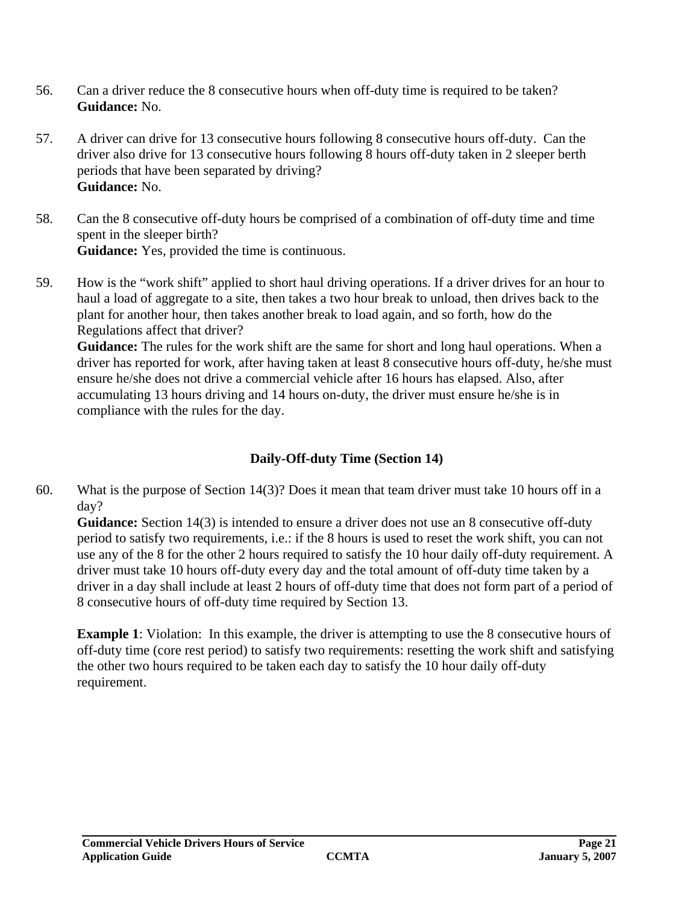56. Can a driver reduce the 8 consecutive hours when off-duty time is required to be taken?
    **Guidance:** No.

57. A driver can drive for 13 consecutive hours following 8 consecutive hours off-duty. Can the driver also drive for 13 consecutive hours following 8 hours off-duty taken in 2 sleeper berth periods that have been separated by driving?
    **Guidance:** No.

58. Can the 8 consecutive off-duty hours be comprised of a combination of off-duty time and time spent in the sleeper birth?
    **Guidance:** Yes, provided the time is continuous.

59. How is the "work shift" applied to short haul driving operations. If a driver drives for an hour to haul a load of aggregate to a site, then takes a two hour break to unload, then drives back to the plant for another hour, then takes another break to load again, and so forth, how do the Regulations affect that driver?
    **Guidance:** The rules for the work shift are the same for short and long haul operations. When a driver has reported for work, after having taken at least 8 consecutive hours off-duty, he/she must ensure he/she does not drive a commercial vehicle after 16 hours has elapsed. Also, after accumulating 13 hours driving and 14 hours on-duty, the driver must ensure he/she is in compliance with the rules for the day.

## Daily-Off-duty Time (Section 14)

60. What is the purpose of Section 14(3)? Does it mean that team driver must take 10 hours off in a day?
    **Guidance:** Section 14(3) is intended to ensure a driver does not use an 8 consecutive off-duty period to satisfy two requirements, i.e.: if the 8 hours is used to reset the work shift, you can not use any of the 8 for the other 2 hours required to satisfy the 10 hour daily off-duty requirement. A driver must take 10 hours off-duty every day and the total amount of off-duty time taken by a driver in a day shall include at least 2 hours of off-duty time that does not form part of a period of 8 consecutive hours of off-duty time required by Section 13.

    **Example 1**: Violation: In this example, the driver is attempting to use the 8 consecutive hours of off-duty time (core rest period) to satisfy two requirements: resetting the work shift and satisfying the other two hours required to be taken each day to satisfy the 10 hour daily off-duty requirement.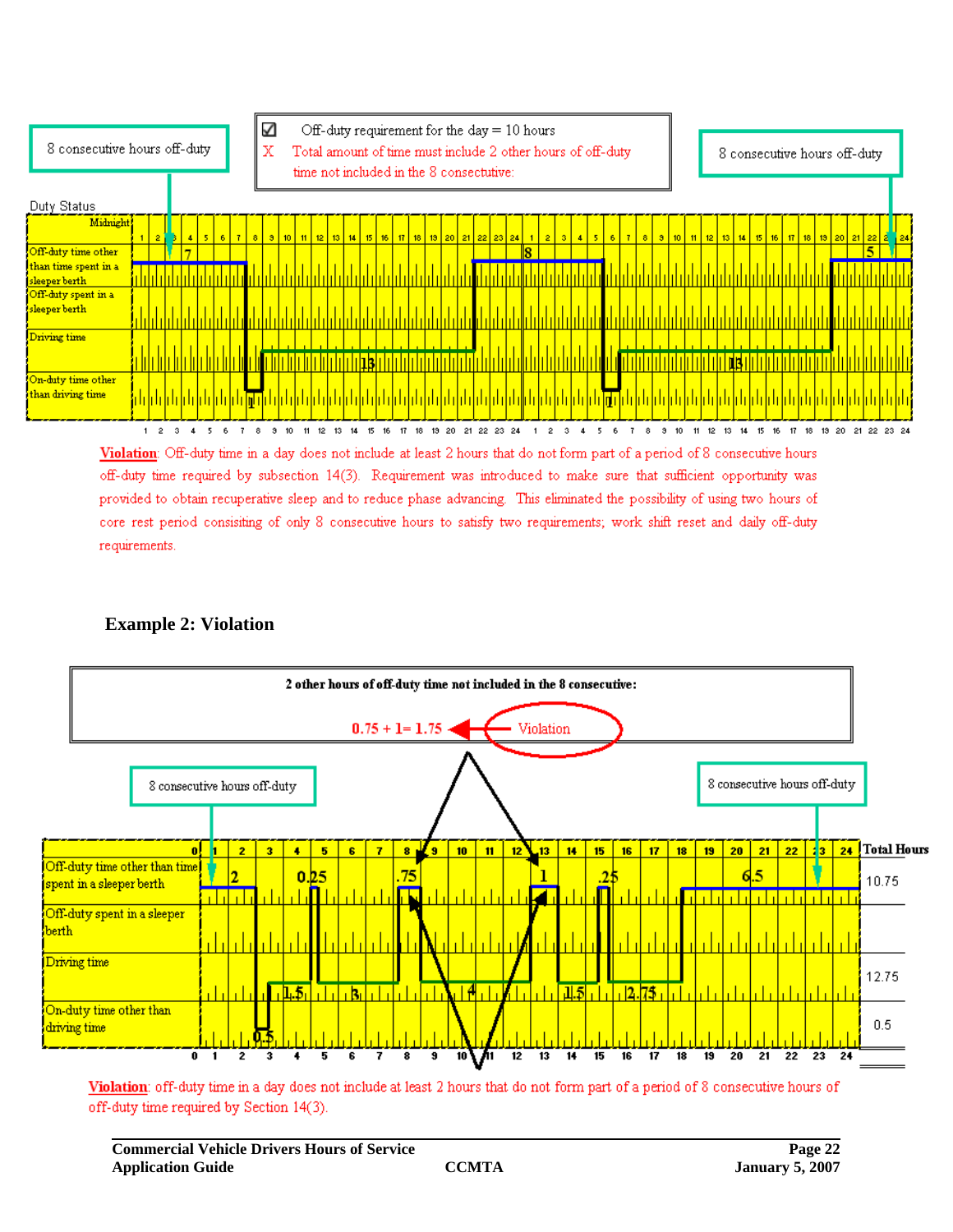8 consecutive hours off-duty

☑ Off-duty requirement for the day = 10 hours

X Total amount of time must include 2 other hours of off-duty time not included in the 8 consecutive:

8 consecutive hours off-duty

Duty Status

| Midnight | |
|---|---|
| Off-duty time other than time spent in a sleeper berth | 7, 8, 5 |
| Off-duty spent in a sleeper berth | |
| Driving time | 13, 13 |
| On-duty time other than driving time | 1, 1 |

Violation: Off-duty time in a day does not include at least 2 hours that do not form part of a period of 8 consecutive hours off-duty time required by subsection 14(3). Requirement was introduced to make sure that sufficient opportunity was provided to obtain recuperative sleep and to reduce phase advancing. This eliminated the possibility of using two hours of core rest period consisiting of only 8 consecutive hours to satisfy two requirements; work shift reset and daily off-duty requirements.

## Example 2: Violation

**2 other hours of off-duty time not included in the 8 consecutive:**

0.75 + 1= 1.75 ← Violation

8 consecutive hours off-duty

8 consecutive hours off-duty

| Duty Status | Periods | Total Hours |
|---|---|---|
| Off-duty time other than time spent in a sleeper berth | 2, 0.25, .75, 1, .25, 6.5 | 10.75 |
| Off-duty spent in a sleeper berth | | |
| Driving time | 1.5, 3, 4, 1.5, 2.75 | 12.75 |
| On-duty time other than driving time | 0.5 | 0.5 |

Violation: off-duty time in a day does not include at least 2 hours that do not form part of a period of 8 consecutive hours of off-duty time required by Section 14(3).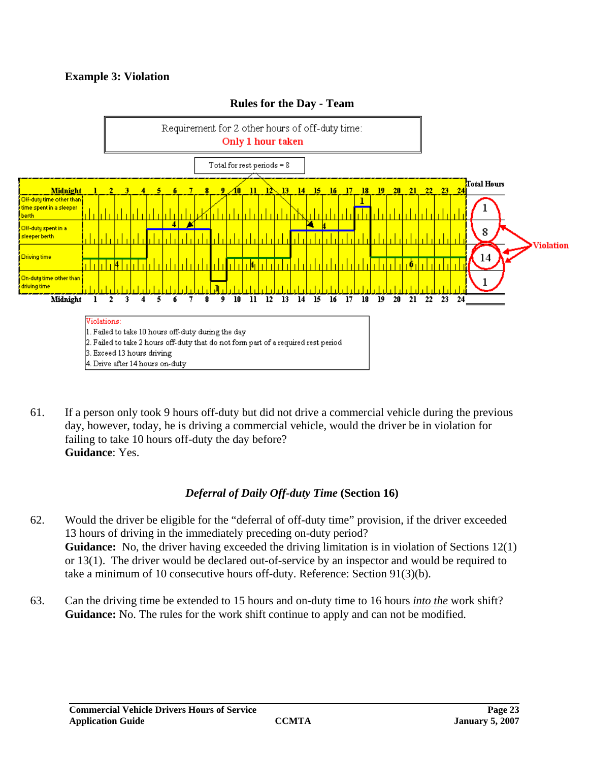**Example 3: Violation**

**Rules for the Day - Team**

Requirement for 2 other hours of off-duty time:
Only 1 hour taken

Total for rest periods = 8

| | Total Hours |
|---|---|
| Off-duty time other than time spent in a sleeper berth | 1 |
| Off-duty spent in a sleeper berth | 8 |
| Driving time | 14 |
| On-duty time other than driving time | 1 |

Violation

Violations:
1. Failed to take 10 hours off-duty during the day
2. Failed to take 2 hours off-duty that do not form part of a required rest period
3. Exceed 13 hours driving
4. Drive after 14 hours on-duty

61. If a person only took 9 hours off-duty but did not drive a commercial vehicle during the previous day, however, today, he is driving a commercial vehicle, would the driver be in violation for failing to take 10 hours off-duty the day before?
**Guidance**: Yes.

### *Deferral of Daily Off-duty Time* (Section 16)

62. Would the driver be eligible for the "deferral of off-duty time" provision, if the driver exceeded 13 hours of driving in the immediately preceding on-duty period?
**Guidance:** No, the driver having exceeded the driving limitation is in violation of Sections 12(1) or 13(1). The driver would be declared out-of-service by an inspector and would be required to take a minimum of 10 consecutive hours off-duty. Reference: Section 91(3)(b).

63. Can the driving time be extended to 15 hours and on-duty time to 16 hours *into the* work shift?
**Guidance:** No. The rules for the work shift continue to apply and can not be modified.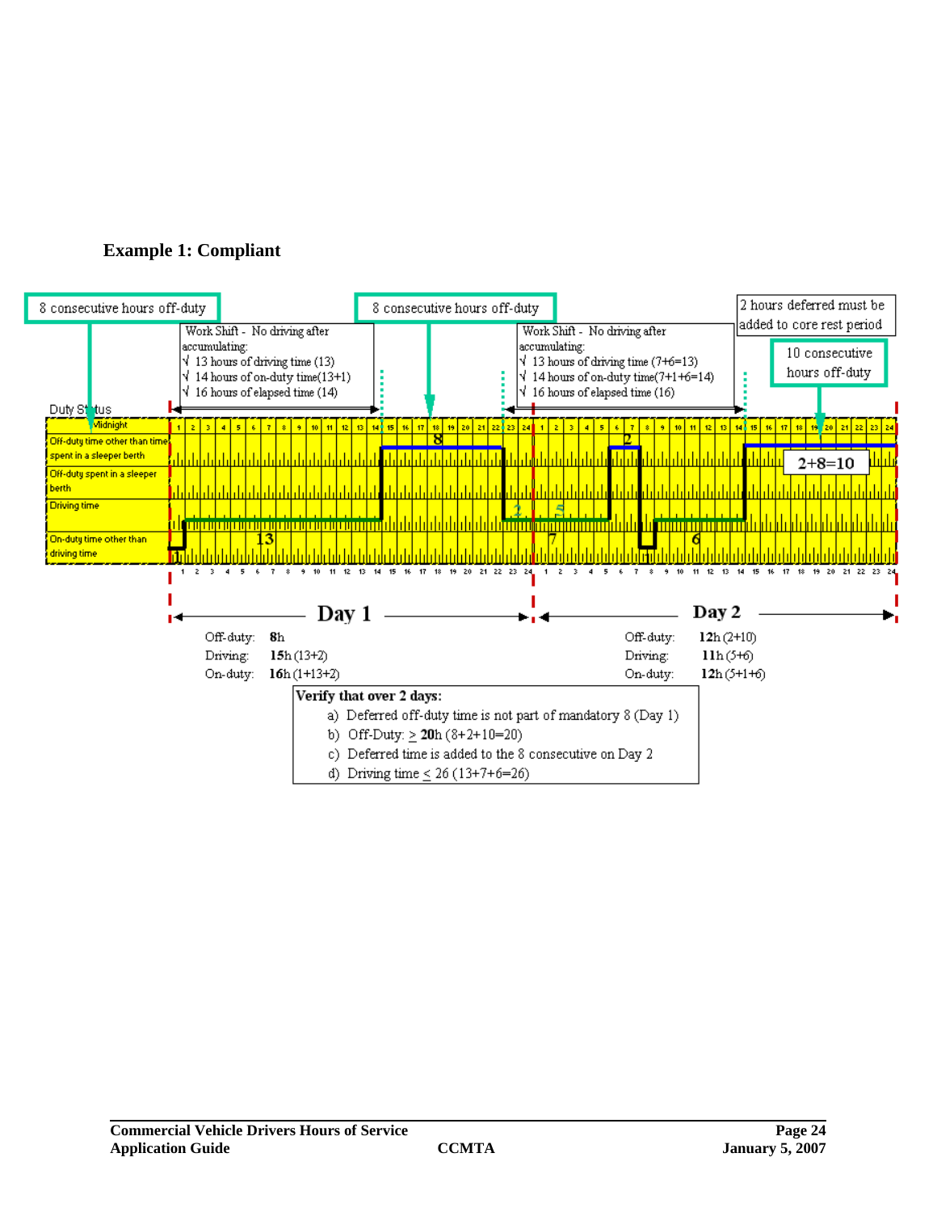**Example 1: Compliant**

8 consecutive hours off-duty

8 consecutive hours off-duty

2 hours deferred must be added to core rest period

10 consecutive hours off-duty

Work Shift - No driving after accumulating:
√ 13 hours of driving time (13)
√ 14 hours of on-duty time(13+1)
√ 16 hours of elapsed time (14)

Work Shift - No driving after accumulating:
√ 13 hours of driving time (7+6=13)
√ 14 hours of on-duty time(7+1+6=14)
√ 16 hours of elapsed time (16)

Duty Status

- Midnight
- Off-duty time other than time spent in a sleeper berth
- Off-duty spent in a sleeper berth
- Driving time
- On-duty time other than driving time

2+8=10

**Day 1**

Off-duty: **8**h
Driving: **15**h (13+2)
On-duty: **16**h (1+13+2)

**Day 2**

Off-duty: **12**h (2+10)
Driving: **11**h (5+6)
On-duty: **12**h (5+1+6)

**Verify that over 2 days:**

a) Deferred off-duty time is not part of mandatory 8 (Day 1)
b) Off-Duty: ≥ **20**h (8+2+10=20)
c) Deferred time is added to the 8 consecutive on Day 2
d) Driving time ≤ 26 (13+7+6=26)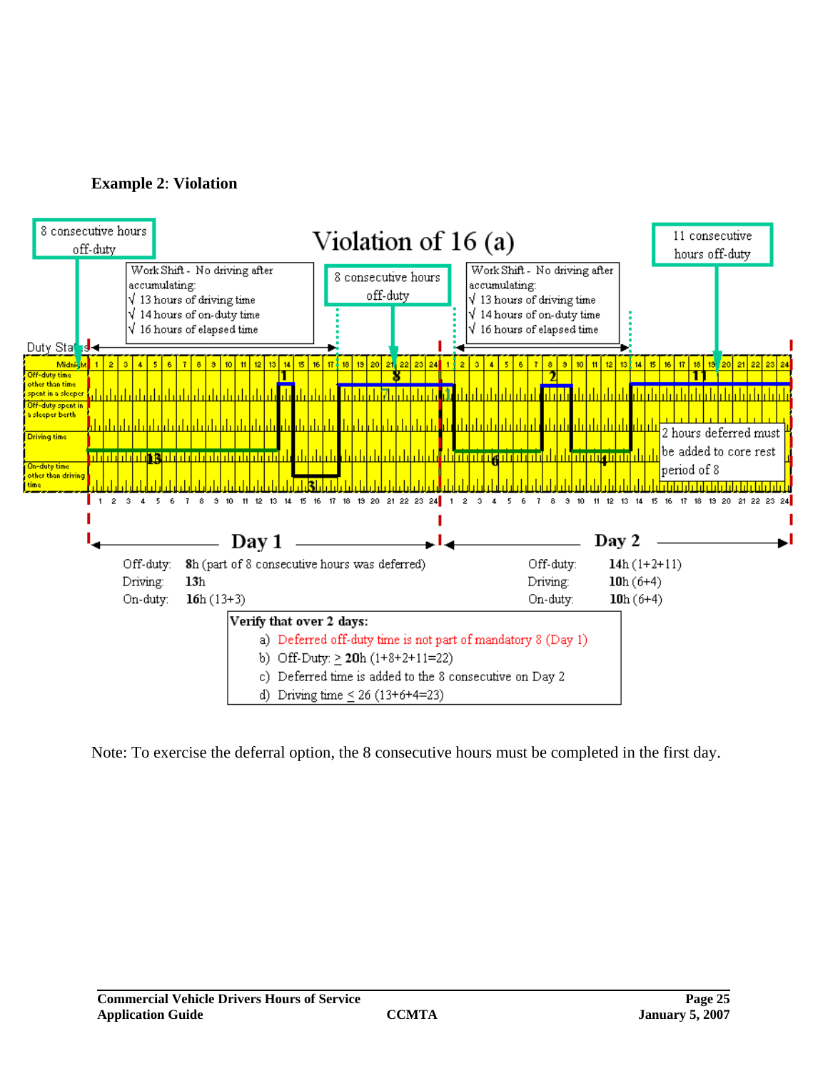**Example 2**: **Violation**

Violation of 16 (a)

8 consecutive hours off-duty

Work Shift - No driving after accumulating:
√ 13 hours of driving time
√ 14 hours of on-duty time
√ 16 hours of elapsed time

8 consecutive hours off-duty

Work Shift - No driving after accumulating:
√ 13 hours of driving time
√ 14 hours of on-duty time
√ 16 hours of elapsed time

11 consecutive hours off-duty

2 hours deferred must be added to core rest period of 8

**Day 1**

Off-duty: **8**h (part of 8 consecutive hours was deferred)
Driving: **13**h
On-duty: **16**h (13+3)

**Day 2**

Off-duty: **14**h (1+2+11)
Driving: **10**h (6+4)
On-duty: **10**h (6+4)

**Verify that over 2 days:**

a) Deferred off-duty time is not part of mandatory 8 (Day 1)
b) Off-Duty: ≥ **20**h (1+8+2+11=22)
c) Deferred time is added to the 8 consecutive on Day 2
d) Driving time ≤ 26 (13+6+4=23)

Note: To exercise the deferral option, the 8 consecutive hours must be completed in the first day.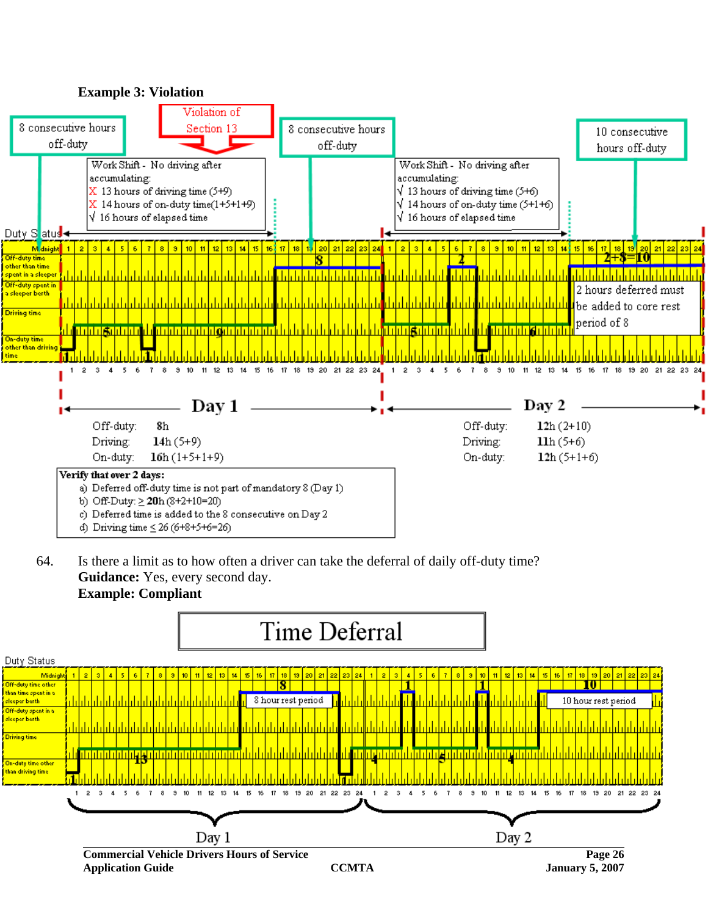**Example 3: Violation**

8 consecutive hours off-duty

Violation of Section 13

Work Shift - No driving after accumulating:
X 13 hours of driving time (5+9)
X 14 hours of on-duty time(1+5+1+9)
√ 16 hours of elapsed time

8 consecutive hours off-duty

Work Shift - No driving after accumulating:
√ 13 hours of driving time (5+6)
√ 14 hours of on-duty time (5+1+6)
√ 16 hours of elapsed time

10 consecutive hours off-duty

Duty Status

2 hours deferred must be added to core rest period of 8

**Day 1**

Off-duty: **8h**
Driving: **14h** (5+9)
On-duty: **16h** (1+5+1+9)

**Day 2**

Off-duty: **12h** (2+10)
Driving: **11h** (5+6)
On-duty: **12h** (5+1+6)

**Verify that over 2 days:**

a) Deferred off-duty time is not part of mandatory 8 (Day 1)
b) Off-Duty: ≥ **20h** (8+2+10=20)
c) Deferred time is added to the 8 consecutive on Day 2
d) Driving time ≤ 26 (6+8+5+6=26)

64. Is there a limit as to how often a driver can take the deferral of daily off-duty time?
**Guidance:** Yes, every second day.
**Example: Compliant**

Time Deferral

Duty Status

8 hour rest period

10 hour rest period

Day 1

Day 2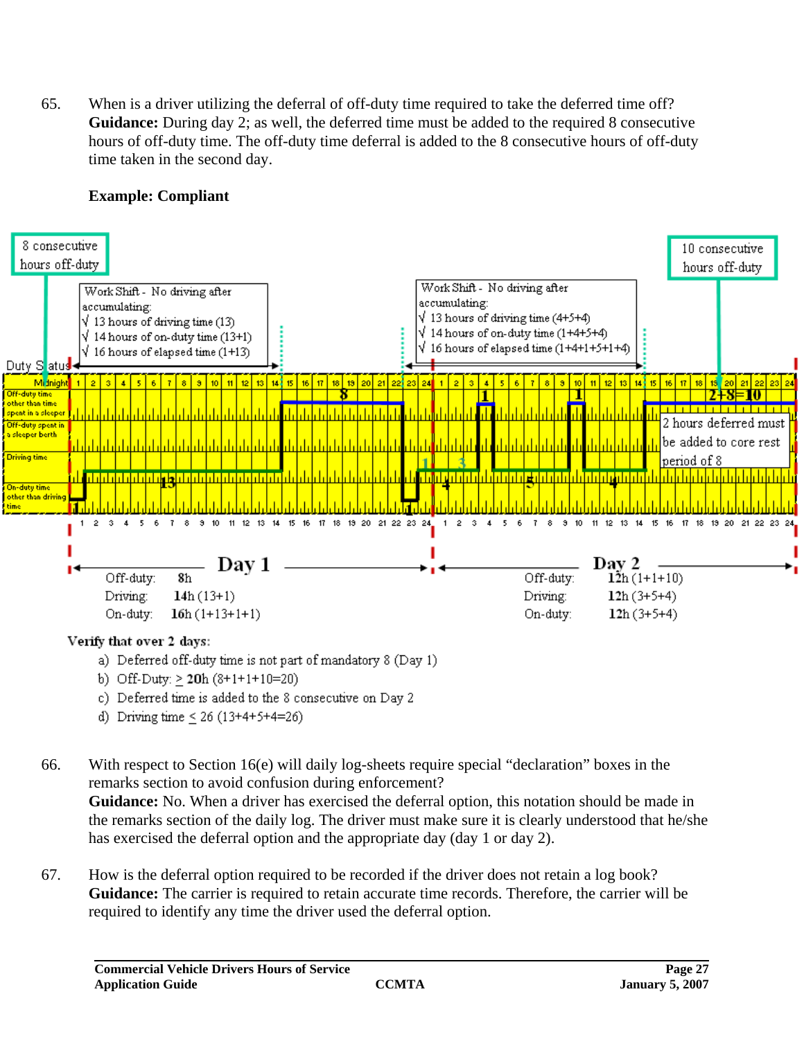65. When is a driver utilizing the deferral of off-duty time required to take the deferred time off?
**Guidance:** During day 2; as well, the deferred time must be added to the required 8 consecutive hours of off-duty time. The off-duty time deferral is added to the 8 consecutive hours of off-duty time taken in the second day.

**Example: Compliant**

8 consecutive hours off-duty

10 consecutive hours off-duty

Work Shift - No driving after accumulating:
√ 13 hours of driving time (13)
√ 14 hours of on-duty time (13+1)
√ 16 hours of elapsed time (1+13)

Work Shift - No driving after accumulating:
√ 13 hours of driving time (4+5+4)
√ 14 hours of on-duty time (1+4+5+4)
√ 16 hours of elapsed time (1+4+1+5+1+4)

2 hours deferred must be added to core rest period of 8

**Day 1**

| | |
|---|---|
| Off-duty: | 8h |
| Driving: | 14h (13+1) |
| On-duty: | 16h (1+13+1+1) |

**Day 2**

| | |
|---|---|
| Off-duty: | 12h (1+1+10) |
| Driving: | 12h (3+5+4) |
| On-duty: | 12h (3+5+4) |

**Verify that over 2 days:**

a) Deferred off-duty time is not part of mandatory 8 (Day 1)
b) Off-Duty: ≥ **20**h (8+1+1+10=20)
c) Deferred time is added to the 8 consecutive on Day 2
d) Driving time ≤ 26 (13+4+5+4=26)

66. With respect to Section 16(e) will daily log-sheets require special "declaration" boxes in the remarks section to avoid confusion during enforcement?
**Guidance:** No. When a driver has exercised the deferral option, this notation should be made in the remarks section of the daily log. The driver must make sure it is clearly understood that he/she has exercised the deferral option and the appropriate day (day 1 or day 2).

67. How is the deferral option required to be recorded if the driver does not retain a log book?
**Guidance:** The carrier is required to retain accurate time records. Therefore, the carrier will be required to identify any time the driver used the deferral option.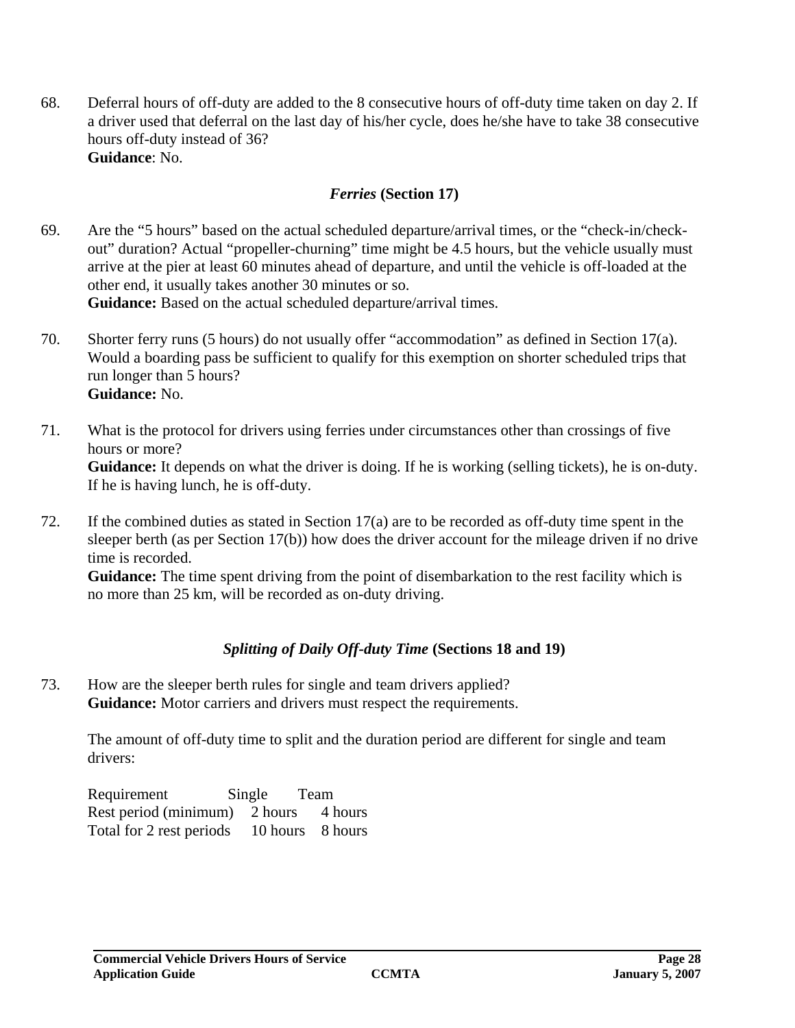68. Deferral hours of off-duty are added to the 8 consecutive hours of off-duty time taken on day 2. If a driver used that deferral on the last day of his/her cycle, does he/she have to take 38 consecutive hours off-duty instead of 36?
**Guidance**: No.

### *Ferries* (Section 17)

69. Are the "5 hours" based on the actual scheduled departure/arrival times, or the "check-in/check-out" duration? Actual "propeller-churning" time might be 4.5 hours, but the vehicle usually must arrive at the pier at least 60 minutes ahead of departure, and until the vehicle is off-loaded at the other end, it usually takes another 30 minutes or so.
**Guidance:** Based on the actual scheduled departure/arrival times.

70. Shorter ferry runs (5 hours) do not usually offer "accommodation" as defined in Section 17(a). Would a boarding pass be sufficient to qualify for this exemption on shorter scheduled trips that run longer than 5 hours?
**Guidance:** No.

71. What is the protocol for drivers using ferries under circumstances other than crossings of five hours or more?
**Guidance:** It depends on what the driver is doing. If he is working (selling tickets), he is on-duty. If he is having lunch, he is off-duty.

72. If the combined duties as stated in Section 17(a) are to be recorded as off-duty time spent in the sleeper berth (as per Section 17(b)) how does the driver account for the mileage driven if no drive time is recorded.
**Guidance:** The time spent driving from the point of disembarkation to the rest facility which is no more than 25 km, will be recorded as on-duty driving.

### *Splitting of Daily Off-duty Time* (Sections 18 and 19)

73. How are the sleeper berth rules for single and team drivers applied?
**Guidance:** Motor carriers and drivers must respect the requirements.

The amount of off-duty time to split and the duration period are different for single and team drivers:

| Requirement | Single | Team |
|---|---|---|
| Rest period (minimum) | 2 hours | 4 hours |
| Total for 2 rest periods | 10 hours | 8 hours |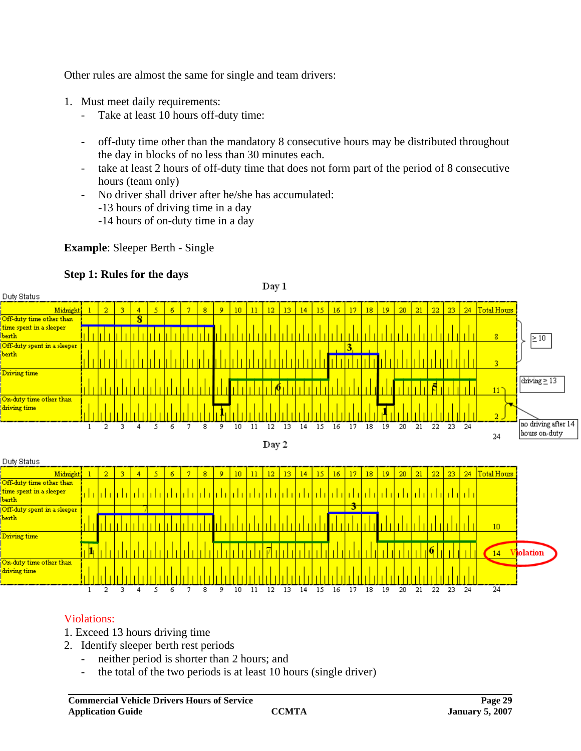Other rules are almost the same for single and team drivers:

1. Must meet daily requirements:
   - Take at least 10 hours off-duty time:

   - off-duty time other than the mandatory 8 consecutive hours may be distributed throughout the day in blocks of no less than 30 minutes each.
   - take at least 2 hours of off-duty time that does not form part of the period of 8 consecutive hours (team only)
   - No driver shall driver after he/she has accumulated:
     -13 hours of driving time in a day
     -14 hours of on-duty time in a day

**Example**: Sleeper Berth - Single

**Step 1: Rules for the days**

**Day 1**

| Duty Status | Total Hours | |
|---|---|---|
| Off-duty time other than time spent in a sleeper berth | 8 | ≥ 10 |
| Off-duty spent in a sleeper berth | 3 | |
| Driving time | 11 | driving ≥ 13 |
| On-duty time other than driving time | 2 | no driving after 14 hours on-duty |
| | 24 | |

**Day 2**

| Duty Status | Total Hours | |
|---|---|---|
| Off-duty time other than time spent in a sleeper berth | | |
| Off-duty spent in a sleeper berth | 10 | |
| Driving time | 14 | Violation |
| On-duty time other than driving time | | |
| | 24 | |

Violations:
1. Exceed 13 hours driving time
2. Identify sleeper berth rest periods
   - neither period is shorter than 2 hours; and
   - the total of the two periods is at least 10 hours (single driver)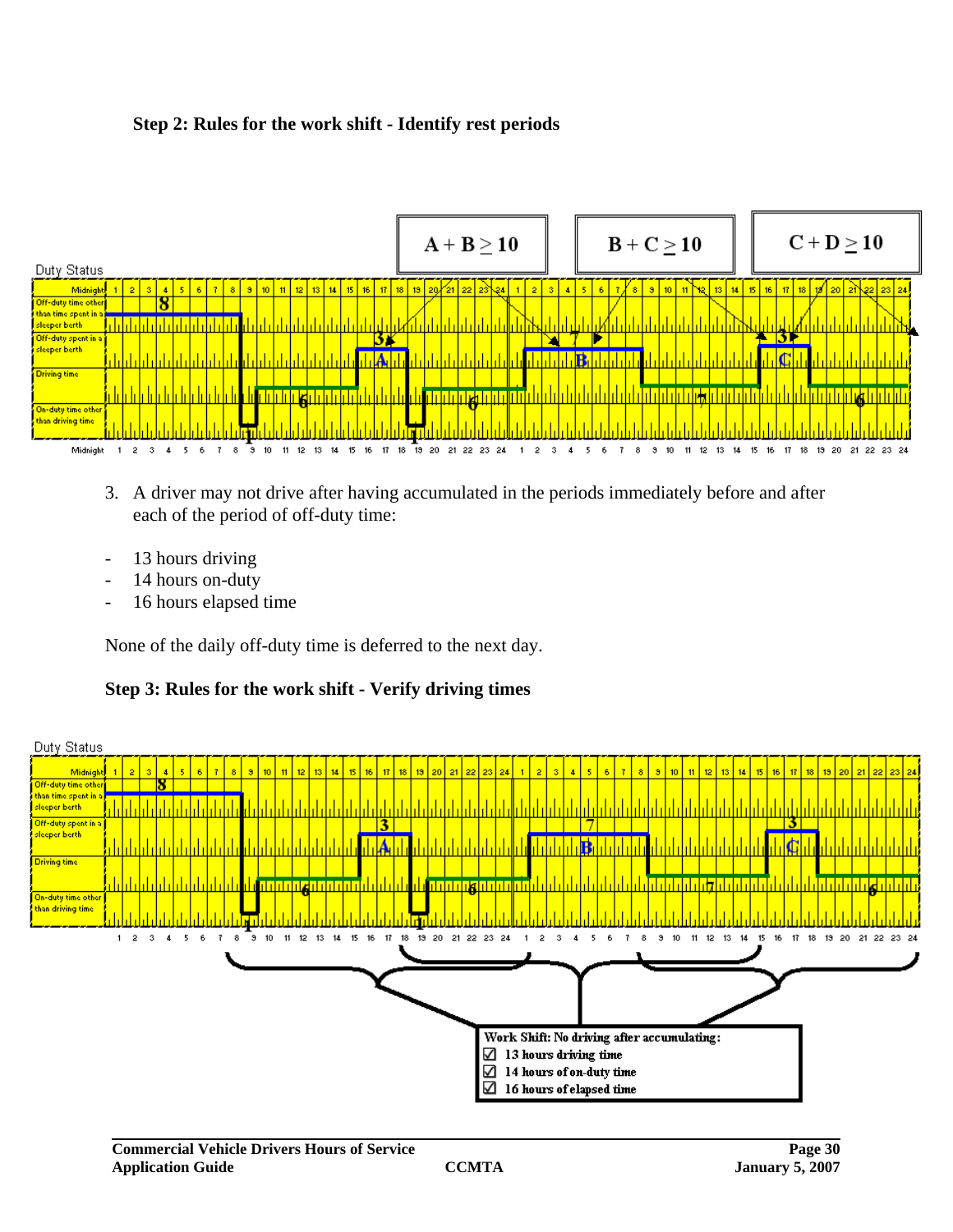### Step 2: Rules for the work shift - Identify rest periods

$A + B \geq 10$

$B + C \geq 10$

$C + D \geq 10$

3. A driver may not drive after having accumulated in the periods immediately before and after each of the period of off-duty time:

- 13 hours driving
- 14 hours on-duty
- 16 hours elapsed time

None of the daily off-duty time is deferred to the next day.

### Step 3: Rules for the work shift - Verify driving times

Work Shift: No driving after accumulating:

- ☑ 13 hours driving time
- ☑ 14 hours of on-duty time
- ☑ 16 hours of elapsed time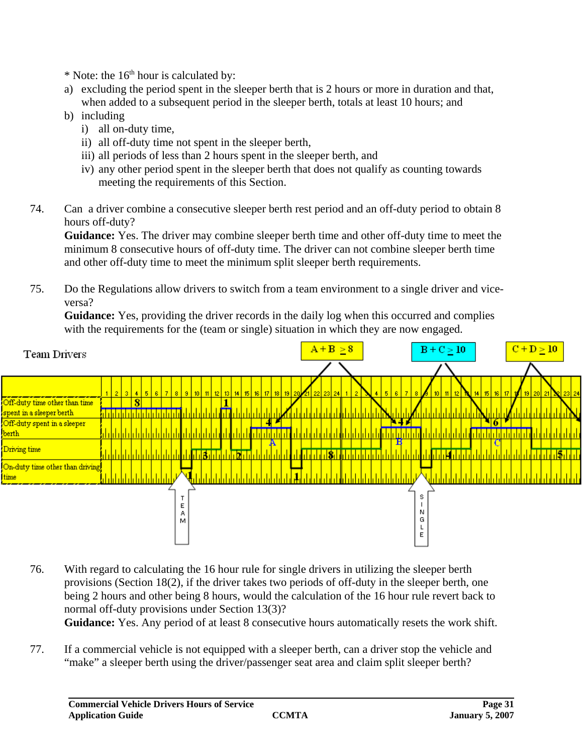* Note: the 16th hour is calculated by:

a) excluding the period spent in the sleeper berth that is 2 hours or more in duration and that, when added to a subsequent period in the sleeper berth, totals at least 10 hours; and

b) including

   i) all on-duty time,

   ii) all off-duty time not spent in the sleeper berth,

   iii) all periods of less than 2 hours spent in the sleeper berth, and

   iv) any other period spent in the sleeper berth that does not qualify as counting towards meeting the requirements of this Section.

74. Can a driver combine a consecutive sleeper berth rest period and an off-duty period to obtain 8 hours off-duty?

**Guidance:** Yes. The driver may combine sleeper berth time and other off-duty time to meet the minimum 8 consecutive hours of off-duty time. The driver can not combine sleeper berth time and other off-duty time to meet the minimum split sleeper berth requirements.

75. Do the Regulations allow drivers to switch from a team environment to a single driver and vice-versa?

**Guidance:** Yes, providing the driver records in the daily log when this occurred and complies with the requirements for the (team or single) situation in which they are now engaged.

Team Drivers

A + B ≥ 8 &nbsp;&nbsp;&nbsp; B + C ≥ 10 &nbsp;&nbsp;&nbsp; C + D ≥ 10

Off-duty time other than time spent in a sleeper berth; Off-duty spent in a sleeper berth; Driving time; On-duty time other than driving time

TEAM &nbsp;&nbsp;&nbsp; SINGLE

76. With regard to calculating the 16 hour rule for single drivers in utilizing the sleeper berth provisions (Section 18(2), if the driver takes two periods of off-duty in the sleeper berth, one being 2 hours and other being 8 hours, would the calculation of the 16 hour rule revert back to normal off-duty provisions under Section 13(3)?

**Guidance:** Yes. Any period of at least 8 consecutive hours automatically resets the work shift.

77. If a commercial vehicle is not equipped with a sleeper berth, can a driver stop the vehicle and "make" a sleeper berth using the driver/passenger seat area and claim split sleeper berth?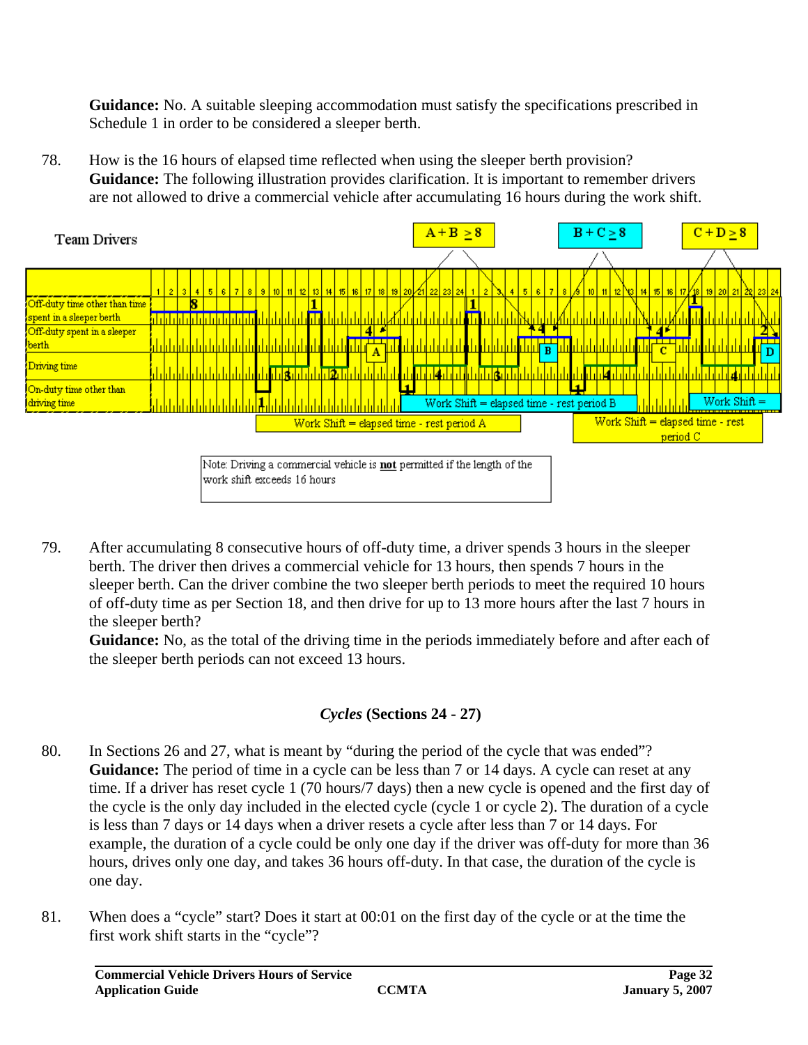**Guidance:** No. A suitable sleeping accommodation must satisfy the specifications prescribed in Schedule 1 in order to be considered a sleeper berth.

78. How is the 16 hours of elapsed time reflected when using the sleeper berth provision?
**Guidance:** The following illustration provides clarification. It is important to remember drivers are not allowed to drive a commercial vehicle after accumulating 16 hours during the work shift.

Team Drivers

A + B ≥ 8 &nbsp;&nbsp; B + C ≥ 8 &nbsp;&nbsp; C + D ≥ 8

Off-duty time other than time spent in a sleeper berth

Off-duty spent in a sleeper berth

Driving time

On-duty time other than driving time

Work Shift = elapsed time - rest period A

Work Shift = elapsed time - rest period B

Work Shift = elapsed time - rest period C

Work Shift =

Note: Driving a commercial vehicle is **not** permitted if the length of the work shift exceeds 16 hours

79. After accumulating 8 consecutive hours of off-duty time, a driver spends 3 hours in the sleeper berth. The driver then drives a commercial vehicle for 13 hours, then spends 7 hours in the sleeper berth. Can the driver combine the two sleeper berth periods to meet the required 10 hours of off-duty time as per Section 18, and then drive for up to 13 more hours after the last 7 hours in the sleeper berth?
**Guidance:** No, as the total of the driving time in the periods immediately before and after each of the sleeper berth periods can not exceed 13 hours.

## *Cycles* (Sections 24 - 27)

80. In Sections 26 and 27, what is meant by "during the period of the cycle that was ended"?
**Guidance:** The period of time in a cycle can be less than 7 or 14 days. A cycle can reset at any time. If a driver has reset cycle 1 (70 hours/7 days) then a new cycle is opened and the first day of the cycle is the only day included in the elected cycle (cycle 1 or cycle 2). The duration of a cycle is less than 7 days or 14 days when a driver resets a cycle after less than 7 or 14 days. For example, the duration of a cycle could be only one day if the driver was off-duty for more than 36 hours, drives only one day, and takes 36 hours off-duty. In that case, the duration of the cycle is one day.

81. When does a "cycle" start? Does it start at 00:01 on the first day of the cycle or at the time the first work shift starts in the "cycle"?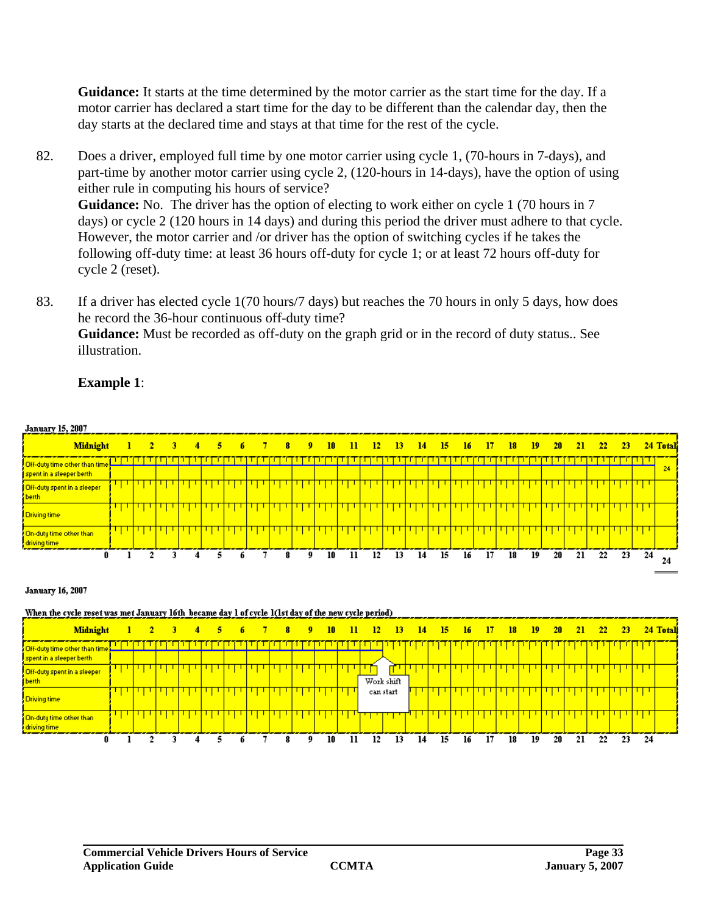**Guidance:** It starts at the time determined by the motor carrier as the start time for the day. If a motor carrier has declared a start time for the day to be different than the calendar day, then the day starts at the declared time and stays at that time for the rest of the cycle.

82. Does a driver, employed full time by one motor carrier using cycle 1, (70-hours in 7-days), and part-time by another motor carrier using cycle 2, (120-hours in 14-days), have the option of using either rule in computing his hours of service?
**Guidance:** No. The driver has the option of electing to work either on cycle 1 (70 hours in 7 days) or cycle 2 (120 hours in 14 days) and during this period the driver must adhere to that cycle. However, the motor carrier and /or driver has the option of switching cycles if he takes the following off-duty time: at least 36 hours off-duty for cycle 1; or at least 72 hours off-duty for cycle 2 (reset).

83. If a driver has elected cycle 1(70 hours/7 days) but reaches the 70 hours in only 5 days, how does he record the 36-hour continuous off-duty time?
**Guidance:** Must be recorded as off-duty on the graph grid or in the record of duty status.. See illustration.

**Example 1**:

January 15, 2007

| Midnight | 1 | 2 | 3 | 4 | 5 | 6 | 7 | 8 | 9 | 10 | 11 | 12 | 13 | 14 | 15 | 16 | 17 | 18 | 19 | 20 | 21 | 22 | 23 | 24 | Total |
|---|---|---|---|---|---|---|---|---|---|---|---|---|---|---|---|---|---|---|---|---|---|---|---|---|---|
| Off-duty time other than time spent in a sleeper berth | | | | | | | | | | | | | | | | | | | | | | | | | 24 |
| Off-duty spent in a sleeper berth | | | | | | | | | | | | | | | | | | | | | | | | | |
| Driving time | | | | | | | | | | | | | | | | | | | | | | | | | |
| On-duty time other than driving time | | | | | | | | | | | | | | | | | | | | | | | | | |
| | | | | | | | | | | | | | | | | | | | | | | | | | 24 |

January 16, 2007

When the cycle reset was met January 16th became day 1 of cycle 1(1st day of the new cycle period)

| Midnight | 1 | 2 | 3 | 4 | 5 | 6 | 7 | 8 | 9 | 10 | 11 | 12 | 13 | 14 | 15 | 16 | 17 | 18 | 19 | 20 | 21 | 22 | 23 | 24 | Total |
|---|---|---|---|---|---|---|---|---|---|---|---|---|---|---|---|---|---|---|---|---|---|---|---|---|---|
| Off-duty time other than time spent in a sleeper berth | | | | | | | | | | | | | | | | | | | | | | | | | |
| Off-duty spent in a sleeper berth | | | | | | | | | | | | | | | | | | | | | | | | | |
| Driving time | | | | | | | | | | | | | | | | | | | | | | | | | |
| On-duty time other than driving time | | | | | | | | | | | | | | | | | | | | | | | | | |

Work shift can start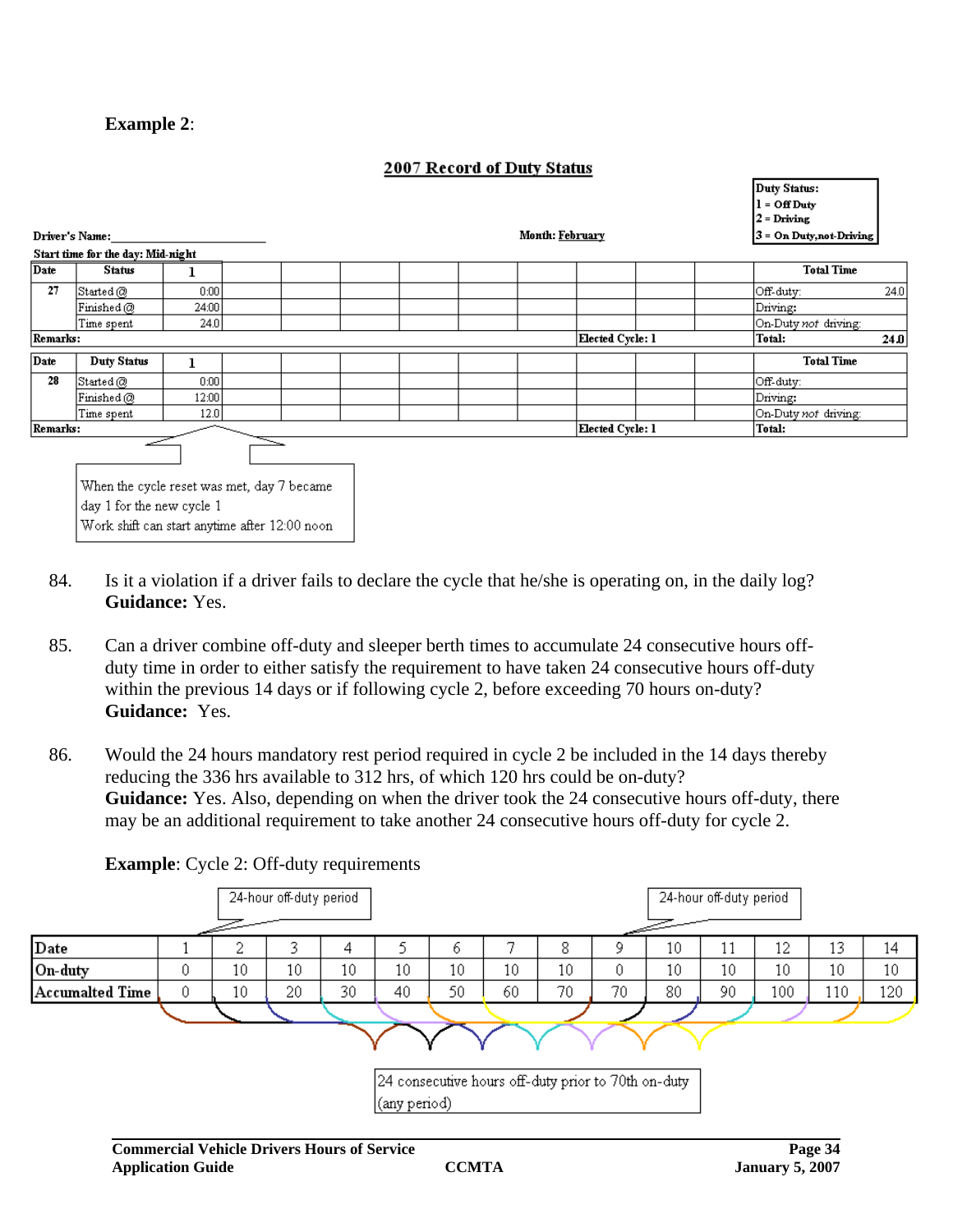**Example 2**:

## 2007 Record of Duty Status

| Duty Status: |
|---|
| 1 = Off Duty |
| 2 = Driving |
| 3 = On Duty,not-Driving |

Driver's Name:________________ Month: February

Start time for the day: Mid-night

| Date | Status | 1 | | | | | | | | | | Total Time | |
|---|---|---|---|---|---|---|---|---|---|---|---|---|---|
| 27 | Started @ | 0:00 | | | | | | | | | | Off-duty: | 24.0 |
| | Finished @ | 24:00 | | | | | | | | | | Driving: | |
| | Time spent | 24.0 | | | | | | | | | | On-Duty *not* driving: | |
| Remarks: | | | | | | | | | Elected Cycle: 1 | | | Total: | 24.0 |

| Date | Duty Status | 1 | | | | | | | | | | Total Time | |
|---|---|---|---|---|---|---|---|---|---|---|---|---|---|
| 28 | Started @ | 0:00 | | | | | | | | | | Off-duty: | |
| | Finished @ | 12:00 | | | | | | | | | | Driving: | |
| | Time spent | 12.0 | | | | | | | | | | On-Duty *not* driving: | |
| Remarks: | | | | | | | | | Elected Cycle: 1 | | | Total: | |

When the cycle reset was met, day 7 became day 1 for the new cycle 1
Work shift can start anytime after 12:00 noon

84. Is it a violation if a driver fails to declare the cycle that he/she is operating on, in the daily log?
**Guidance:** Yes.

85. Can a driver combine off-duty and sleeper berth times to accumulate 24 consecutive hours off-duty time in order to either satisfy the requirement to have taken 24 consecutive hours off-duty within the previous 14 days or if following cycle 2, before exceeding 70 hours on-duty?
**Guidance:** Yes.

86. Would the 24 hours mandatory rest period required in cycle 2 be included in the 14 days thereby reducing the 336 hrs available to 312 hrs, of which 120 hrs could be on-duty?
**Guidance:** Yes. Also, depending on when the driver took the 24 consecutive hours off-duty, there may be an additional requirement to take another 24 consecutive hours off-duty for cycle 2.

**Example**: Cycle 2: Off-duty requirements

| Date | 1 | 2 | 3 | 4 | 5 | 6 | 7 | 8 | 9 | 10 | 11 | 12 | 13 | 14 |
|---|---|---|---|---|---|---|---|---|---|---|---|---|---|---|
| On-duty | 0 | 10 | 10 | 10 | 10 | 10 | 10 | 10 | 0 | 10 | 10 | 10 | 10 | 10 |
| Accumalted Time | 0 | 10 | 20 | 30 | 40 | 50 | 60 | 70 | 70 | 80 | 90 | 100 | 110 | 120 |

24-hour off-duty period (day 1)

24-hour off-duty period (day 9)

24 consecutive hours off-duty prior to 70th on-duty (any period)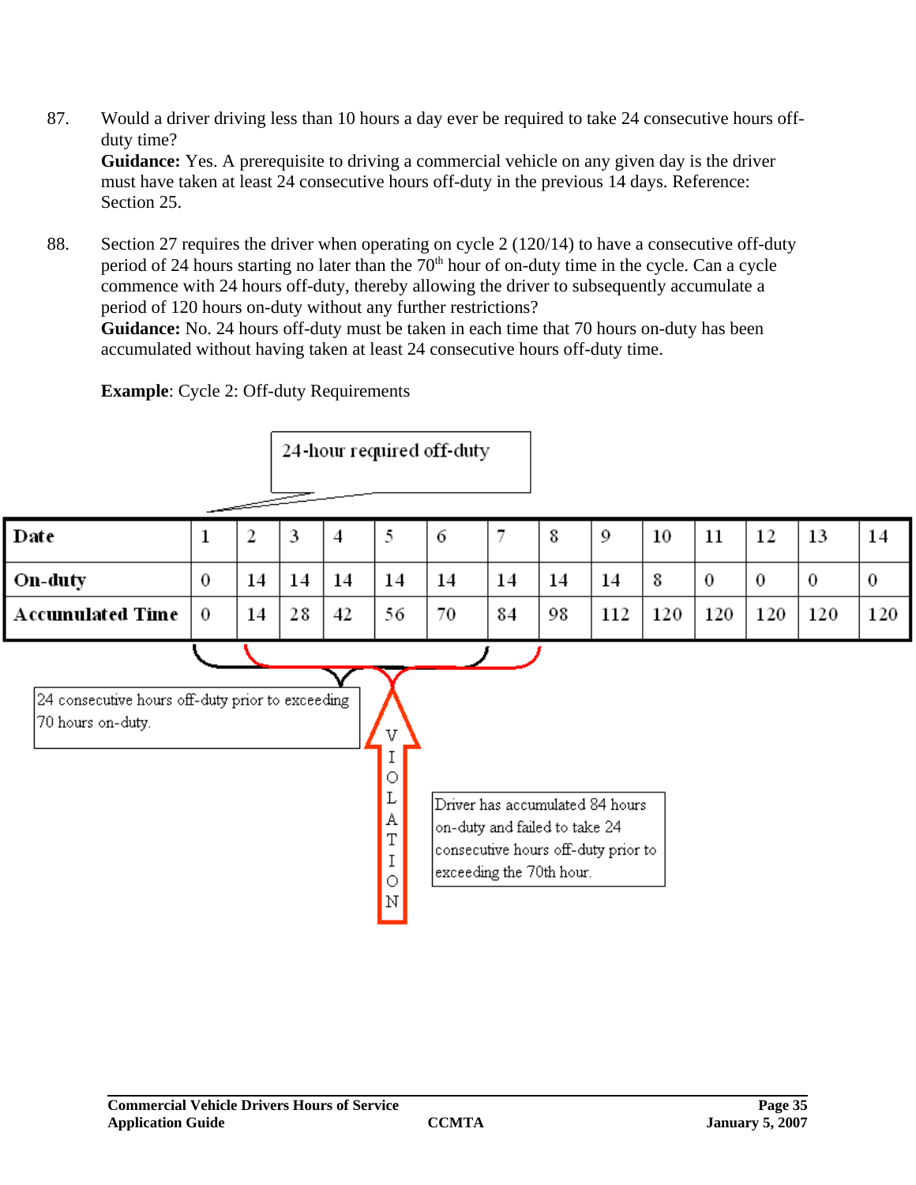87. Would a driver driving less than 10 hours a day ever be required to take 24 consecutive hours off-duty time?
**Guidance:** Yes. A prerequisite to driving a commercial vehicle on any given day is the driver must have taken at least 24 consecutive hours off-duty in the previous 14 days. Reference: Section 25.

88. Section 27 requires the driver when operating on cycle 2 (120/14) to have a consecutive off-duty period of 24 hours starting no later than the 70th hour of on-duty time in the cycle. Can a cycle commence with 24 hours off-duty, thereby allowing the driver to subsequently accumulate a period of 120 hours on-duty without any further restrictions?
**Guidance:** No. 24 hours off-duty must be taken in each time that 70 hours on-duty has been accumulated without having taken at least 24 consecutive hours off-duty time.

**Example**: Cycle 2: Off-duty Requirements

24-hour required off-duty

| Date | 1 | 2 | 3 | 4 | 5 | 6 | 7 | 8 | 9 | 10 | 11 | 12 | 13 | 14 |
|---|---|---|---|---|---|---|---|---|---|---|---|---|---|---|
| On-duty | 0 | 14 | 14 | 14 | 14 | 14 | 14 | 14 | 14 | 8 | 0 | 0 | 0 | 0 |
| Accumulated Time | 0 | 14 | 28 | 42 | 56 | 70 | 84 | 98 | 112 | 120 | 120 | 120 | 120 | 120 |

24 consecutive hours off-duty prior to exceeding 70 hours on-duty.

VIOLATION

Driver has accumulated 84 hours on-duty and failed to take 24 consecutive hours off-duty prior to exceeding the 70th hour.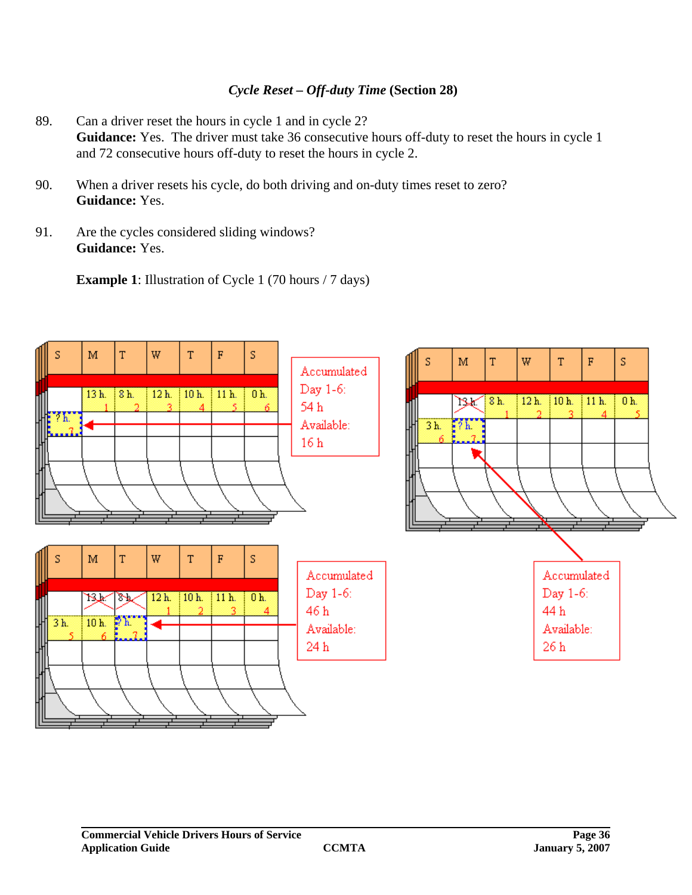### *Cycle Reset – Off-duty Time* (Section 28)

89. Can a driver reset the hours in cycle 1 and in cycle 2?
**Guidance:** Yes. The driver must take 36 consecutive hours off-duty to reset the hours in cycle 1 and 72 consecutive hours off-duty to reset the hours in cycle 2.

90. When a driver resets his cycle, do both driving and on-duty times reset to zero?
**Guidance:** Yes.

91. Are the cycles considered sliding windows?
**Guidance:** Yes.

**Example 1**: Illustration of Cycle 1 (70 hours / 7 days)

| S | M | T | W | T | F | S |
|---|---|---|---|---|---|---|
| | 13 h. 1 | 8 h. 2 | 12 h. 3 | 10 h. 4 | 11 h. 5 | 0 h. 6 |
| ? h. 7 | | | | | | |

Accumulated Day 1-6: 54 h
Available: 16 h

| S | M | T | W | T | F | S |
|---|---|---|---|---|---|---|
| | ~~13 h.~~ | 8 h. 1 | 12 h. 2 | 10 h. 3 | 11 h. 4 | 0 h. 5 |
| 3 h. 6 | ? h. 7 | | | | | |

Accumulated Day 1-6: 44 h
Available: 26 h

| S | M | T | W | T | F | S |
|---|---|---|---|---|---|---|
| | ~~13 h.~~ | ~~8 h.~~ | 12 h. 1 | 10 h. 2 | 11 h. 3 | 0 h. 4 |
| 3 h. 5 | 10 h. 6 | ? h. 7 | | | | |

Accumulated Day 1-6: 46 h
Available: 24 h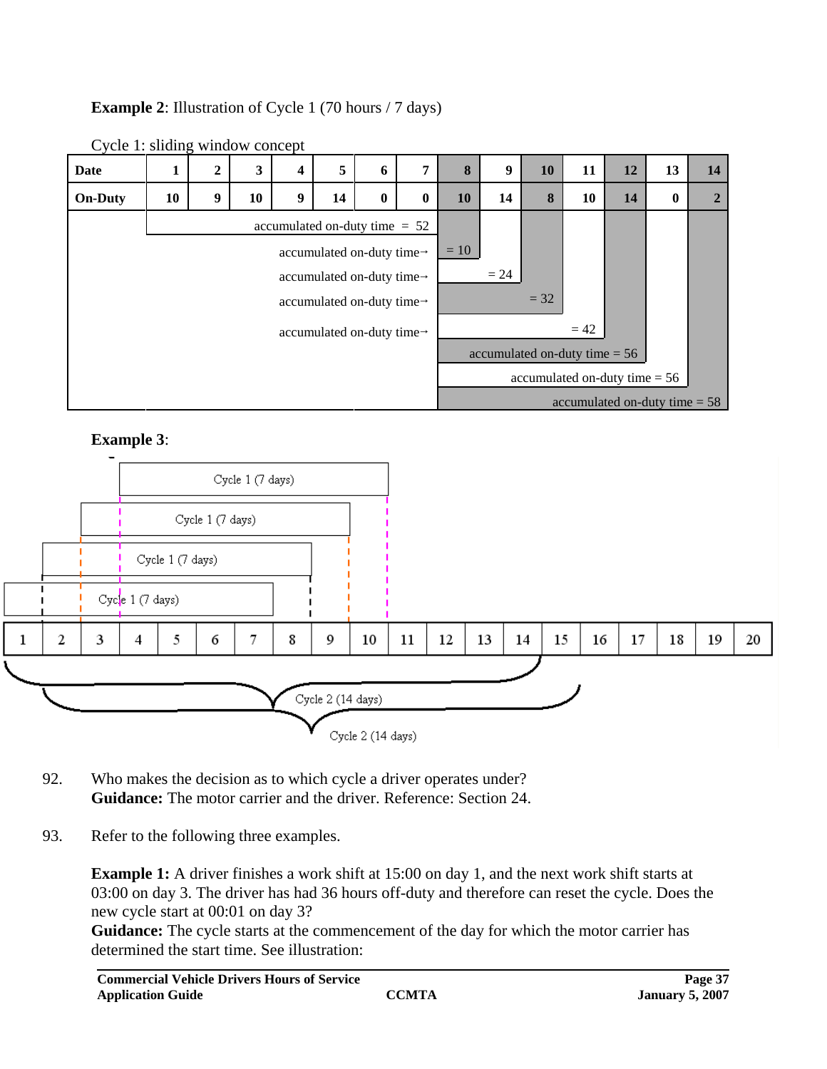**Example 2**: Illustration of Cycle 1 (70 hours / 7 days)

Cycle 1: sliding window concept

| Date | 1 | 2 | 3 | 4 | 5 | 6 | 7 | 8 | 9 | 10 | 11 | 12 | 13 | 14 |
|---|---|---|---|---|---|---|---|---|---|---|---|---|---|---|
| On-Duty | 10 | 9 | 10 | 9 | 14 | 0 | 0 | 10 | 14 | 8 | 10 | 14 | 0 | 2 |

accumulated on-duty time = 52 (days 1–7)

accumulated on-duty time→ = 10

accumulated on-duty time→ = 24

accumulated on-duty time→ = 32

accumulated on-duty time→ = 42

accumulated on-duty time = 56

accumulated on-duty time = 56

accumulated on-duty time = 58

**Example 3**:

Cycle 1 (7 days)

Cycle 1 (7 days)

Cycle 1 (7 days)

Cycle 1 (7 days)

| 1 | 2 | 3 | 4 | 5 | 6 | 7 | 8 | 9 | 10 | 11 | 12 | 13 | 14 | 15 | 16 | 17 | 18 | 19 | 20 |
|---|---|---|---|---|---|---|---|---|---|---|---|---|---|---|---|---|---|---|---|

Cycle 2 (14 days)

Cycle 2 (14 days)

92. Who makes the decision as to which cycle a driver operates under?
**Guidance:** The motor carrier and the driver. Reference: Section 24.

93. Refer to the following three examples.

**Example 1:** A driver finishes a work shift at 15:00 on day 1, and the next work shift starts at 03:00 on day 3. The driver has had 36 hours off-duty and therefore can reset the cycle. Does the new cycle start at 00:01 on day 3?
**Guidance:** The cycle starts at the commencement of the day for which the motor carrier has determined the start time. See illustration: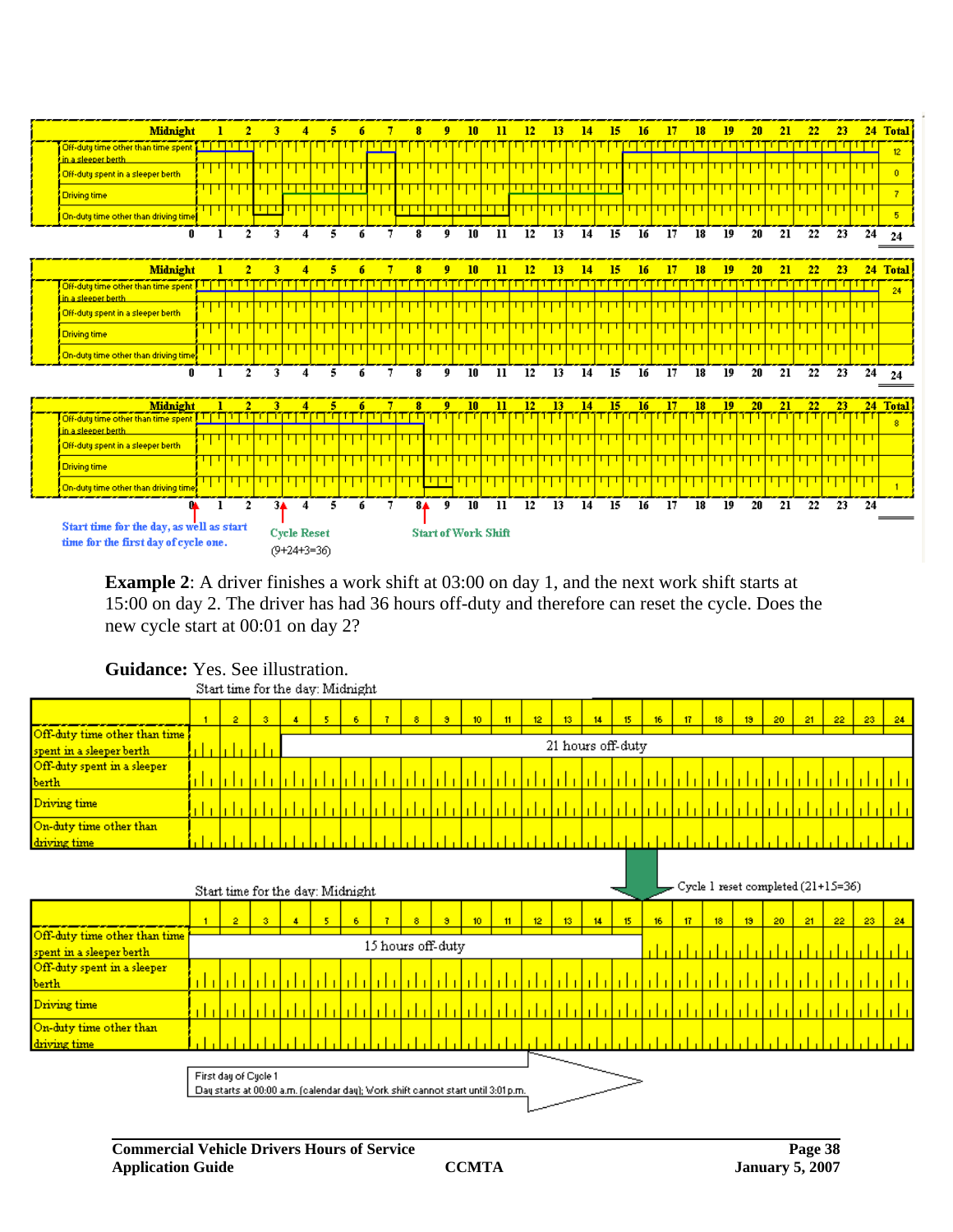| Midnight | 1 | 2 | 3 | 4 | 5 | 6 | 7 | 8 | 9 | 10 | 11 | 12 | 13 | 14 | 15 | 16 | 17 | 18 | 19 | 20 | 21 | 22 | 23 | 24 | Total |
|---|---|---|---|---|---|---|---|---|---|---|---|---|---|---|---|---|---|---|---|---|---|---|---|---|---|
| Off-duty time other than time spent in a sleeper berth | | | | | | | | | | | | | | | | | | | | | | | | | 12 |
| Off-duty spent in a sleeper berth | | | | | | | | | | | | | | | | | | | | | | | | | 0 |
| Driving time | | | | | | | | | | | | | | | | | | | | | | | | | 7 |
| On-duty time other than driving time | | | | | | | | | | | | | | | | | | | | | | | | | 5 |
| | | | | | | | | | | | | | | | | | | | | | | | | | 24 |

| Midnight | 1 | 2 | 3 | 4 | 5 | 6 | 7 | 8 | 9 | 10 | 11 | 12 | 13 | 14 | 15 | 16 | 17 | 18 | 19 | 20 | 21 | 22 | 23 | 24 | Total |
|---|---|---|---|---|---|---|---|---|---|---|---|---|---|---|---|---|---|---|---|---|---|---|---|---|---|
| Off-duty time other than time spent in a sleeper berth | | | | | | | | | | | | | | | | | | | | | | | | | 24 |
| Off-duty spent in a sleeper berth | | | | | | | | | | | | | | | | | | | | | | | | | |
| Driving time | | | | | | | | | | | | | | | | | | | | | | | | | |
| On-duty time other than driving time | | | | | | | | | | | | | | | | | | | | | | | | | |
| | | | | | | | | | | | | | | | | | | | | | | | | | 24 |

| Midnight | 1 | 2 | 3 | 4 | 5 | 6 | 7 | 8 | 9 | 10 | 11 | 12 | 13 | 14 | 15 | 16 | 17 | 18 | 19 | 20 | 21 | 22 | 23 | 24 | Total |
|---|---|---|---|---|---|---|---|---|---|---|---|---|---|---|---|---|---|---|---|---|---|---|---|---|---|
| Off-duty time other than time spent in a sleeper berth | | | | | | | | | | | | | | | | | | | | | | | | | 8 |
| Off-duty spent in a sleeper berth | | | | | | | | | | | | | | | | | | | | | | | | | |
| Driving time | | | | | | | | | | | | | | | | | | | | | | | | | |
| On-duty time other than driving time | | | | | | | | | | | | | | | | | | | | | | | | | 1 |

Start time for the day, as well as start time for the first day of cycle one.

Cycle Reset (9+24+3=36)

Start of Work Shift

**Example 2**: A driver finishes a work shift at 03:00 on day 1, and the next work shift starts at 15:00 on day 2. The driver has had 36 hours off-duty and therefore can reset the cycle. Does the new cycle start at 00:01 on day 2?

**Guidance:** Yes. See illustration.

Start time for the day: Midnight

| | 1 | 2 | 3 | 4 | 5 | 6 | 7 | 8 | 9 | 10 | 11 | 12 | 13 | 14 | 15 | 16 | 17 | 18 | 19 | 20 | 21 | 22 | 23 | 24 |
|---|---|---|---|---|---|---|---|---|---|---|---|---|---|---|---|---|---|---|---|---|---|---|---|---|
| Off-duty time other than time spent in a sleeper berth | | | | 21 hours off-duty | | | | | | | | | | | | | | | | | | | | |
| Off-duty spent in a sleeper berth | | | | | | | | | | | | | | | | | | | | | | | | |
| Driving time | | | | | | | | | | | | | | | | | | | | | | | | |
| On-duty time other than driving time | | | | | | | | | | | | | | | | | | | | | | | | |

Cycle 1 reset completed (21+15=36)

Start time for the day: Midnight

| | 1 | 2 | 3 | 4 | 5 | 6 | 7 | 8 | 9 | 10 | 11 | 12 | 13 | 14 | 15 | 16 | 17 | 18 | 19 | 20 | 21 | 22 | 23 | 24 |
|---|---|---|---|---|---|---|---|---|---|---|---|---|---|---|---|---|---|---|---|---|---|---|---|---|
| Off-duty time other than time spent in a sleeper berth | 15 hours off-duty | | | | | | | | | | | | | | | | | | | | | | | |
| Off-duty spent in a sleeper berth | | | | | | | | | | | | | | | | | | | | | | | | |
| Driving time | | | | | | | | | | | | | | | | | | | | | | | | |
| On-duty time other than driving time | | | | | | | | | | | | | | | | | | | | | | | | |

First day of Cycle 1
Day starts at 00:00 a.m. (calendar day); Work shift cannot start until 3:01 p.m.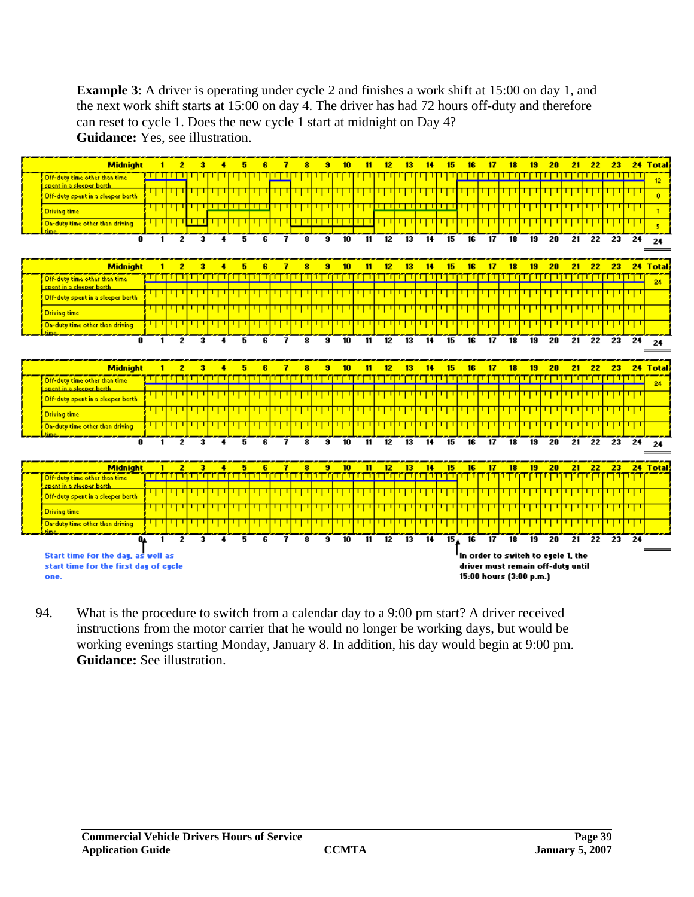**Example 3**: A driver is operating under cycle 2 and finishes a work shift at 15:00 on day 1, and the next work shift starts at 15:00 on day 4. The driver has had 72 hours off-duty and therefore can reset to cycle 1. Does the new cycle 1 start at midnight on Day 4?
**Guidance:** Yes, see illustration.

| Midnight | 1 | 2 | 3 | 4 | 5 | 6 | 7 | 8 | 9 | 10 | 11 | 12 | 13 | 14 | 15 | 16 | 17 | 18 | 19 | 20 | 21 | 22 | 23 | 24 | Total |
|---|---|---|---|---|---|---|---|---|---|---|---|---|---|---|---|---|---|---|---|---|---|---|---|---|---|
| Off-duty time other than time spent in a sleeper berth | | | | | | | | | | | | | | | | | | | | | | | | | 12 |
| Off-duty spent in a sleeper berth | | | | | | | | | | | | | | | | | | | | | | | | | 0 |
| Driving time | | | | | | | | | | | | | | | | | | | | | | | | | 7 |
| On-duty time other than driving time | | | | | | | | | | | | | | | | | | | | | | | | | 5 |
| | | | | | | | | | | | | | | | | | | | | | | | | | 24 |

| Midnight | 1 | 2 | 3 | 4 | 5 | 6 | 7 | 8 | 9 | 10 | 11 | 12 | 13 | 14 | 15 | 16 | 17 | 18 | 19 | 20 | 21 | 22 | 23 | 24 | Total |
|---|---|---|---|---|---|---|---|---|---|---|---|---|---|---|---|---|---|---|---|---|---|---|---|---|---|
| Off-duty time other than time spent in a sleeper berth | | | | | | | | | | | | | | | | | | | | | | | | | 24 |
| Off-duty spent in a sleeper berth | | | | | | | | | | | | | | | | | | | | | | | | | |
| Driving time | | | | | | | | | | | | | | | | | | | | | | | | | |
| On-duty time other than driving time | | | | | | | | | | | | | | | | | | | | | | | | | |
| | | | | | | | | | | | | | | | | | | | | | | | | | 24 |

| Midnight | 1 | 2 | 3 | 4 | 5 | 6 | 7 | 8 | 9 | 10 | 11 | 12 | 13 | 14 | 15 | 16 | 17 | 18 | 19 | 20 | 21 | 22 | 23 | 24 | Total |
|---|---|---|---|---|---|---|---|---|---|---|---|---|---|---|---|---|---|---|---|---|---|---|---|---|---|
| Off-duty time other than time spent in a sleeper berth | | | | | | | | | | | | | | | | | | | | | | | | | 24 |
| Off-duty spent in a sleeper berth | | | | | | | | | | | | | | | | | | | | | | | | | |
| Driving time | | | | | | | | | | | | | | | | | | | | | | | | | |
| On-duty time other than driving time | | | | | | | | | | | | | | | | | | | | | | | | | |
| | | | | | | | | | | | | | | | | | | | | | | | | | 24 |

| Midnight | 1 | 2 | 3 | 4 | 5 | 6 | 7 | 8 | 9 | 10 | 11 | 12 | 13 | 14 | 15 | 16 | 17 | 18 | 19 | 20 | 21 | 22 | 23 | 24 | Total |
|---|---|---|---|---|---|---|---|---|---|---|---|---|---|---|---|---|---|---|---|---|---|---|---|---|---|
| Off-duty time other than time spent in a sleeper berth | | | | | | | | | | | | | | | | | | | | | | | | | |
| Off-duty spent in a sleeper berth | | | | | | | | | | | | | | | | | | | | | | | | | |
| Driving time | | | | | | | | | | | | | | | | | | | | | | | | | |
| On-duty time other than driving time | | | | | | | | | | | | | | | | | | | | | | | | | |

Start time for the day, as well as start time for the first day of cycle one.

In order to switch to cycle 1, the driver must remain off-duty until 15:00 hours (3:00 p.m.)

94. What is the procedure to switch from a calendar day to a 9:00 pm start? A driver received instructions from the motor carrier that he would no longer be working days, but would be working evenings starting Monday, January 8. In addition, his day would begin at 9:00 pm.
**Guidance:** See illustration.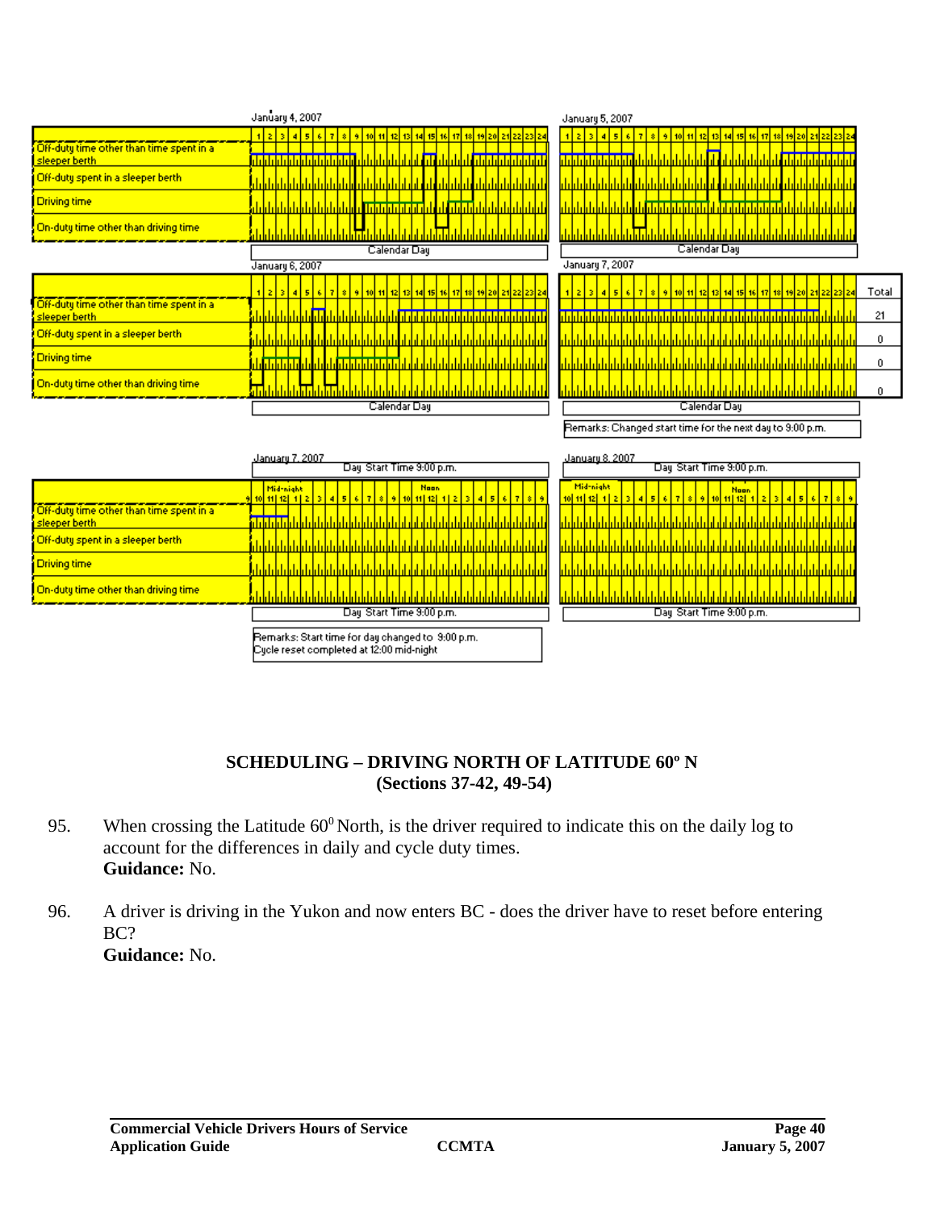January 4, 2007

| | 1 | 2 | 3 | 4 | 5 | 6 | 7 | 8 | 9 | 10 | 11 | 12 | 13 | 14 | 15 | 16 | 17 | 18 | 19 | 20 | 21 | 22 | 23 | 24 |
|---|---|---|---|---|---|---|---|---|---|---|---|---|---|---|---|---|---|---|---|---|---|---|---|---|
| Off-duty time other than time spent in a sleeper berth | | | | | | | | | | | | | | | | | | | | | | | | |
| Off-duty spent in a sleeper berth | | | | | | | | | | | | | | | | | | | | | | | | |
| Driving time | | | | | | | | | | | | | | | | | | | | | | | | |
| On-duty time other than driving time | | | | | | | | | | | | | | | | | | | | | | | | |

Calendar Day

January 5, 2007

| | 1 | 2 | 3 | 4 | 5 | 6 | 7 | 8 | 9 | 10 | 11 | 12 | 13 | 14 | 15 | 16 | 17 | 18 | 19 | 20 | 21 | 22 | 23 | 24 |
|---|---|---|---|---|---|---|---|---|---|---|---|---|---|---|---|---|---|---|---|---|---|---|---|---|
| Off-duty time other than time spent in a sleeper berth | | | | | | | | | | | | | | | | | | | | | | | | |
| Off-duty spent in a sleeper berth | | | | | | | | | | | | | | | | | | | | | | | | |
| Driving time | | | | | | | | | | | | | | | | | | | | | | | | |
| On-duty time other than driving time | | | | | | | | | | | | | | | | | | | | | | | | |

Calendar Day

January 6, 2007

| | 1 | 2 | 3 | 4 | 5 | 6 | 7 | 8 | 9 | 10 | 11 | 12 | 13 | 14 | 15 | 16 | 17 | 18 | 19 | 20 | 21 | 22 | 23 | 24 |
|---|---|---|---|---|---|---|---|---|---|---|---|---|---|---|---|---|---|---|---|---|---|---|---|---|
| Off-duty time other than time spent in a sleeper berth | | | | | | | | | | | | | | | | | | | | | | | | |
| Off-duty spent in a sleeper berth | | | | | | | | | | | | | | | | | | | | | | | | |
| Driving time | | | | | | | | | | | | | | | | | | | | | | | | |
| On-duty time other than driving time | | | | | | | | | | | | | | | | | | | | | | | | |

Calendar Day

January 7, 2007

| | 1 | 2 | 3 | 4 | 5 | 6 | 7 | 8 | 9 | 10 | 11 | 12 | 13 | 14 | 15 | 16 | 17 | 18 | 19 | 20 | 21 | 22 | 23 | 24 | Total |
|---|---|---|---|---|---|---|---|---|---|---|---|---|---|---|---|---|---|---|---|---|---|---|---|---|---|
| Off-duty time other than time spent in a sleeper berth | | | | | | | | | | | | | | | | | | | | | | | | | 21 |
| Off-duty spent in a sleeper berth | | | | | | | | | | | | | | | | | | | | | | | | | 0 |
| Driving time | | | | | | | | | | | | | | | | | | | | | | | | | 0 |
| On-duty time other than driving time | | | | | | | | | | | | | | | | | | | | | | | | | 0 |

Calendar Day

Remarks: Changed start time for the next day to 9:00 p.m.

January 7, 2007 — Day Start Time 9:00 p.m.

| | 9 | 10 | 11 | 12 (Mid-night) | 1 | 2 | 3 | 4 | 5 | 6 | 7 | 8 | 9 | 10 | 11 | 12 (Noon) | 1 | 2 | 3 | 4 | 5 | 6 | 7 | 8 | 9 |
|---|---|---|---|---|---|---|---|---|---|---|---|---|---|---|---|---|---|---|---|---|---|---|---|---|---|
| Off-duty time other than time spent in a sleeper berth | | | | | | | | | | | | | | | | | | | | | | | | | |
| Off-duty spent in a sleeper berth | | | | | | | | | | | | | | | | | | | | | | | | | |
| Driving time | | | | | | | | | | | | | | | | | | | | | | | | | |
| On-duty time other than driving time | | | | | | | | | | | | | | | | | | | | | | | | | |

Day Start Time 9:00 p.m.

Remarks: Start time for day changed to 9:00 p.m.
Cycle reset completed at 12:00 mid-night

January 8, 2007 — Day Start Time 9:00 p.m.

| | 10 | 11 | 12 (Mid-night) | 1 | 2 | 3 | 4 | 5 | 6 | 7 | 8 | 9 | 10 | 11 | 12 (Noon) | 1 | 2 | 3 | 4 | 5 | 6 | 7 | 8 | 9 |
|---|---|---|---|---|---|---|---|---|---|---|---|---|---|---|---|---|---|---|---|---|---|---|---|---|
| Off-duty time other than time spent in a sleeper berth | | | | | | | | | | | | | | | | | | | | | | | | |
| Off-duty spent in a sleeper berth | | | | | | | | | | | | | | | | | | | | | | | | |
| Driving time | | | | | | | | | | | | | | | | | | | | | | | | |
| On-duty time other than driving time | | | | | | | | | | | | | | | | | | | | | | | | |

Day Start Time 9:00 p.m.

## SCHEDULING – DRIVING NORTH OF LATITUDE 60º N
## (Sections 37-42, 49-54)

95. When crossing the Latitude 60[0] North, is the driver required to indicate this on the daily log to account for the differences in daily and cycle duty times.
**Guidance:** No.

96. A driver is driving in the Yukon and now enters BC - does the driver have to reset before entering BC?
**Guidance:** No.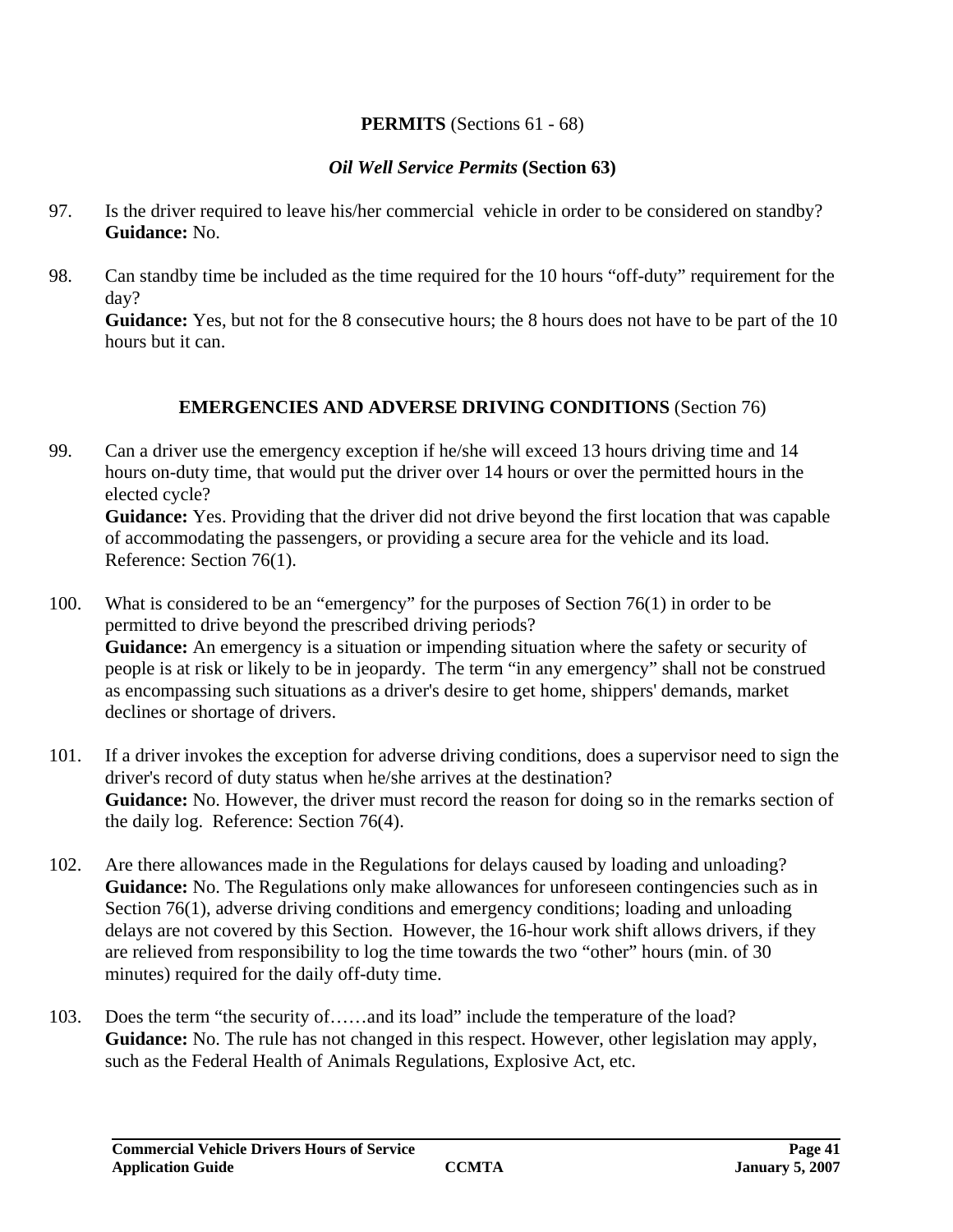## **PERMITS** (Sections 61 - 68)

### *Oil Well Service Permits* **(Section 63)**

97. Is the driver required to leave his/her commercial vehicle in order to be considered on standby?
**Guidance:** No.

98. Can standby time be included as the time required for the 10 hours "off-duty" requirement for the day?
**Guidance:** Yes, but not for the 8 consecutive hours; the 8 hours does not have to be part of the 10 hours but it can.

## **EMERGENCIES AND ADVERSE DRIVING CONDITIONS** (Section 76)

99. Can a driver use the emergency exception if he/she will exceed 13 hours driving time and 14 hours on-duty time, that would put the driver over 14 hours or over the permitted hours in the elected cycle?
**Guidance:** Yes. Providing that the driver did not drive beyond the first location that was capable of accommodating the passengers, or providing a secure area for the vehicle and its load. Reference: Section 76(1).

100. What is considered to be an "emergency" for the purposes of Section 76(1) in order to be permitted to drive beyond the prescribed driving periods?
**Guidance:** An emergency is a situation or impending situation where the safety or security of people is at risk or likely to be in jeopardy. The term "in any emergency" shall not be construed as encompassing such situations as a driver's desire to get home, shippers' demands, market declines or shortage of drivers.

101. If a driver invokes the exception for adverse driving conditions, does a supervisor need to sign the driver's record of duty status when he/she arrives at the destination?
**Guidance:** No. However, the driver must record the reason for doing so in the remarks section of the daily log. Reference: Section 76(4).

102. Are there allowances made in the Regulations for delays caused by loading and unloading?
**Guidance:** No. The Regulations only make allowances for unforeseen contingencies such as in Section 76(1), adverse driving conditions and emergency conditions; loading and unloading delays are not covered by this Section. However, the 16-hour work shift allows drivers, if they are relieved from responsibility to log the time towards the two "other" hours (min. of 30 minutes) required for the daily off-duty time.

103. Does the term "the security of……and its load" include the temperature of the load?
**Guidance:** No. The rule has not changed in this respect. However, other legislation may apply, such as the Federal Health of Animals Regulations, Explosive Act, etc.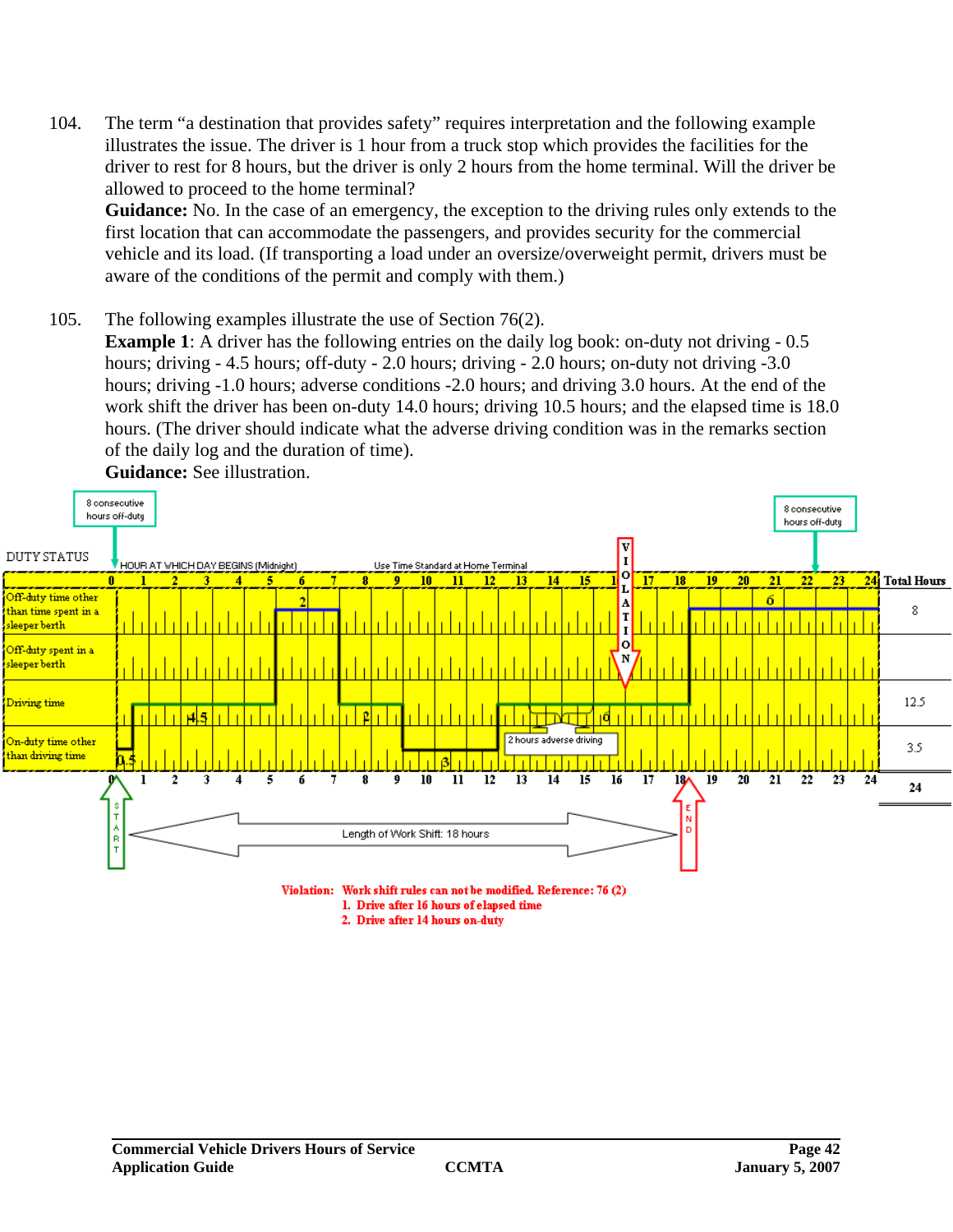104. The term “a destination that provides safety” requires interpretation and the following example illustrates the issue. The driver is 1 hour from a truck stop which provides the facilities for the driver to rest for 8 hours, but the driver is only 2 hours from the home terminal. Will the driver be allowed to proceed to the home terminal?
**Guidance:** No. In the case of an emergency, the exception to the driving rules only extends to the first location that can accommodate the passengers, and provides security for the commercial vehicle and its load. (If transporting a load under an oversize/overweight permit, drivers must be aware of the conditions of the permit and comply with them.)

105. The following examples illustrate the use of Section 76(2).
**Example 1**: A driver has the following entries on the daily log book: on-duty not driving - 0.5 hours; driving - 4.5 hours; off-duty - 2.0 hours; driving - 2.0 hours; on-duty not driving -3.0 hours; driving -1.0 hours; adverse conditions -2.0 hours; and driving 3.0 hours. At the end of the work shift the driver has been on-duty 14.0 hours; driving 10.5 hours; and the elapsed time is 18.0 hours. (The driver should indicate what the adverse driving condition was in the remarks section of the daily log and the duration of time).
**Guidance:** See illustration.

8 consecutive hours off-duty | 8 consecutive hours off-duty

DUTY STATUS — HOUR AT WHICH DAY BEGINS (Midnight) — Use Time Standard at Home Terminal

| Duty Status | Entries | Total Hours |
|---|---|---|
| Off-duty time other than time spent in a sleeper berth | 2, 6 | 8 |
| Off-duty spent in a sleeper berth | | |
| Driving time | 4.5, 2, 6 | 12.5 |
| On-duty time other than driving time | 0.5, 3 | 3.5 |
| | | 24 |

2 hours adverse driving

VIOLATION

START — Length of Work Shift: 18 hours — END

**Violation: Work shift rules can not be modified. Reference: 76 (2)**
1. **Drive after 16 hours of elapsed time**
2. **Drive after 14 hours on-duty**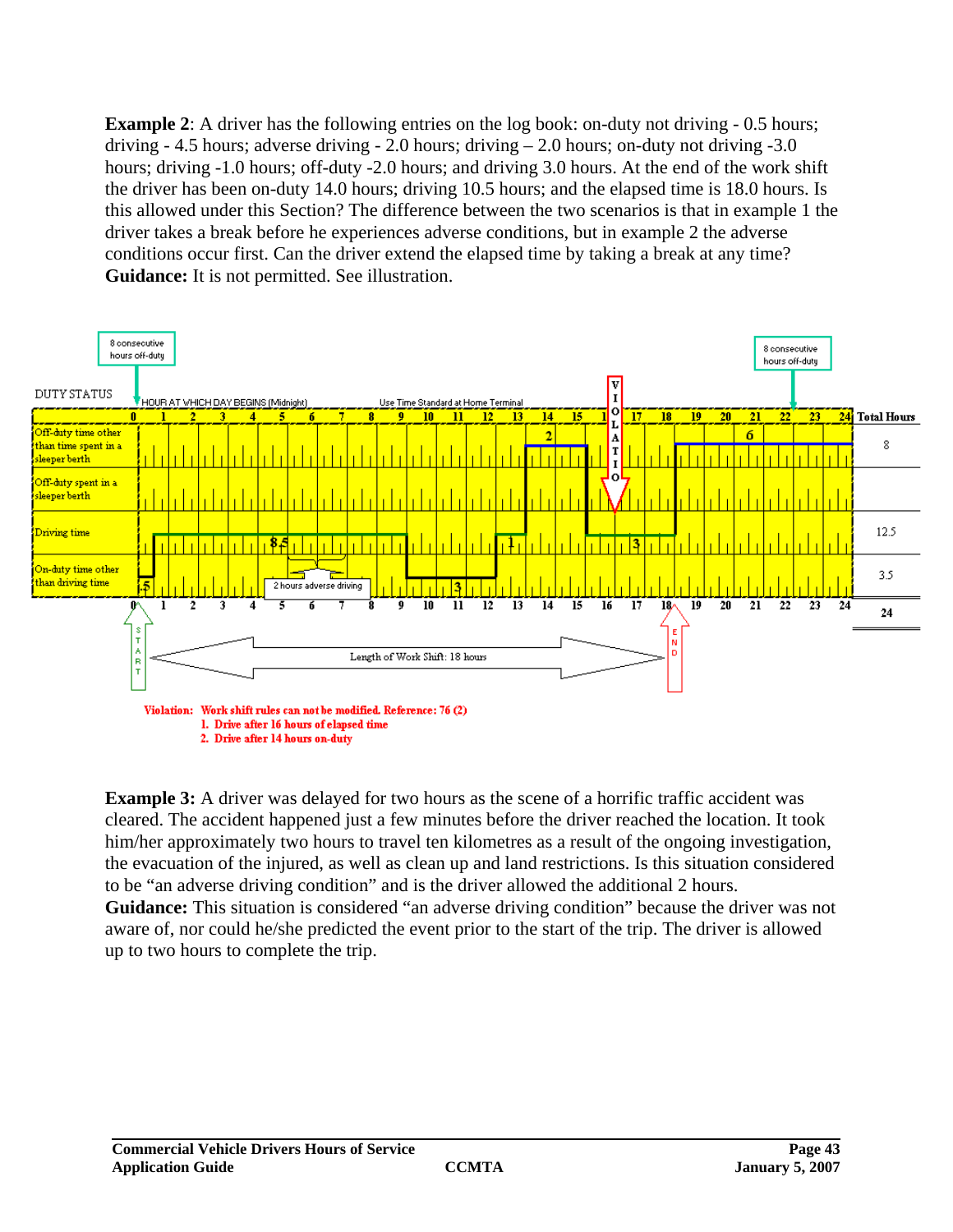**Example 2**: A driver has the following entries on the log book: on-duty not driving - 0.5 hours; driving - 4.5 hours; adverse driving - 2.0 hours; driving – 2.0 hours; on-duty not driving -3.0 hours; driving -1.0 hours; off-duty -2.0 hours; and driving 3.0 hours. At the end of the work shift the driver has been on-duty 14.0 hours; driving 10.5 hours; and the elapsed time is 18.0 hours. Is this allowed under this Section? The difference between the two scenarios is that in example 1 the driver takes a break before he experiences adverse conditions, but in example 2 the adverse conditions occur first. Can the driver extend the elapsed time by taking a break at any time?
**Guidance:** It is not permitted. See illustration.

8 consecutive hours off-duty

8 consecutive hours off-duty

DUTY STATUS — HOUR AT WHICH DAY BEGINS (Midnight) — Use Time Standard at Home Terminal

| Duty Status | Total Hours |
|---|---|
| Off-duty time other than time spent in a sleeper berth | 8 |
| Off-duty spent in a sleeper berth | |
| Driving time | 12.5 |
| On-duty time other than driving time | 3.5 |
| | 24 |

2 hours adverse driving

VIOLATION

START — Length of Work Shift: 18 hours — END

**Violation: Work shift rules can not be modified. Reference: 76 (2)**
1. **Drive after 16 hours of elapsed time**
2. **Drive after 14 hours on-duty**

**Example 3:** A driver was delayed for two hours as the scene of a horrific traffic accident was cleared. The accident happened just a few minutes before the driver reached the location. It took him/her approximately two hours to travel ten kilometres as a result of the ongoing investigation, the evacuation of the injured, as well as clean up and land restrictions. Is this situation considered to be "an adverse driving condition" and is the driver allowed the additional 2 hours.
**Guidance:** This situation is considered "an adverse driving condition" because the driver was not aware of, nor could he/she predicted the event prior to the start of the trip. The driver is allowed up to two hours to complete the trip.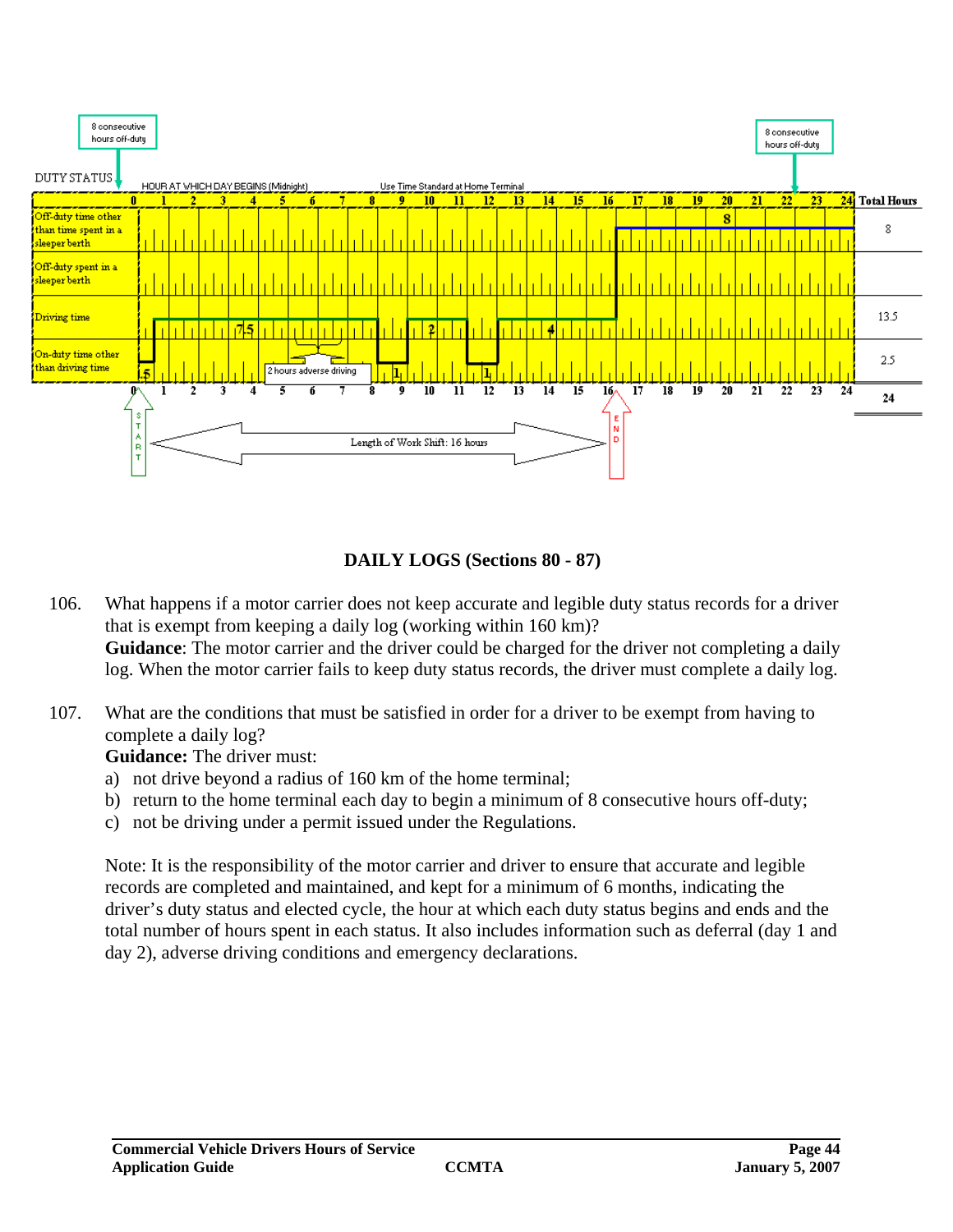| DUTY STATUS | Total Hours |
|---|---|
| Off-duty time other than time spent in a sleeper berth | 8 |
| Off-duty spent in a sleeper berth | |
| Driving time | 13.5 |
| On-duty time other than driving time | 2.5 |
| | 24 |

8 consecutive hours off-duty

HOUR AT WHICH DAY BEGINS (Midnight)

Use Time Standard at Home Terminal

2 hours adverse driving

START

END

Length of Work Shift: 16 hours

## DAILY LOGS (Sections 80 - 87)

106. What happens if a motor carrier does not keep accurate and legible duty status records for a driver that is exempt from keeping a daily log (working within 160 km)?
**Guidance**: The motor carrier and the driver could be charged for the driver not completing a daily log. When the motor carrier fails to keep duty status records, the driver must complete a daily log.

107. What are the conditions that must be satisfied in order for a driver to be exempt from having to complete a daily log?
**Guidance:** The driver must:
a) not drive beyond a radius of 160 km of the home terminal;
b) return to the home terminal each day to begin a minimum of 8 consecutive hours off-duty;
c) not be driving under a permit issued under the Regulations.

Note: It is the responsibility of the motor carrier and driver to ensure that accurate and legible records are completed and maintained, and kept for a minimum of 6 months, indicating the driver's duty status and elected cycle, the hour at which each duty status begins and ends and the total number of hours spent in each status. It also includes information such as deferral (day 1 and day 2), adverse driving conditions and emergency declarations.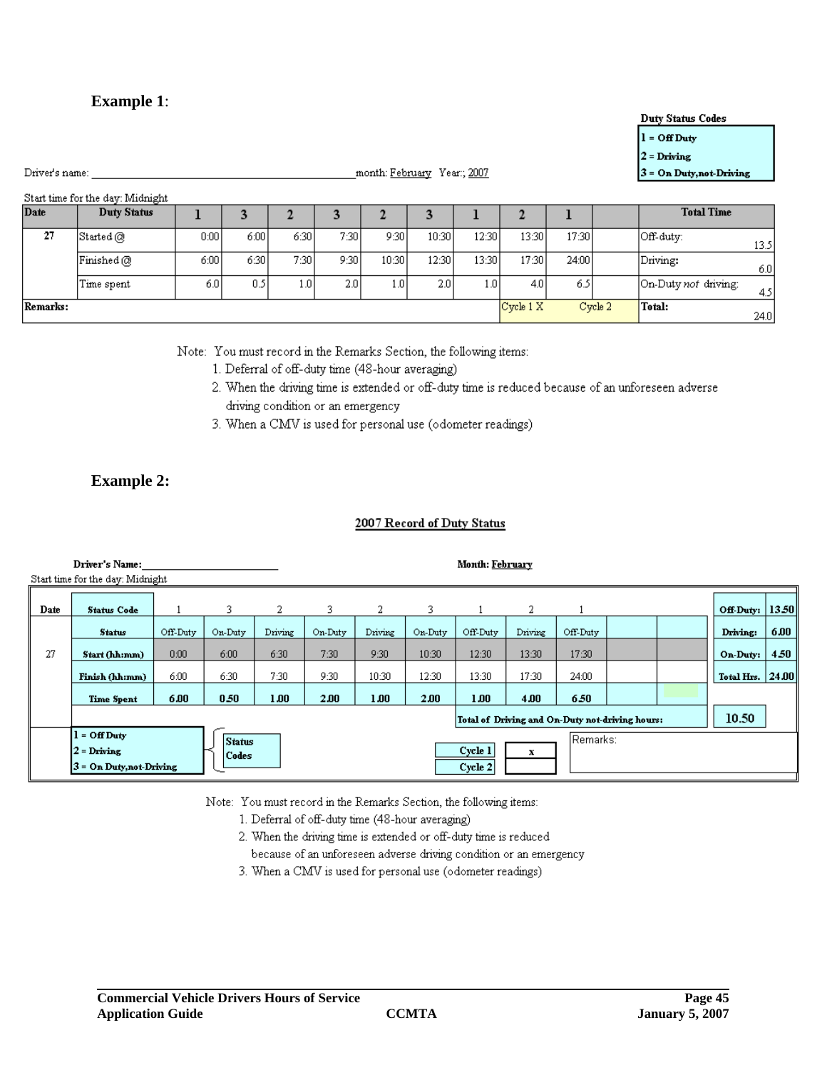**Example 1**:

| Duty Status Codes |
|---|
| 1 = Off Duty |
| 2 = Driving |
| 3 = On Duty,not-Driving |

Driver's name: _______________________________ month: February Year:, 2007

Start time for the day: Midnight

| Date | Duty Status | 1 | 3 | 2 | 3 | 2 | 3 | 1 | 2 | 1 | | Total Time | |
|---|---|---|---|---|---|---|---|---|---|---|---|---|---|
| 27 | Started @ | 0:00 | 6:00 | 6:30 | 7:30 | 9:30 | 10:30 | 12:30 | 13:30 | 17:30 | | Off-duty: | 13.5 |
| | Finished @ | 6:00 | 6:30 | 7:30 | 9:30 | 10:30 | 12:30 | 13:30 | 17:30 | 24:00 | | Driving: | 6.0 |
| | Time spent | 6.0 | 0.5 | 1.0 | 2.0 | 1.0 | 2.0 | 1.0 | 4.0 | 6.5 | | On-Duty *not* driving: | 4.5 |
| Remarks: | | | | | | | | | Cycle 1 X | Cycle 2 | | Total: | 24.0 |

Note: You must record in the Remarks Section, the following items:

1. Deferral of off-duty time (48-hour averaging)
2. When the driving time is extended or off-duty time is reduced because of an unforeseen adverse driving condition or an emergency
3. When a CMV is used for personal use (odometer readings)

**Example 2:**

**2007 Record of Duty Status**

**Driver's Name:**_______________________ **Month: February**

Start time for the day: Midnight

| Date | Status Code | 1 | 3 | 2 | 3 | 2 | 3 | 1 | 2 | 1 | | | Off-Duty: | 13.50 |
|---|---|---|---|---|---|---|---|---|---|---|---|---|---|---|
| | Status | Off-Duty | On-Duty | Driving | On-Duty | Driving | On-Duty | Off-Duty | Driving | Off-Duty | | | Driving: | 6.00 |
| 27 | Start (hh:mm) | 0:00 | 6:00 | 6:30 | 7:30 | 9:30 | 10:30 | 12:30 | 13:30 | 17:30 | | | On-Duty: | 4.50 |
| | Finish (hh:mm) | 6:00 | 6:30 | 7:30 | 9:30 | 10:30 | 12:30 | 13:30 | 17:30 | 24:00 | | | Total Hrs. | 24.00 |
| | Time Spent | 6.00 | 0.50 | 1.00 | 2.00 | 1.00 | 2.00 | 1.00 | 4.00 | 6.50 | | | | |
| | | | | | | | | Total of Driving and On-Duty not-driving hours: | | | | | 10.50 | |

| Status Codes | |
|---|---|
| 1 = Off Duty | Cycle 1: x |
| 2 = Driving | Cycle 2: |
| 3 = On Duty,not-Driving | Remarks: |

Note: You must record in the Remarks Section, the following items:

1. Deferral of off-duty time (48-hour averaging)
2. When the driving time is extended or off-duty time is reduced because of an unforeseen adverse driving condition or an emergency
3. When a CMV is used for personal use (odometer readings)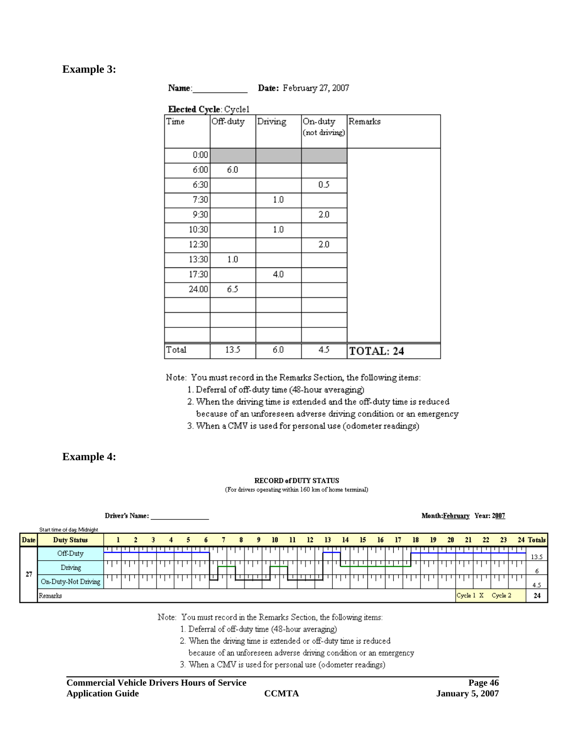**Example 3:**

**Name:**\_\_\_\_\_\_\_\_\_\_\_\_ **Date:** February 27, 2007

**Elected Cycle**: Cycle1

| Time | Off-duty | Driving | On-duty (not driving) | Remarks |
|---|---|---|---|---|
| 0:00 | | | | |
| 6:00 | 6.0 | | | |
| 6:30 | | | 0.5 | |
| 7:30 | | 1.0 | | |
| 9:30 | | | 2.0 | |
| 10:30 | | 1.0 | | |
| 12:30 | | | 2.0 | |
| 13:30 | 1.0 | | | |
| 17:30 | | 4.0 | | |
| 24.00 | 6.5 | | | |
| | | | | |
| | | | | |
| | | | | |
| Total | 13.5 | 6.0 | 4.5 | **TOTAL: 24** |

Note: You must record in the Remarks Section, the following items:

1. Deferral of off-duty time (48-hour averaging)
2. When the driving time is extended and the off-duty time is reduced because of an unforeseen adverse driving condition or an emergency
3. When a CMV is used for personal use (odometer readings)

**Example 4:**

**RECORD of DUTY STATUS**
(For drivers operating within 160 km of home terminal)

**Driver's Name:** \_\_\_\_\_\_\_\_\_\_\_\_\_\_\_\_ **Month:** February **Year:** 2007

Start time of day: Midnight

| Date | Duty Status | 1 2 3 4 5 6 7 8 9 10 11 12 13 14 15 16 17 18 19 20 21 22 23 24 | Totals |
|---|---|---|---|
| 27 | Off-Duty | | 13.5 |
| | Driving | | 6 |
| | On-Duty-Not Driving | | 4.5 |
| | Remarks | Cycle 1 X Cycle 2 | 24 |

Note: You must record in the Remarks Section, the following items:

1. Deferral of off-duty time (48-hour averaging)
2. When the driving time is extended or off-duty time is reduced because of an unforeseen adverse driving condition or an emergency
3. When a CMV is used for personal use (odometer readings)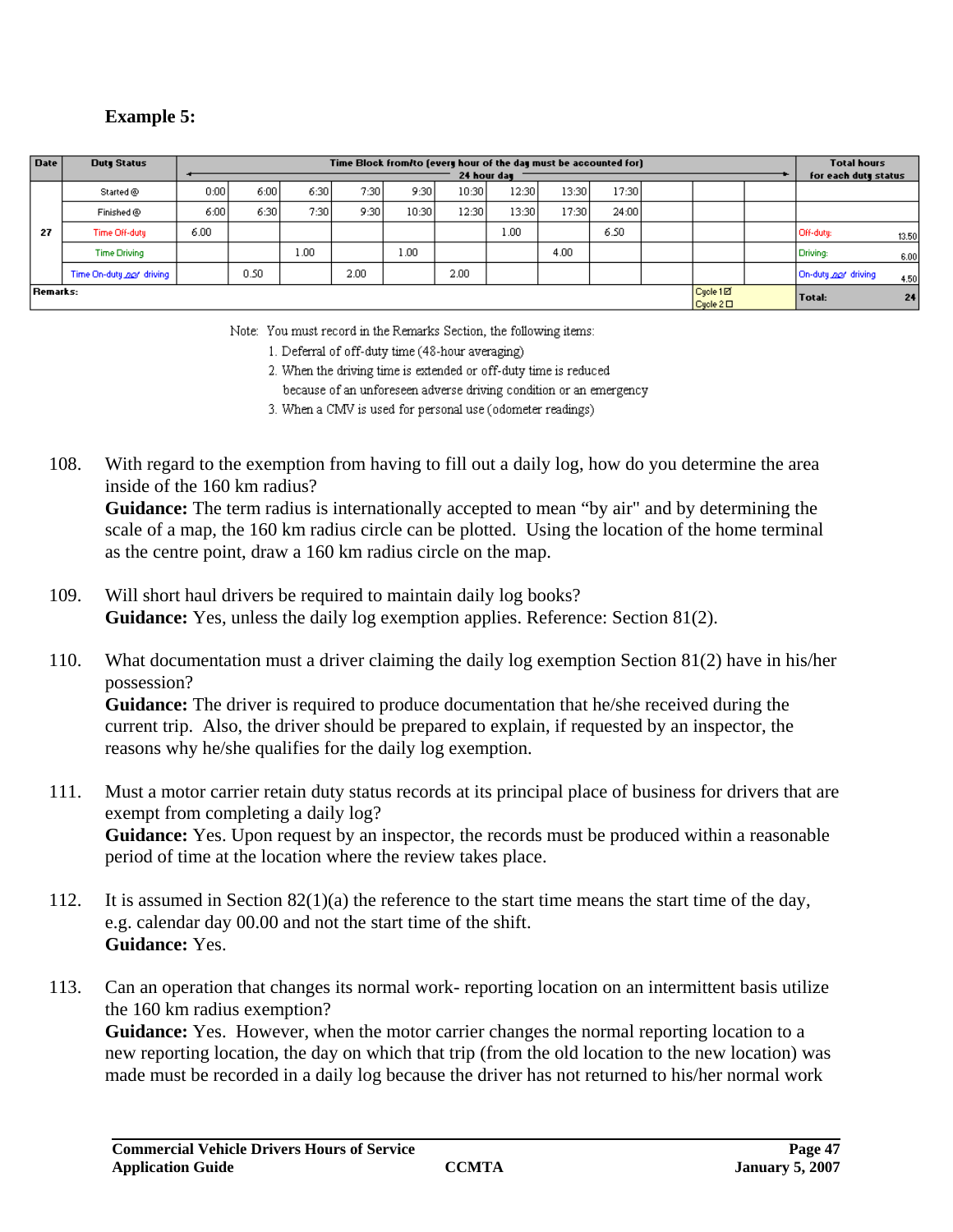**Example 5:**

| Date | Duty Status | Time Block from/to (every hour of the day must be accounted for) ← 24 hour day → | | | | | | | | | | | | Total hours for each duty status |
|---|---|---|---|---|---|---|---|---|---|---|---|---|---|---|
| 27 | Started @ | 0:00 | 6:00 | 6:30 | 7:30 | 9:30 | 10:30 | 12:30 | 13:30 | 17:30 | | | | |
| | Finished @ | 6:00 | 6:30 | 7:30 | 9:30 | 10:30 | 12:30 | 13:30 | 17:30 | 24:00 | | | | |
| | Time Off-duty | 6.00 | | | | | | 1.00 | | 6.50 | | | | Off-duty: 13.50 |
| | Time Driving | | | 1.00 | | 1.00 | | | 4.00 | | | | | Driving: 6.00 |
| | Time On-duty not driving | | 0.50 | | 2.00 | | 2.00 | | | | | | | On-duty not driving 4.50 |
| Remarks: | | | | | | | | | | | | Cycle 1 ☑ Cycle 2 ☐ | | Total: 24 |

Note: You must record in the Remarks Section, the following items:

1. Deferral of off-duty time (48-hour averaging)
2. When the driving time is extended or off-duty time is reduced because of an unforeseen adverse driving condition or an emergency
3. When a CMV is used for personal use (odometer readings)

108. With regard to the exemption from having to fill out a daily log, how do you determine the area inside of the 160 km radius?
**Guidance:** The term radius is internationally accepted to mean "by air" and by determining the scale of a map, the 160 km radius circle can be plotted. Using the location of the home terminal as the centre point, draw a 160 km radius circle on the map.

109. Will short haul drivers be required to maintain daily log books?
**Guidance:** Yes, unless the daily log exemption applies. Reference: Section 81(2).

110. What documentation must a driver claiming the daily log exemption Section 81(2) have in his/her possession?
**Guidance:** The driver is required to produce documentation that he/she received during the current trip. Also, the driver should be prepared to explain, if requested by an inspector, the reasons why he/she qualifies for the daily log exemption.

111. Must a motor carrier retain duty status records at its principal place of business for drivers that are exempt from completing a daily log?
**Guidance:** Yes. Upon request by an inspector, the records must be produced within a reasonable period of time at the location where the review takes place.

112. It is assumed in Section 82(1)(a) the reference to the start time means the start time of the day, e.g. calendar day 00.00 and not the start time of the shift.
**Guidance:** Yes.

113. Can an operation that changes its normal work- reporting location on an intermittent basis utilize the 160 km radius exemption?
**Guidance:** Yes. However, when the motor carrier changes the normal reporting location to a new reporting location, the day on which that trip (from the old location to the new location) was made must be recorded in a daily log because the driver has not returned to his/her normal work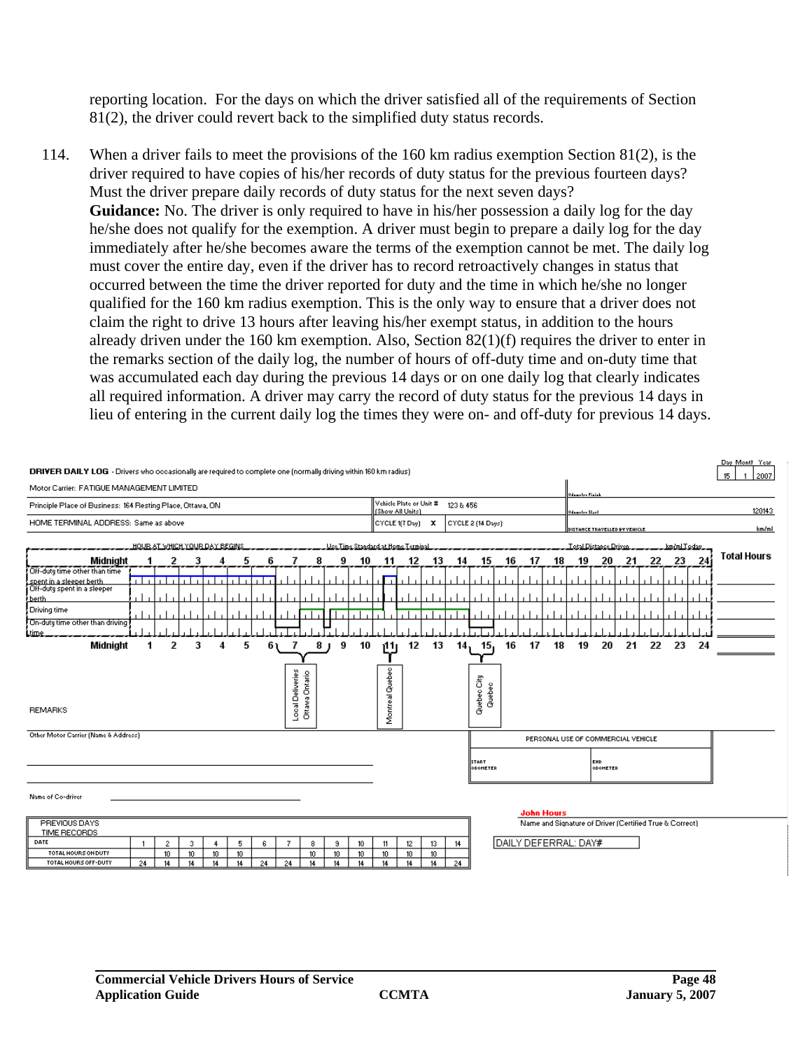reporting location. For the days on which the driver satisfied all of the requirements of Section 81(2), the driver could revert back to the simplified duty status records.

114. When a driver fails to meet the provisions of the 160 km radius exemption Section 81(2), is the driver required to have copies of his/her records of duty status for the previous fourteen days? Must the driver prepare daily records of duty status for the next seven days?
**Guidance:** No. The driver is only required to have in his/her possession a daily log for the day he/she does not qualify for the exemption. A driver must begin to prepare a daily log for the day immediately after he/she becomes aware the terms of the exemption cannot be met. The daily log must cover the entire day, even if the driver has to record retroactively changes in status that occurred between the time the driver reported for duty and the time in which he/she no longer qualified for the 160 km radius exemption. This is the only way to ensure that a driver does not claim the right to drive 13 hours after leaving his/her exempt status, in addition to the hours already driven under the 160 km exemption. Also, Section 82(1)(f) requires the driver to enter in the remarks section of the daily log, the number of hours of off-duty time and on-duty time that was accumulated each day during the previous 14 days or on one daily log that clearly indicates all required information. A driver may carry the record of duty status for the previous 14 days in lieu of entering in the current daily log the times they were on- and off-duty for previous 14 days.

**DRIVER DAILY LOG** - Drivers who occasionally are required to complete one (normally driving within 160 km radius)

Day Month Year: 15 | 1 | 2007

Motor Carrier: FATIGUE MANAGEMENT LIMITED

Principle Place of Business: 164 Resting Place, Ottawa, ON

HOME TERMINAL ADDRESS: Same as above

Vehicle Plate or Unit # (Show All Units): 123 & 456

CYCLE 1 (7 Day) X | CYCLE 2 (14 Days)

Odometer Finish:
Odometer Start: 120143
DISTANCE TRAVELLED BY VEHICLE: km/mi

HOUR AT WHICH YOUR DAY BEGINS | Use Time Standard at Home Terminal | Total Distance Driven km/mi Today

| Midnight – 24 | Total Hours |
|---|---|
| Off-duty time other than time spent in a sleeper berth | |
| Off-duty spent in a sleeper berth | |
| Driving time | |
| On-duty time other than driving time | |

REMARKS: Local Deliveries Ottawa Ontario (approx. 6:45–8:15); Montreal Quebec (approx. 11:00); Quebec City Quebec (approx. 14:30–15:15)

Other Motor Carrier (Name & Address)

Name of Co-driver

PERSONAL USE OF COMMERCIAL VEHICLE — START ODOMETER | END ODOMETER

John Hours
Name and Signature of Driver (Certified True & Correct)

DAILY DEFERRAL: DAY#

PREVIOUS DAYS TIME RECORDS

| DATE | 1 | 2 | 3 | 4 | 5 | 6 | 7 | 8 | 9 | 10 | 11 | 12 | 13 | 14 |
|---|---|---|---|---|---|---|---|---|---|---|---|---|---|---|
| TOTAL HOURS ON DUTY | | 10 | 10 | 10 | 10 | | | 10 | 10 | 10 | 10 | 10 | 10 | |
| TOTAL HOURS OFF-DUTY | 24 | 14 | 14 | 14 | 14 | 24 | 24 | 14 | 14 | 14 | 14 | 14 | 14 | 24 |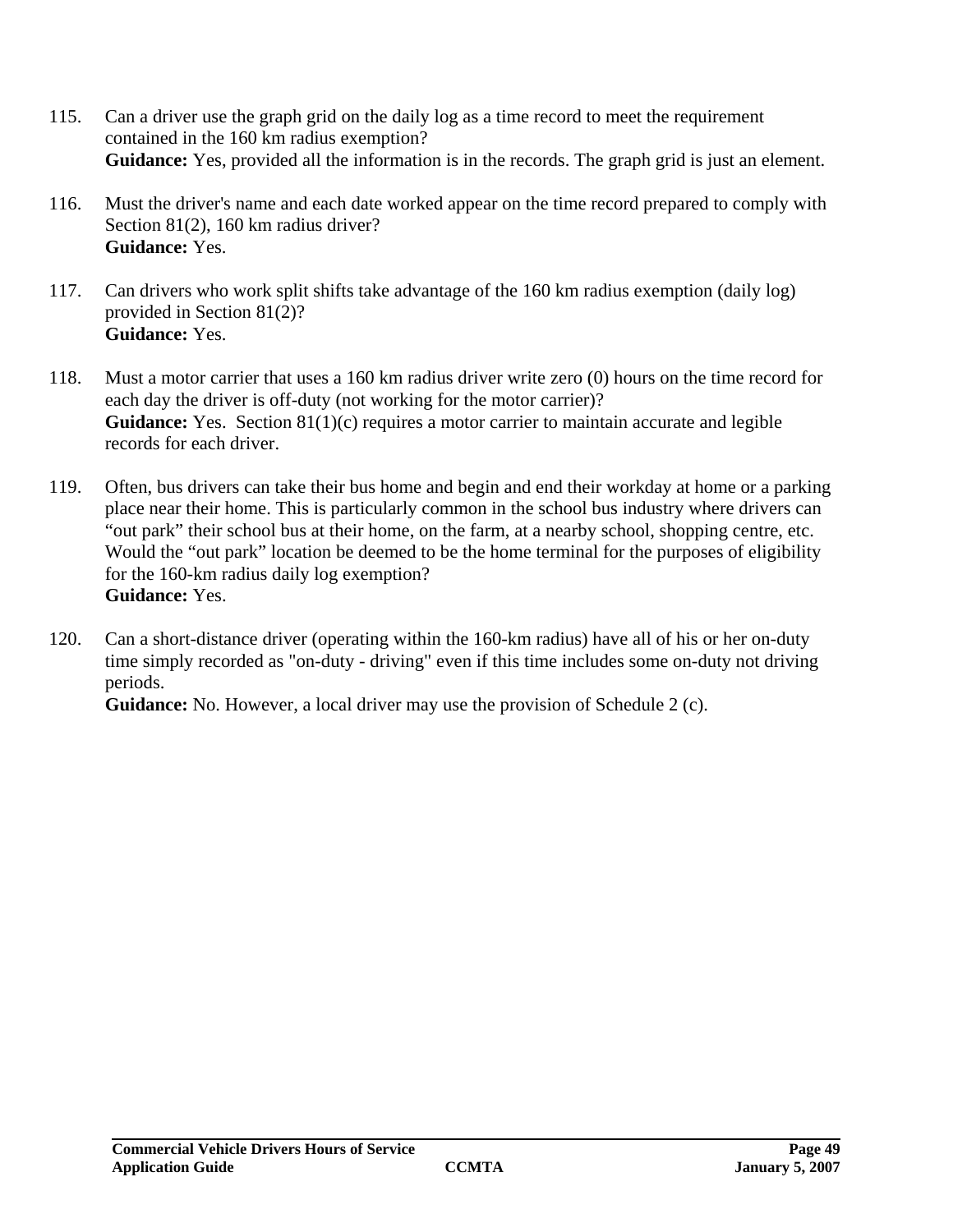115. Can a driver use the graph grid on the daily log as a time record to meet the requirement contained in the 160 km radius exemption?
**Guidance:** Yes, provided all the information is in the records. The graph grid is just an element.

116. Must the driver's name and each date worked appear on the time record prepared to comply with Section 81(2), 160 km radius driver?
**Guidance:** Yes.

117. Can drivers who work split shifts take advantage of the 160 km radius exemption (daily log) provided in Section 81(2)?
**Guidance:** Yes.

118. Must a motor carrier that uses a 160 km radius driver write zero (0) hours on the time record for each day the driver is off-duty (not working for the motor carrier)?
**Guidance:** Yes. Section 81(1)(c) requires a motor carrier to maintain accurate and legible records for each driver.

119. Often, bus drivers can take their bus home and begin and end their workday at home or a parking place near their home. This is particularly common in the school bus industry where drivers can "out park" their school bus at their home, on the farm, at a nearby school, shopping centre, etc. Would the "out park" location be deemed to be the home terminal for the purposes of eligibility for the 160-km radius daily log exemption?
**Guidance:** Yes.

120. Can a short-distance driver (operating within the 160-km radius) have all of his or her on-duty time simply recorded as "on-duty - driving" even if this time includes some on-duty not driving periods.
**Guidance:** No. However, a local driver may use the provision of Schedule 2 (c).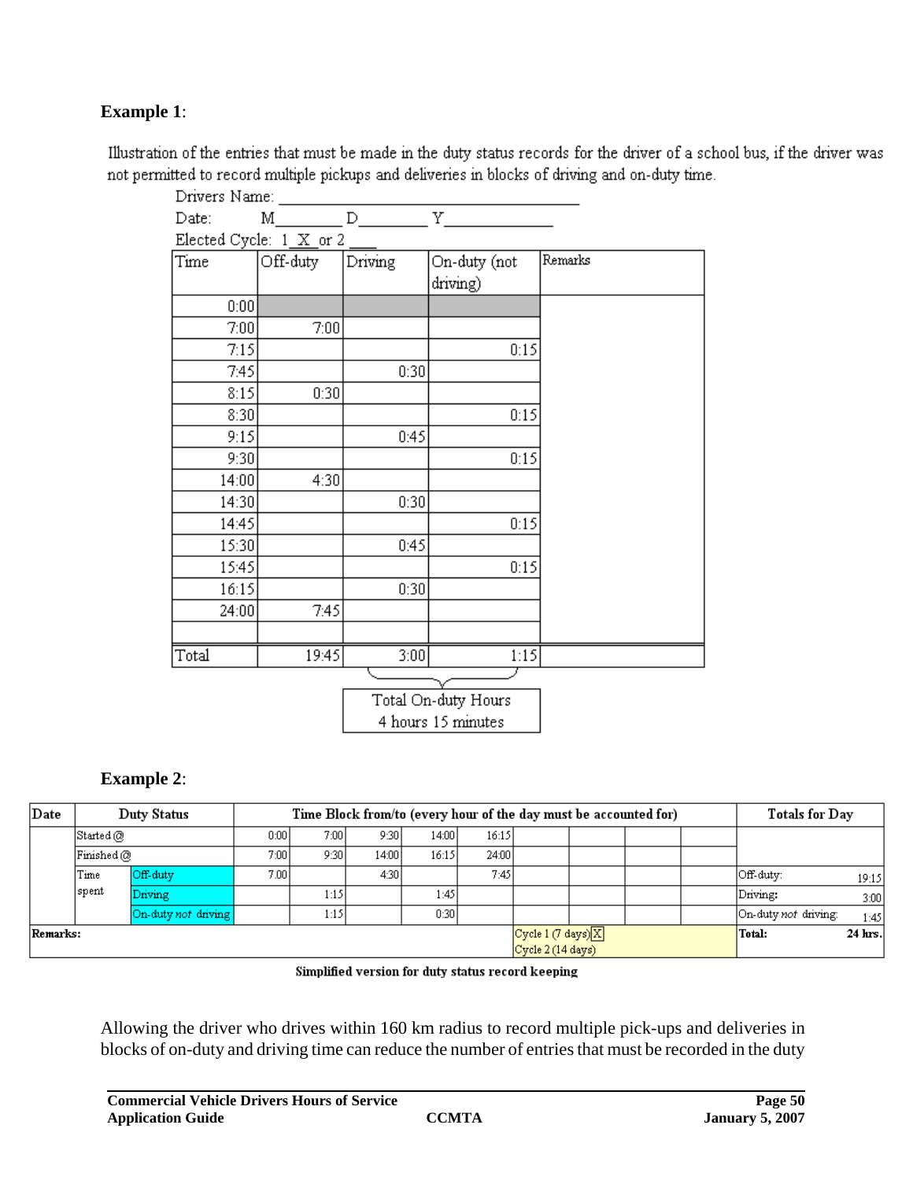**Example 1**:

Illustration of the entries that must be made in the duty status records for the driver of a school bus, if the driver was not permitted to record multiple pickups and deliveries in blocks of driving and on-duty time.

Drivers Name: ______________________

Date: M________ D________ Y____________

Elected Cycle: 1_X_or 2 ___

| Time | Off-duty | Driving | On-duty (not driving) | Remarks |
|---|---|---|---|---|
| 0:00 | | | | |
| 7:00 | 7:00 | | | |
| 7:15 | | | 0:15 | |
| 7:45 | | 0:30 | | |
| 8:15 | 0:30 | | | |
| 8:30 | | | 0:15 | |
| 9:15 | | 0:45 | | |
| 9:30 | | | 0:15 | |
| 14:00 | 4:30 | | | |
| 14:30 | | 0:30 | | |
| 14:45 | | | 0:15 | |
| 15:30 | | 0:45 | | |
| 15:45 | | | 0:15 | |
| 16:15 | | 0:30 | | |
| 24:00 | 7:45 | | | |
| | | | | |
| Total | 19:45 | 3:00 | 1:15 | |

Total On-duty Hours
4 hours 15 minutes

**Example 2**:

| Date | Duty Status | | Time Block from/to (every hour of the day must be accounted for) | | | | | | | | | Totals for Day | |
|---|---|---|---|---|---|---|---|---|---|---|---|---|---|
| | Started @ | | 0:00 | 7:00 | 9:30 | 14:00 | 16:15 | | | | | | |
| | Finished @ | | 7:00 | 9:30 | 14:00 | 16:15 | 24:00 | | | | | | |
| | Time spent | Off-duty | 7:00 | | 4:30 | | 7:45 | | | | | Off-duty: | 19:15 |
| | | Driving | | 1:15 | | 1:45 | | | | | | Driving: | 3:00 |
| | | On-duty *not* driving | | 1:15 | | 0:30 | | | | | | On-duty *not* driving: | 1:45 |
| Remarks: | | | | | | | | Cycle 1 (7 days) [X] Cycle 2 (14 days) | | | | Total: | 24 hrs. |

Simplified version for duty status record keeping

Allowing the driver who drives within 160 km radius to record multiple pick-ups and deliveries in blocks of on-duty and driving time can reduce the number of entries that must be recorded in the duty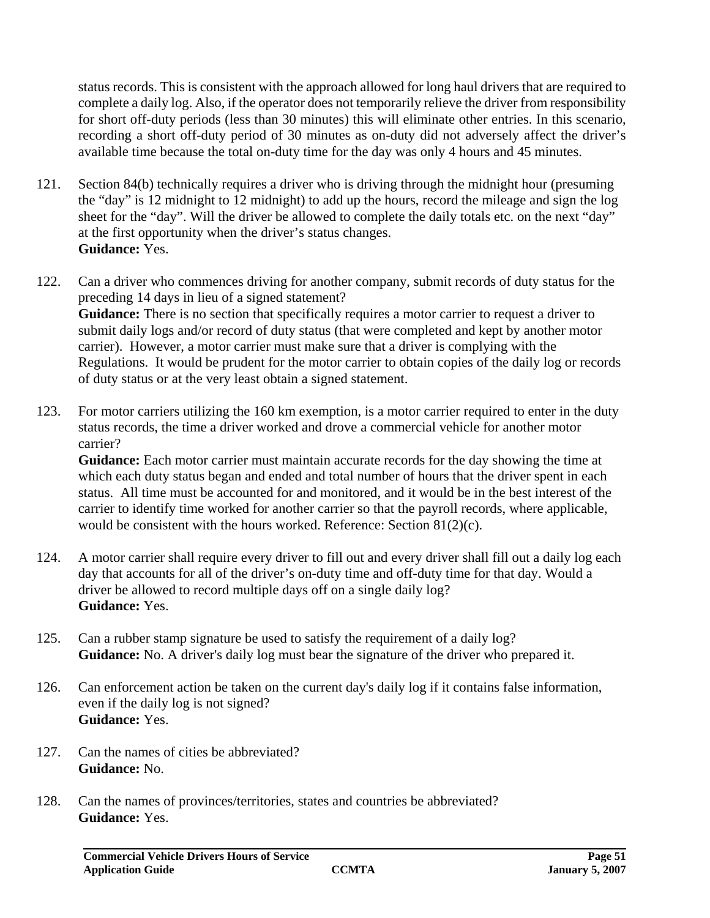status records. This is consistent with the approach allowed for long haul drivers that are required to complete a daily log. Also, if the operator does not temporarily relieve the driver from responsibility for short off-duty periods (less than 30 minutes) this will eliminate other entries. In this scenario, recording a short off-duty period of 30 minutes as on-duty did not adversely affect the driver's available time because the total on-duty time for the day was only 4 hours and 45 minutes.

121. Section 84(b) technically requires a driver who is driving through the midnight hour (presuming the "day" is 12 midnight to 12 midnight) to add up the hours, record the mileage and sign the log sheet for the "day". Will the driver be allowed to complete the daily totals etc. on the next "day" at the first opportunity when the driver's status changes.
**Guidance:** Yes.

122. Can a driver who commences driving for another company, submit records of duty status for the preceding 14 days in lieu of a signed statement?
**Guidance:** There is no section that specifically requires a motor carrier to request a driver to submit daily logs and/or record of duty status (that were completed and kept by another motor carrier). However, a motor carrier must make sure that a driver is complying with the Regulations. It would be prudent for the motor carrier to obtain copies of the daily log or records of duty status or at the very least obtain a signed statement.

123. For motor carriers utilizing the 160 km exemption, is a motor carrier required to enter in the duty status records, the time a driver worked and drove a commercial vehicle for another motor carrier?
**Guidance:** Each motor carrier must maintain accurate records for the day showing the time at which each duty status began and ended and total number of hours that the driver spent in each status. All time must be accounted for and monitored, and it would be in the best interest of the carrier to identify time worked for another carrier so that the payroll records, where applicable, would be consistent with the hours worked. Reference: Section 81(2)(c).

124. A motor carrier shall require every driver to fill out and every driver shall fill out a daily log each day that accounts for all of the driver's on-duty time and off-duty time for that day. Would a driver be allowed to record multiple days off on a single daily log?
**Guidance:** Yes.

125. Can a rubber stamp signature be used to satisfy the requirement of a daily log?
**Guidance:** No. A driver's daily log must bear the signature of the driver who prepared it.

126. Can enforcement action be taken on the current day's daily log if it contains false information, even if the daily log is not signed?
**Guidance:** Yes.

127. Can the names of cities be abbreviated?
**Guidance:** No.

128. Can the names of provinces/territories, states and countries be abbreviated?
**Guidance:** Yes.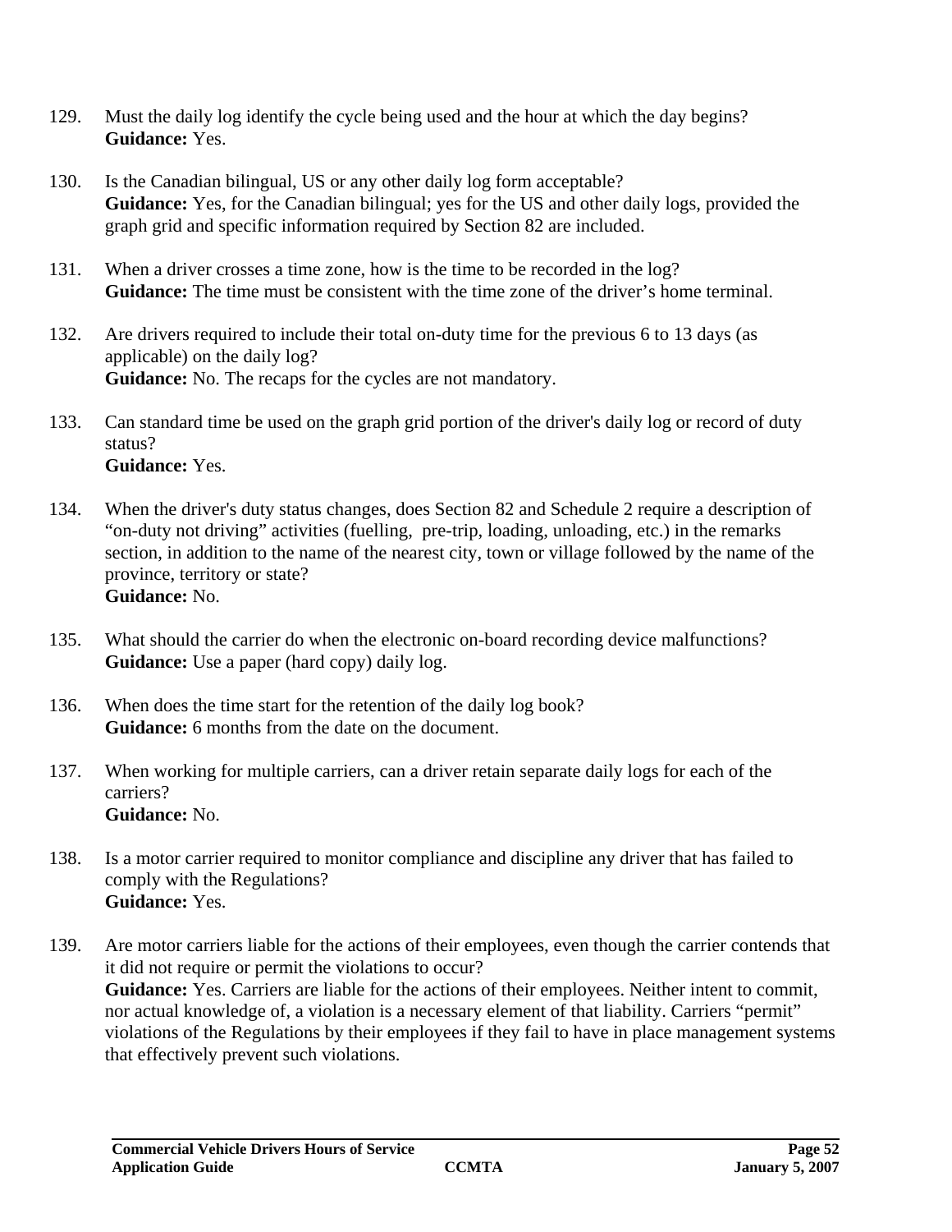129. Must the daily log identify the cycle being used and the hour at which the day begins?
**Guidance:** Yes.

130. Is the Canadian bilingual, US or any other daily log form acceptable?
**Guidance:** Yes, for the Canadian bilingual; yes for the US and other daily logs, provided the graph grid and specific information required by Section 82 are included.

131. When a driver crosses a time zone, how is the time to be recorded in the log?
**Guidance:** The time must be consistent with the time zone of the driver's home terminal.

132. Are drivers required to include their total on-duty time for the previous 6 to 13 days (as applicable) on the daily log?
**Guidance:** No. The recaps for the cycles are not mandatory.

133. Can standard time be used on the graph grid portion of the driver's daily log or record of duty status?
**Guidance:** Yes.

134. When the driver's duty status changes, does Section 82 and Schedule 2 require a description of "on-duty not driving" activities (fuelling, pre-trip, loading, unloading, etc.) in the remarks section, in addition to the name of the nearest city, town or village followed by the name of the province, territory or state?
**Guidance:** No.

135. What should the carrier do when the electronic on-board recording device malfunctions?
**Guidance:** Use a paper (hard copy) daily log.

136. When does the time start for the retention of the daily log book?
**Guidance:** 6 months from the date on the document.

137. When working for multiple carriers, can a driver retain separate daily logs for each of the carriers?
**Guidance:** No.

138. Is a motor carrier required to monitor compliance and discipline any driver that has failed to comply with the Regulations?
**Guidance:** Yes.

139. Are motor carriers liable for the actions of their employees, even though the carrier contends that it did not require or permit the violations to occur?
**Guidance:** Yes. Carriers are liable for the actions of their employees. Neither intent to commit, nor actual knowledge of, a violation is a necessary element of that liability. Carriers "permit" violations of the Regulations by their employees if they fail to have in place management systems that effectively prevent such violations.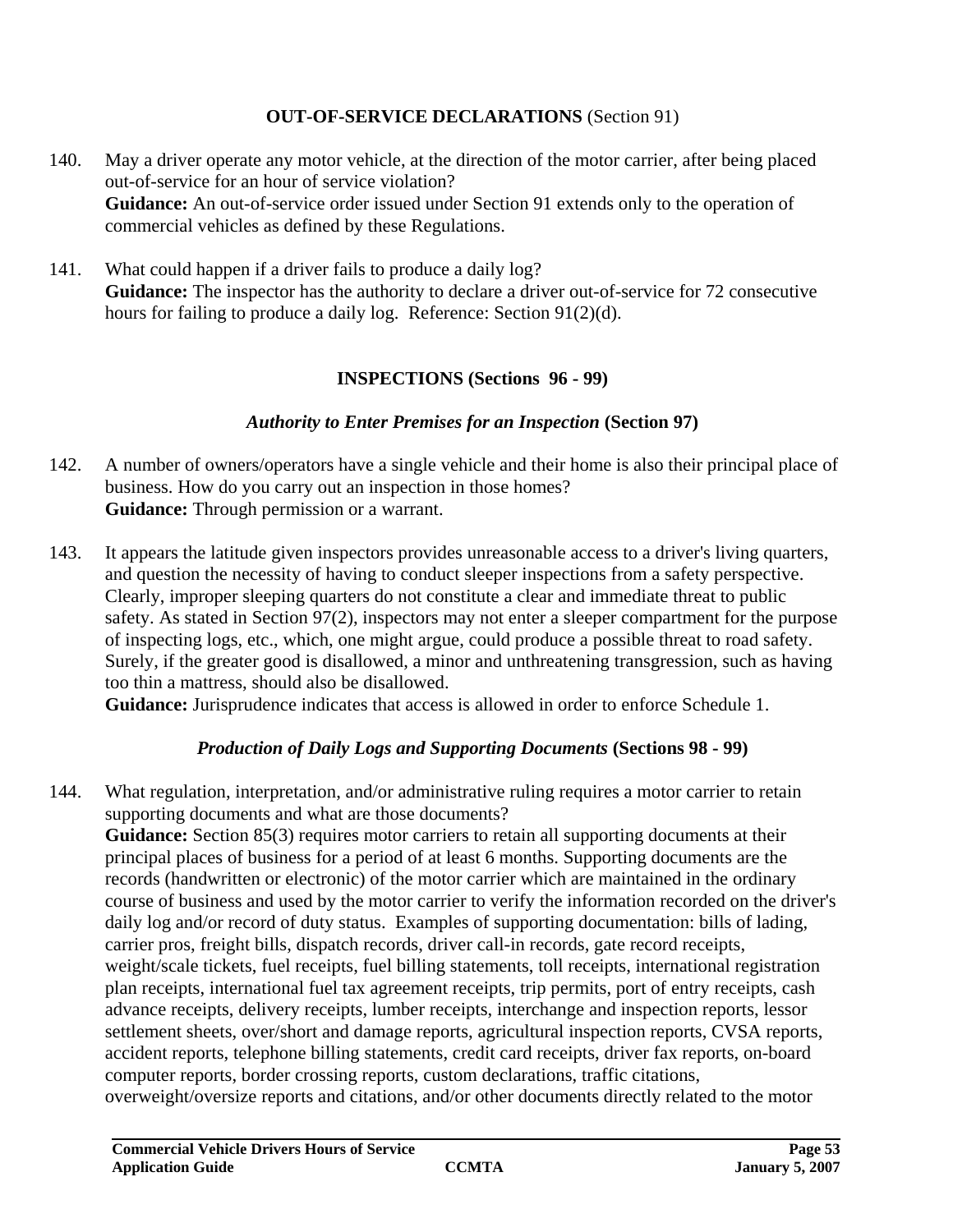## **OUT-OF-SERVICE DECLARATIONS** (Section 91)

140. May a driver operate any motor vehicle, at the direction of the motor carrier, after being placed out-of-service for an hour of service violation?
**Guidance:** An out-of-service order issued under Section 91 extends only to the operation of commercial vehicles as defined by these Regulations.

141. What could happen if a driver fails to produce a daily log?
**Guidance:** The inspector has the authority to declare a driver out-of-service for 72 consecutive hours for failing to produce a daily log. Reference: Section 91(2)(d).

## **INSPECTIONS (Sections 96 - 99)**

### *Authority to Enter Premises for an Inspection* **(Section 97)**

142. A number of owners/operators have a single vehicle and their home is also their principal place of business. How do you carry out an inspection in those homes?
**Guidance:** Through permission or a warrant.

143. It appears the latitude given inspectors provides unreasonable access to a driver's living quarters, and question the necessity of having to conduct sleeper inspections from a safety perspective. Clearly, improper sleeping quarters do not constitute a clear and immediate threat to public safety. As stated in Section 97(2), inspectors may not enter a sleeper compartment for the purpose of inspecting logs, etc., which, one might argue, could produce a possible threat to road safety. Surely, if the greater good is disallowed, a minor and unthreatening transgression, such as having too thin a mattress, should also be disallowed.
**Guidance:** Jurisprudence indicates that access is allowed in order to enforce Schedule 1.

### *Production of Daily Logs and Supporting Documents* **(Sections 98 - 99)**

144. What regulation, interpretation, and/or administrative ruling requires a motor carrier to retain supporting documents and what are those documents?
**Guidance:** Section 85(3) requires motor carriers to retain all supporting documents at their principal places of business for a period of at least 6 months. Supporting documents are the records (handwritten or electronic) of the motor carrier which are maintained in the ordinary course of business and used by the motor carrier to verify the information recorded on the driver's daily log and/or record of duty status. Examples of supporting documentation: bills of lading, carrier pros, freight bills, dispatch records, driver call-in records, gate record receipts, weight/scale tickets, fuel receipts, fuel billing statements, toll receipts, international registration plan receipts, international fuel tax agreement receipts, trip permits, port of entry receipts, cash advance receipts, delivery receipts, lumber receipts, interchange and inspection reports, lessor settlement sheets, over/short and damage reports, agricultural inspection reports, CVSA reports, accident reports, telephone billing statements, credit card receipts, driver fax reports, on-board computer reports, border crossing reports, custom declarations, traffic citations, overweight/oversize reports and citations, and/or other documents directly related to the motor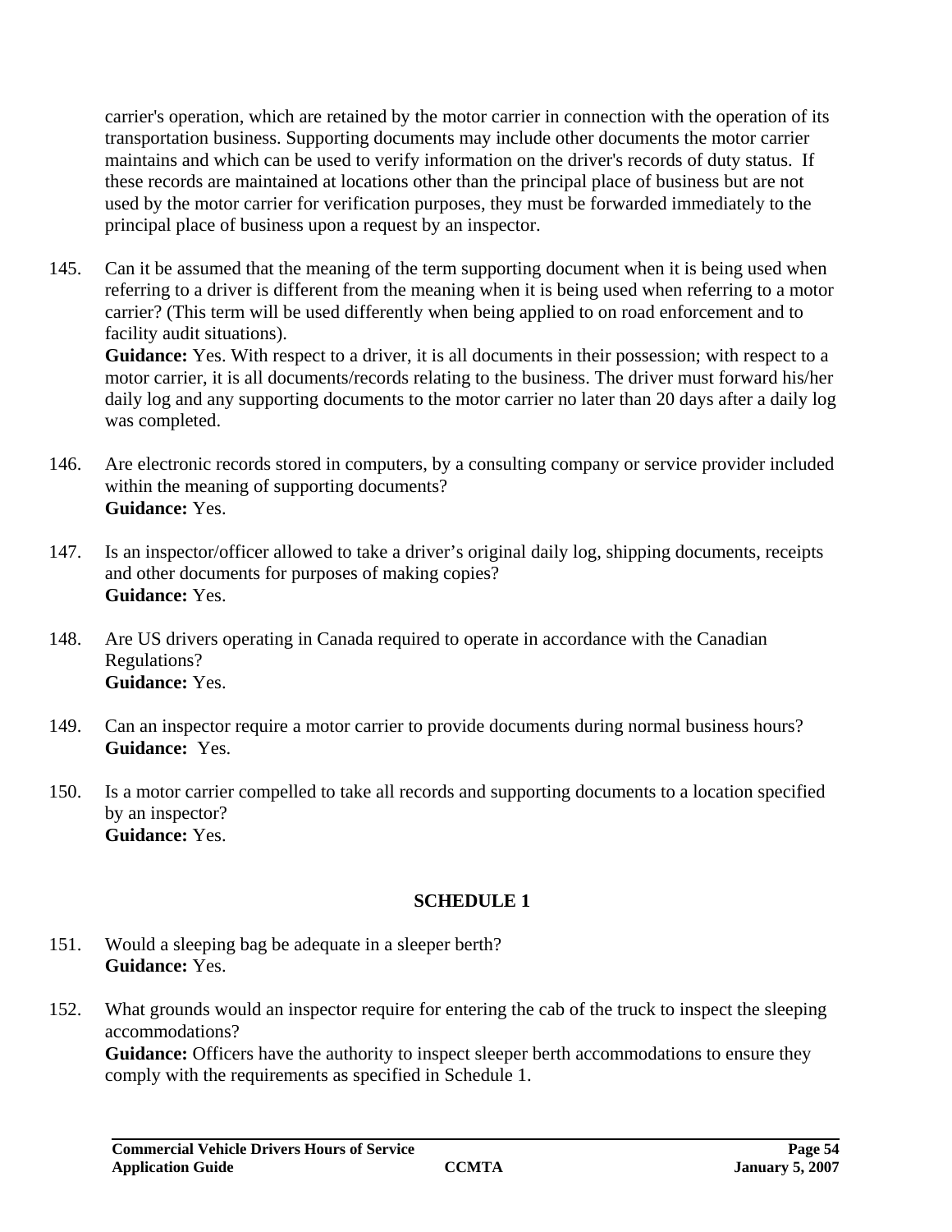carrier's operation, which are retained by the motor carrier in connection with the operation of its transportation business. Supporting documents may include other documents the motor carrier maintains and which can be used to verify information on the driver's records of duty status. If these records are maintained at locations other than the principal place of business but are not used by the motor carrier for verification purposes, they must be forwarded immediately to the principal place of business upon a request by an inspector.

145. Can it be assumed that the meaning of the term supporting document when it is being used when referring to a driver is different from the meaning when it is being used when referring to a motor carrier? (This term will be used differently when being applied to on road enforcement and to facility audit situations).
**Guidance:** Yes. With respect to a driver, it is all documents in their possession; with respect to a motor carrier, it is all documents/records relating to the business. The driver must forward his/her daily log and any supporting documents to the motor carrier no later than 20 days after a daily log was completed.

146. Are electronic records stored in computers, by a consulting company or service provider included within the meaning of supporting documents?
**Guidance:** Yes.

147. Is an inspector/officer allowed to take a driver's original daily log, shipping documents, receipts and other documents for purposes of making copies?
**Guidance:** Yes.

148. Are US drivers operating in Canada required to operate in accordance with the Canadian Regulations?
**Guidance:** Yes.

149. Can an inspector require a motor carrier to provide documents during normal business hours?
**Guidance:** Yes.

150. Is a motor carrier compelled to take all records and supporting documents to a location specified by an inspector?
**Guidance:** Yes.

## SCHEDULE 1

151. Would a sleeping bag be adequate in a sleeper berth?
**Guidance:** Yes.

152. What grounds would an inspector require for entering the cab of the truck to inspect the sleeping accommodations?
**Guidance:** Officers have the authority to inspect sleeper berth accommodations to ensure they comply with the requirements as specified in Schedule 1.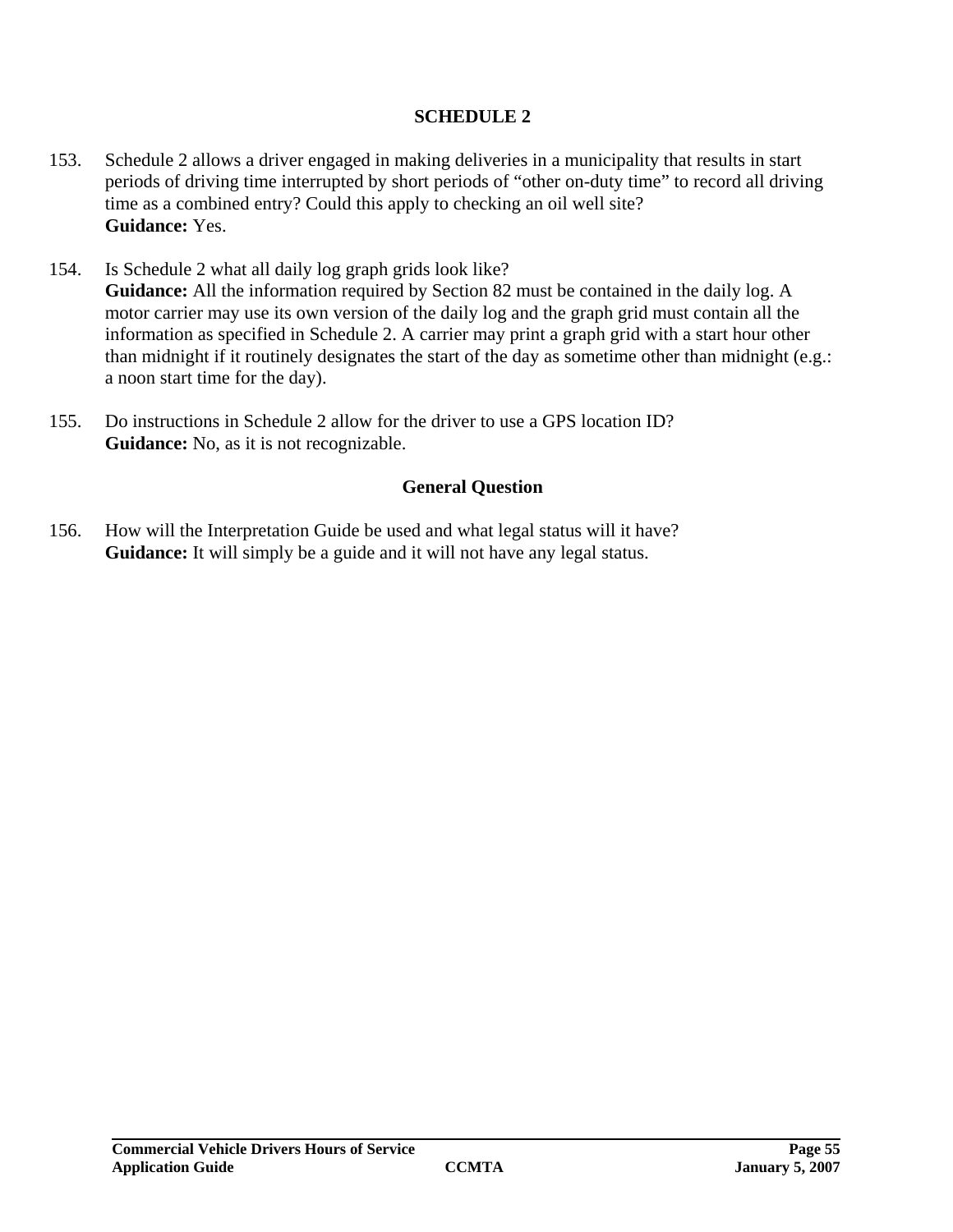## SCHEDULE 2

153. Schedule 2 allows a driver engaged in making deliveries in a municipality that results in start periods of driving time interrupted by short periods of “other on-duty time” to record all driving time as a combined entry? Could this apply to checking an oil well site?
**Guidance:** Yes.

154. Is Schedule 2 what all daily log graph grids look like?
**Guidance:** All the information required by Section 82 must be contained in the daily log. A motor carrier may use its own version of the daily log and the graph grid must contain all the information as specified in Schedule 2. A carrier may print a graph grid with a start hour other than midnight if it routinely designates the start of the day as sometime other than midnight (e.g.: a noon start time for the day).

155. Do instructions in Schedule 2 allow for the driver to use a GPS location ID?
**Guidance:** No, as it is not recognizable.

### General Question

156. How will the Interpretation Guide be used and what legal status will it have?
**Guidance:** It will simply be a guide and it will not have any legal status.